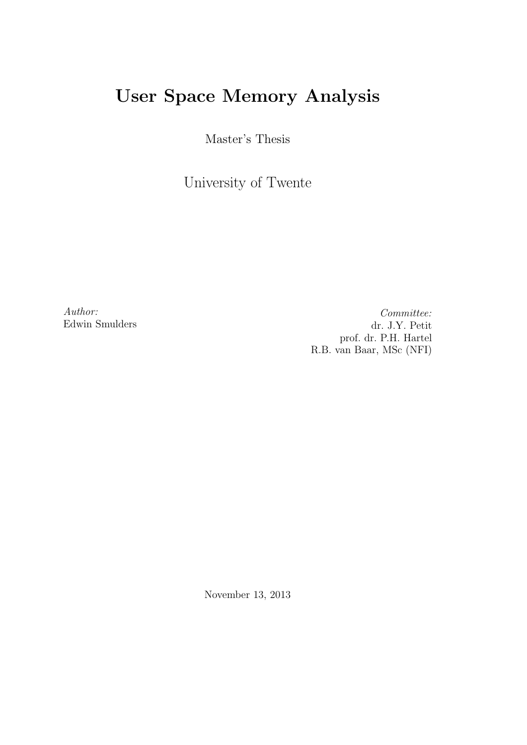# User Space Memory Analysis

Master's Thesis

University of Twente

*Author:*
Edwin Smulders

*Committee:*
dr. J.Y. Petit
prof. dr. P.H. Hartel
R.B. van Baar, MSc (NFI)

November 13, 2013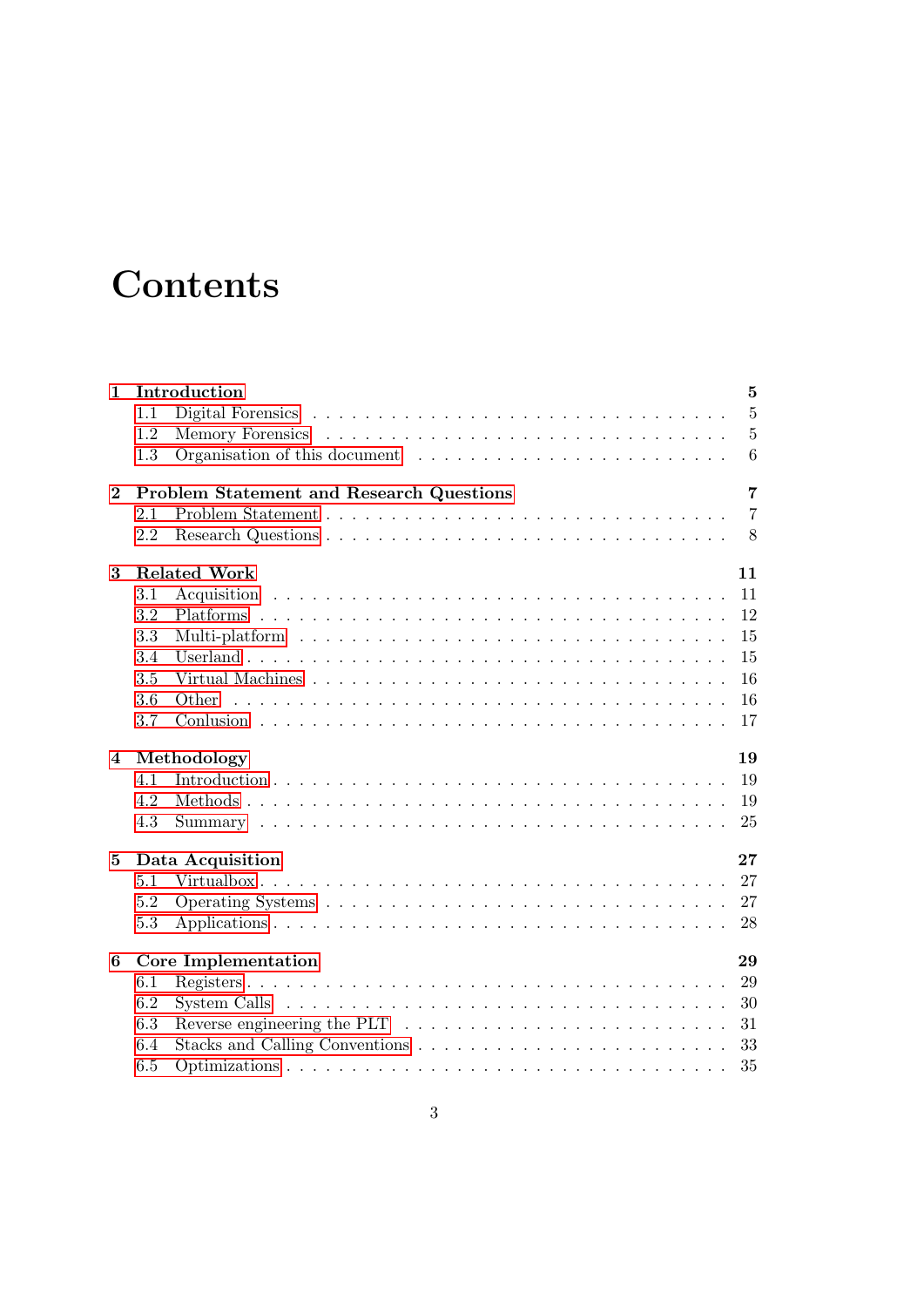# Contents

| | | |
|---|---|---|
| **1** | **Introduction** | **5** |
| 1.1 | Digital Forensics | 5 |
| 1.2 | Memory Forensics | 5 |
| 1.3 | Organisation of this document | 6 |
| **2** | **Problem Statement and Research Questions** | **7** |
| 2.1 | Problem Statement | 7 |
| 2.2 | Research Questions | 8 |
| **3** | **Related Work** | **11** |
| 3.1 | Acquisition | 11 |
| 3.2 | Platforms | 12 |
| 3.3 | Multi-platform | 15 |
| 3.4 | Userland | 15 |
| 3.5 | Virtual Machines | 16 |
| 3.6 | Other | 16 |
| 3.7 | Conlusion | 17 |
| **4** | **Methodology** | **19** |
| 4.1 | Introduction | 19 |
| 4.2 | Methods | 19 |
| 4.3 | Summary | 25 |
| **5** | **Data Acquisition** | **27** |
| 5.1 | Virtualbox | 27 |
| 5.2 | Operating Systems | 27 |
| 5.3 | Applications | 28 |
| **6** | **Core Implementation** | **29** |
| 6.1 | Registers | 29 |
| 6.2 | System Calls | 30 |
| 6.3 | Reverse engineering the PLT | 31 |
| 6.4 | Stacks and Calling Conventions | 33 |
| 6.5 | Optimizations | 35 |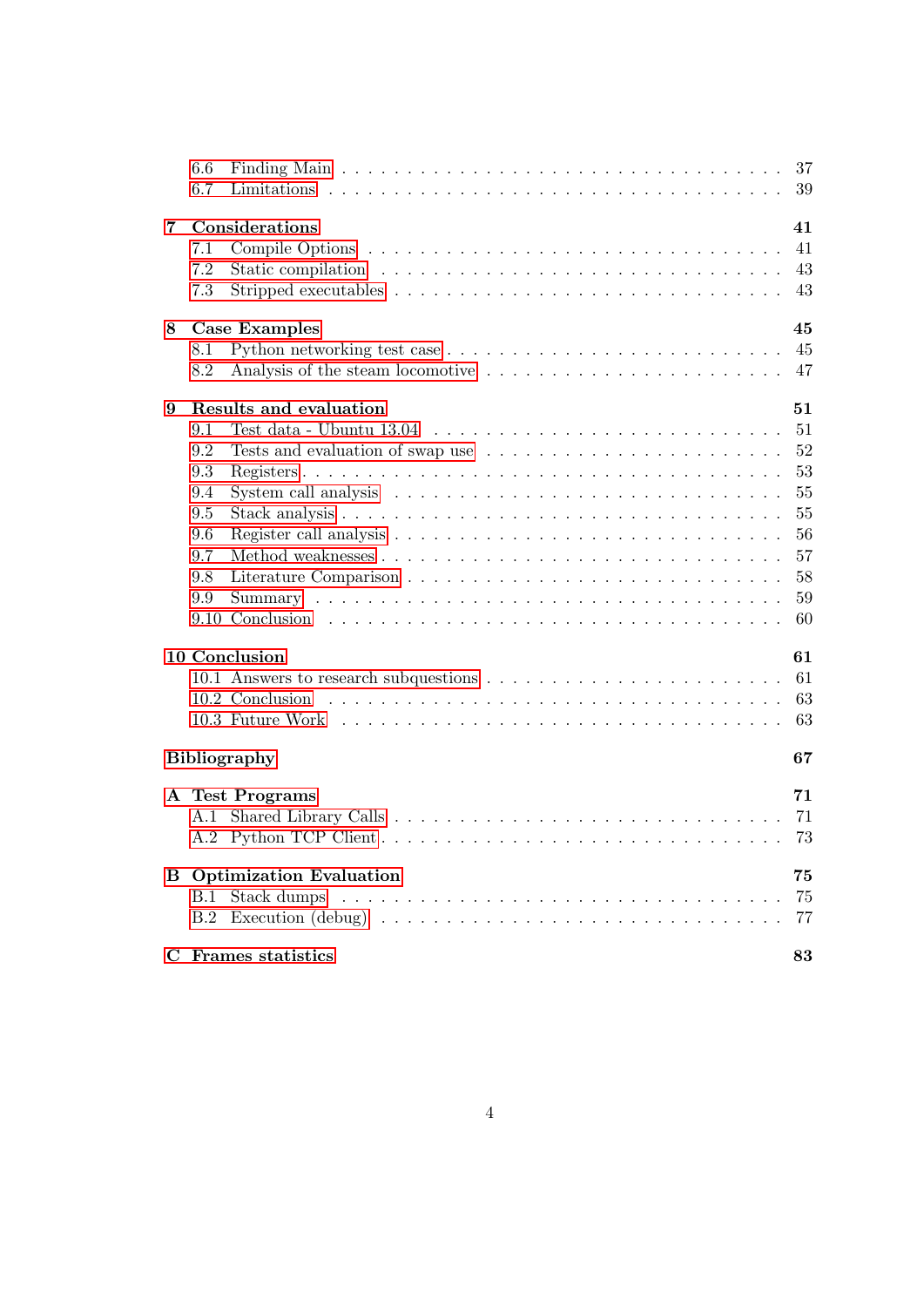- 6.6 Finding Main . . . 37
- 6.7 Limitations . . . 39

**7 Considerations** **41**
- 7.1 Compile Options . . . 41
- 7.2 Static compilation . . . 43
- 7.3 Stripped executables . . . 43

**8 Case Examples** **45**
- 8.1 Python networking test case . . . 45
- 8.2 Analysis of the steam locomotive . . . 47

**9 Results and evaluation** **51**
- 9.1 Test data - Ubuntu 13.04 . . . 51
- 9.2 Tests and evaluation of swap use . . . 52
- 9.3 Registers . . . 53
- 9.4 System call analysis . . . 55
- 9.5 Stack analysis . . . 55
- 9.6 Register call analysis . . . 56
- 9.7 Method weaknesses . . . 57
- 9.8 Literature Comparison . . . 58
- 9.9 Summary . . . 59
- 9.10 Conclusion . . . 60

**10 Conclusion** **61**
- 10.1 Answers to research subquestions . . . 61
- 10.2 Conclusion . . . 63
- 10.3 Future Work . . . 63

**Bibliography** **67**

**A Test Programs** **71**
- A.1 Shared Library Calls . . . 71
- A.2 Python TCP Client . . . 73

**B Optimization Evaluation** **75**
- B.1 Stack dumps . . . 75
- B.2 Execution (debug) . . . 77

**C Frames statistics** **83**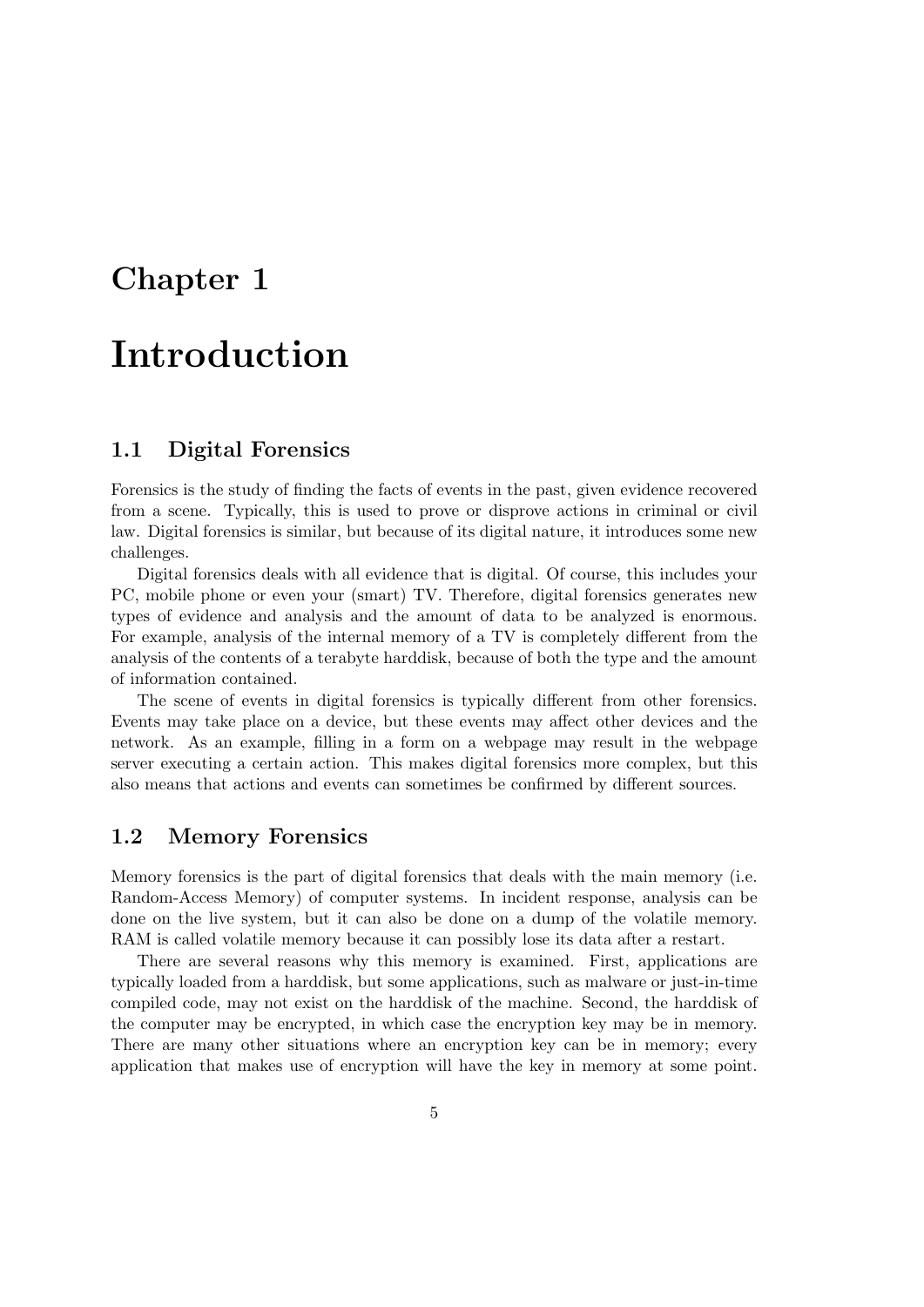# Chapter 1

# Introduction

## 1.1 Digital Forensics

Forensics is the study of finding the facts of events in the past, given evidence recovered from a scene. Typically, this is used to prove or disprove actions in criminal or civil law. Digital forensics is similar, but because of its digital nature, it introduces some new challenges.

Digital forensics deals with all evidence that is digital. Of course, this includes your PC, mobile phone or even your (smart) TV. Therefore, digital forensics generates new types of evidence and analysis and the amount of data to be analyzed is enormous. For example, analysis of the internal memory of a TV is completely different from the analysis of the contents of a terabyte harddisk, because of both the type and the amount of information contained.

The scene of events in digital forensics is typically different from other forensics. Events may take place on a device, but these events may affect other devices and the network. As an example, filling in a form on a webpage may result in the webpage server executing a certain action. This makes digital forensics more complex, but this also means that actions and events can sometimes be confirmed by different sources.

## 1.2 Memory Forensics

Memory forensics is the part of digital forensics that deals with the main memory (i.e. Random-Access Memory) of computer systems. In incident response, analysis can be done on the live system, but it can also be done on a dump of the volatile memory. RAM is called volatile memory because it can possibly lose its data after a restart.

There are several reasons why this memory is examined. First, applications are typically loaded from a harddisk, but some applications, such as malware or just-in-time compiled code, may not exist on the harddisk of the machine. Second, the harddisk of the computer may be encrypted, in which case the encryption key may be in memory. There are many other situations where an encryption key can be in memory; every application that makes use of encryption will have the key in memory at some point.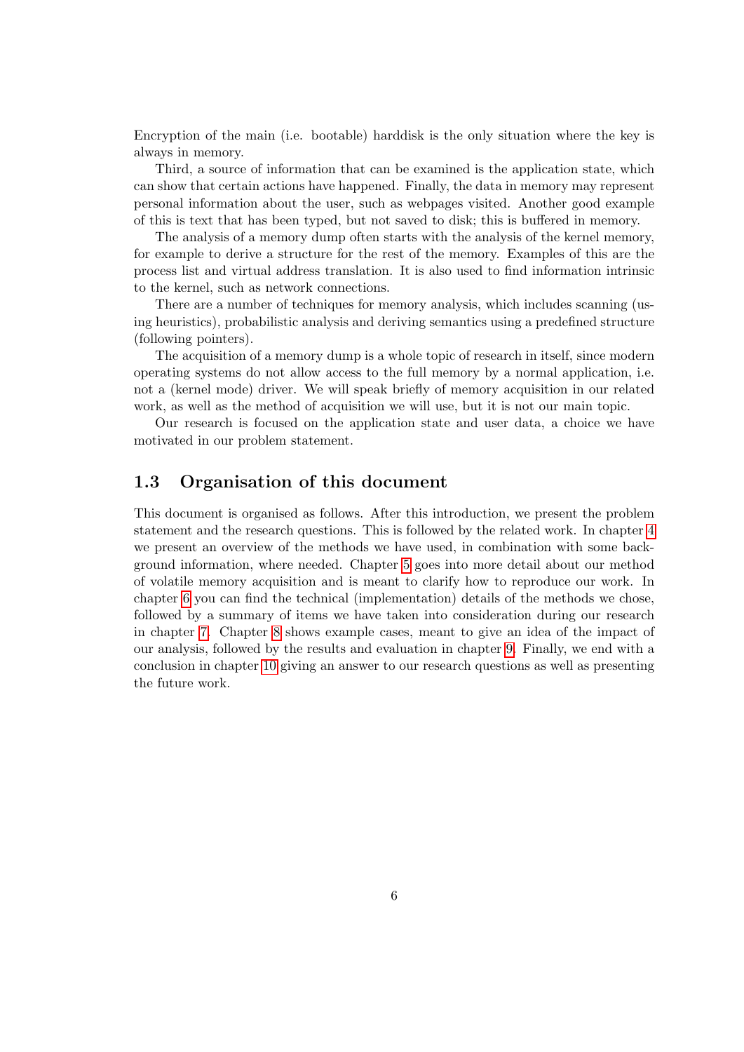Encryption of the main (i.e. bootable) harddisk is the only situation where the key is always in memory.

Third, a source of information that can be examined is the application state, which can show that certain actions have happened. Finally, the data in memory may represent personal information about the user, such as webpages visited. Another good example of this is text that has been typed, but not saved to disk; this is buffered in memory.

The analysis of a memory dump often starts with the analysis of the kernel memory, for example to derive a structure for the rest of the memory. Examples of this are the process list and virtual address translation. It is also used to find information intrinsic to the kernel, such as network connections.

There are a number of techniques for memory analysis, which includes scanning (using heuristics), probabilistic analysis and deriving semantics using a predefined structure (following pointers).

The acquisition of a memory dump is a whole topic of research in itself, since modern operating systems do not allow access to the full memory by a normal application, i.e. not a (kernel mode) driver. We will speak briefly of memory acquisition in our related work, as well as the method of acquisition we will use, but it is not our main topic.

Our research is focused on the application state and user data, a choice we have motivated in our problem statement.

## 1.3 Organisation of this document

This document is organised as follows. After this introduction, we present the problem statement and the research questions. This is followed by the related work. In chapter 4 we present an overview of the methods we have used, in combination with some background information, where needed. Chapter 5 goes into more detail about our method of volatile memory acquisition and is meant to clarify how to reproduce our work. In chapter 6 you can find the technical (implementation) details of the methods we chose, followed by a summary of items we have taken into consideration during our research in chapter 7. Chapter 8 shows example cases, meant to give an idea of the impact of our analysis, followed by the results and evaluation in chapter 9. Finally, we end with a conclusion in chapter 10 giving an answer to our research questions as well as presenting the future work.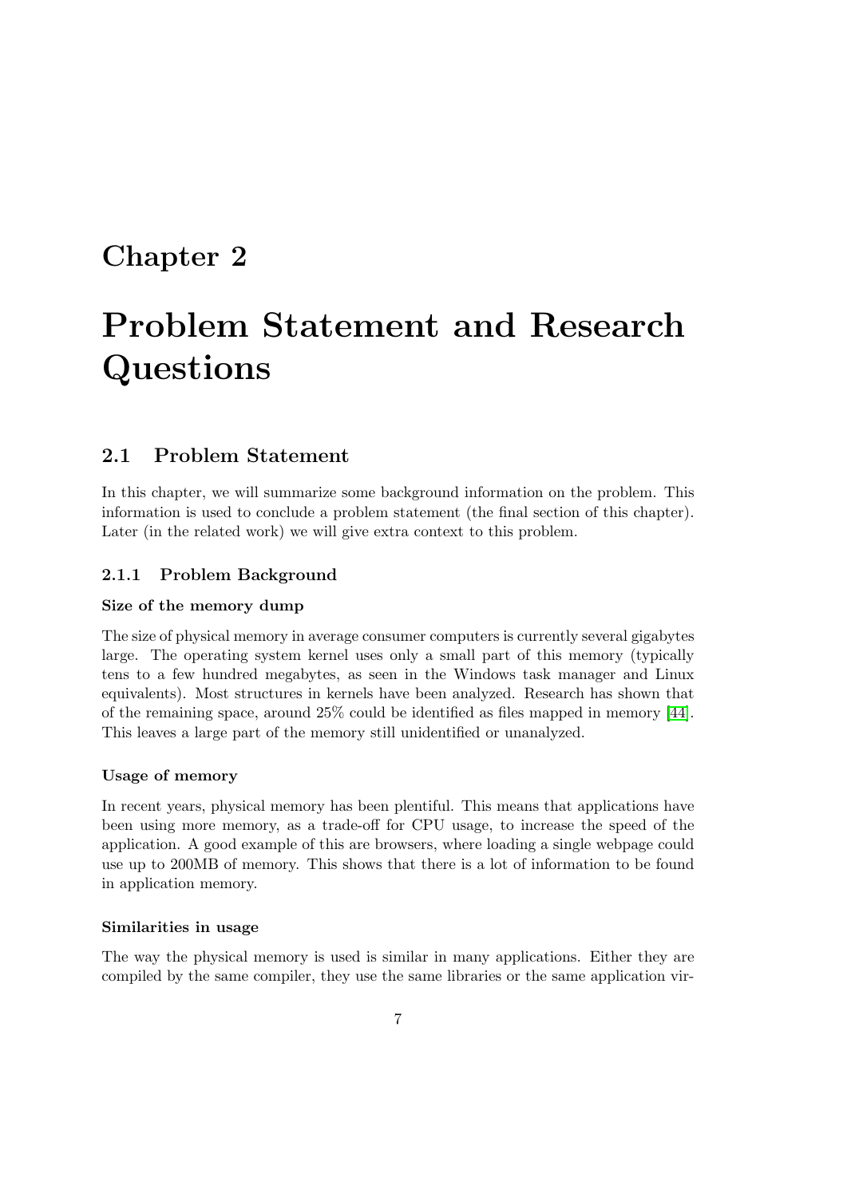# Chapter 2

# Problem Statement and Research Questions

## 2.1 Problem Statement

In this chapter, we will summarize some background information on the problem. This information is used to conclude a problem statement (the final section of this chapter). Later (in the related work) we will give extra context to this problem.

### 2.1.1 Problem Background

**Size of the memory dump**

The size of physical memory in average consumer computers is currently several gigabytes large. The operating system kernel uses only a small part of this memory (typically tens to a few hundred megabytes, as seen in the Windows task manager and Linux equivalents). Most structures in kernels have been analyzed. Research has shown that of the remaining space, around 25% could be identified as files mapped in memory [44]. This leaves a large part of the memory still unidentified or unanalyzed.

**Usage of memory**

In recent years, physical memory has been plentiful. This means that applications have been using more memory, as a trade-off for CPU usage, to increase the speed of the application. A good example of this are browsers, where loading a single webpage could use up to 200MB of memory. This shows that there is a lot of information to be found in application memory.

**Similarities in usage**

The way the physical memory is used is similar in many applications. Either they are compiled by the same compiler, they use the same libraries or the same application vir-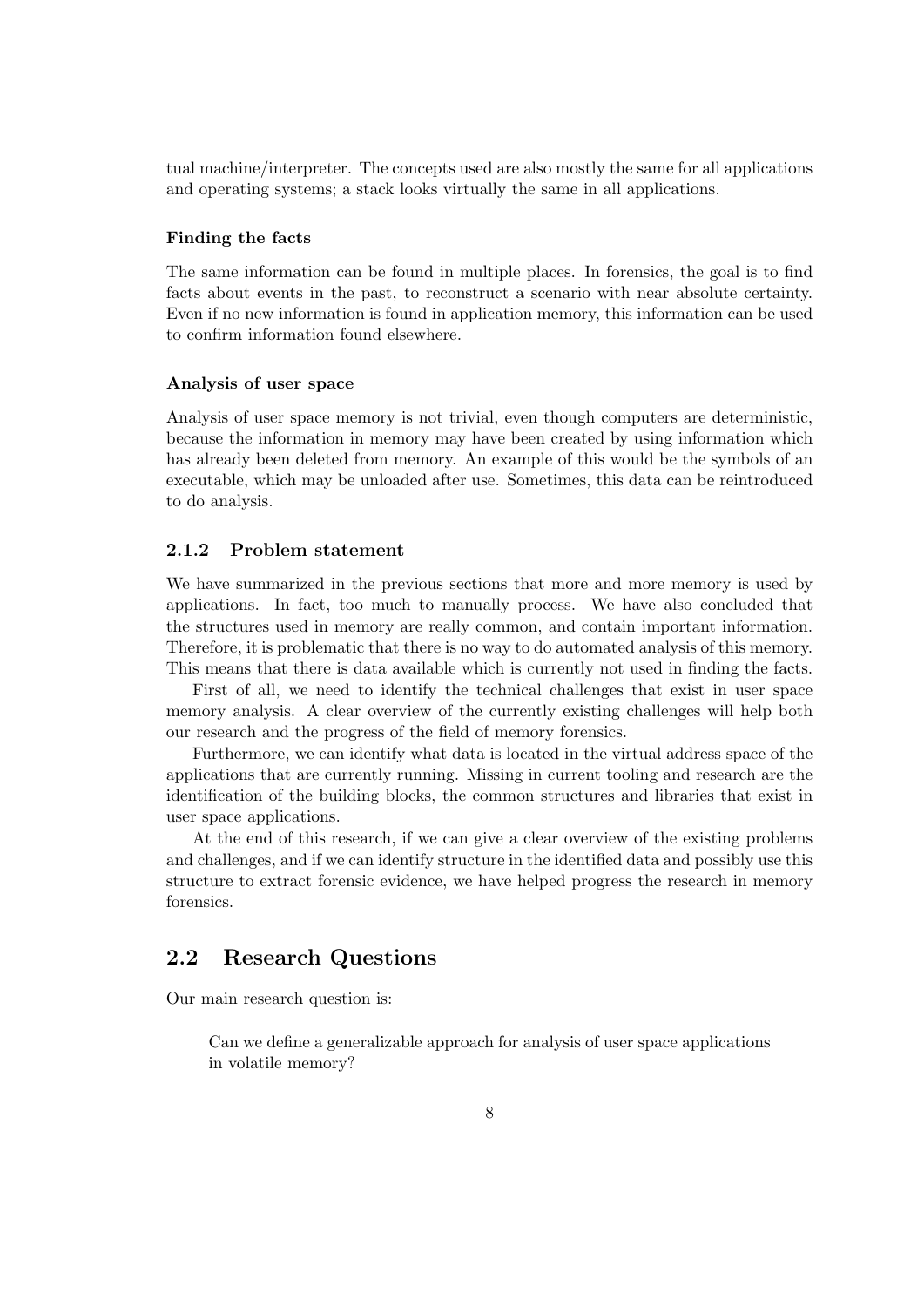tual machine/interpreter. The concepts used are also mostly the same for all applications and operating systems; a stack looks virtually the same in all applications.

**Finding the facts**

The same information can be found in multiple places. In forensics, the goal is to find facts about events in the past, to reconstruct a scenario with near absolute certainty. Even if no new information is found in application memory, this information can be used to confirm information found elsewhere.

**Analysis of user space**

Analysis of user space memory is not trivial, even though computers are deterministic, because the information in memory may have been created by using information which has already been deleted from memory. An example of this would be the symbols of an executable, which may be unloaded after use. Sometimes, this data can be reintroduced to do analysis.

### 2.1.2 Problem statement

We have summarized in the previous sections that more and more memory is used by applications. In fact, too much to manually process. We have also concluded that the structures used in memory are really common, and contain important information. Therefore, it is problematic that there is no way to do automated analysis of this memory. This means that there is data available which is currently not used in finding the facts.

First of all, we need to identify the technical challenges that exist in user space memory analysis. A clear overview of the currently existing challenges will help both our research and the progress of the field of memory forensics.

Furthermore, we can identify what data is located in the virtual address space of the applications that are currently running. Missing in current tooling and research are the identification of the building blocks, the common structures and libraries that exist in user space applications.

At the end of this research, if we can give a clear overview of the existing problems and challenges, and if we can identify structure in the identified data and possibly use this structure to extract forensic evidence, we have helped progress the research in memory forensics.

## 2.2 Research Questions

Our main research question is:

> Can we define a generalizable approach for analysis of user space applications in volatile memory?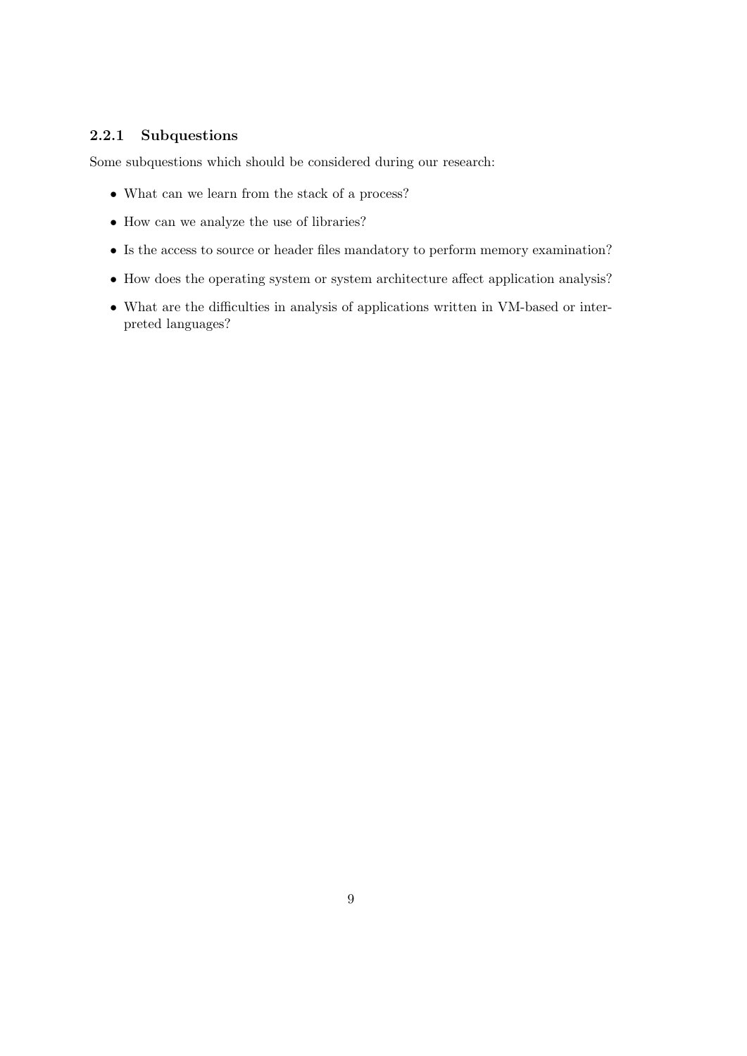### 2.2.1 Subquestions

Some subquestions which should be considered during our research:

- What can we learn from the stack of a process?
- How can we analyze the use of libraries?
- Is the access to source or header files mandatory to perform memory examination?
- How does the operating system or system architecture affect application analysis?
- What are the difficulties in analysis of applications written in VM-based or interpreted languages?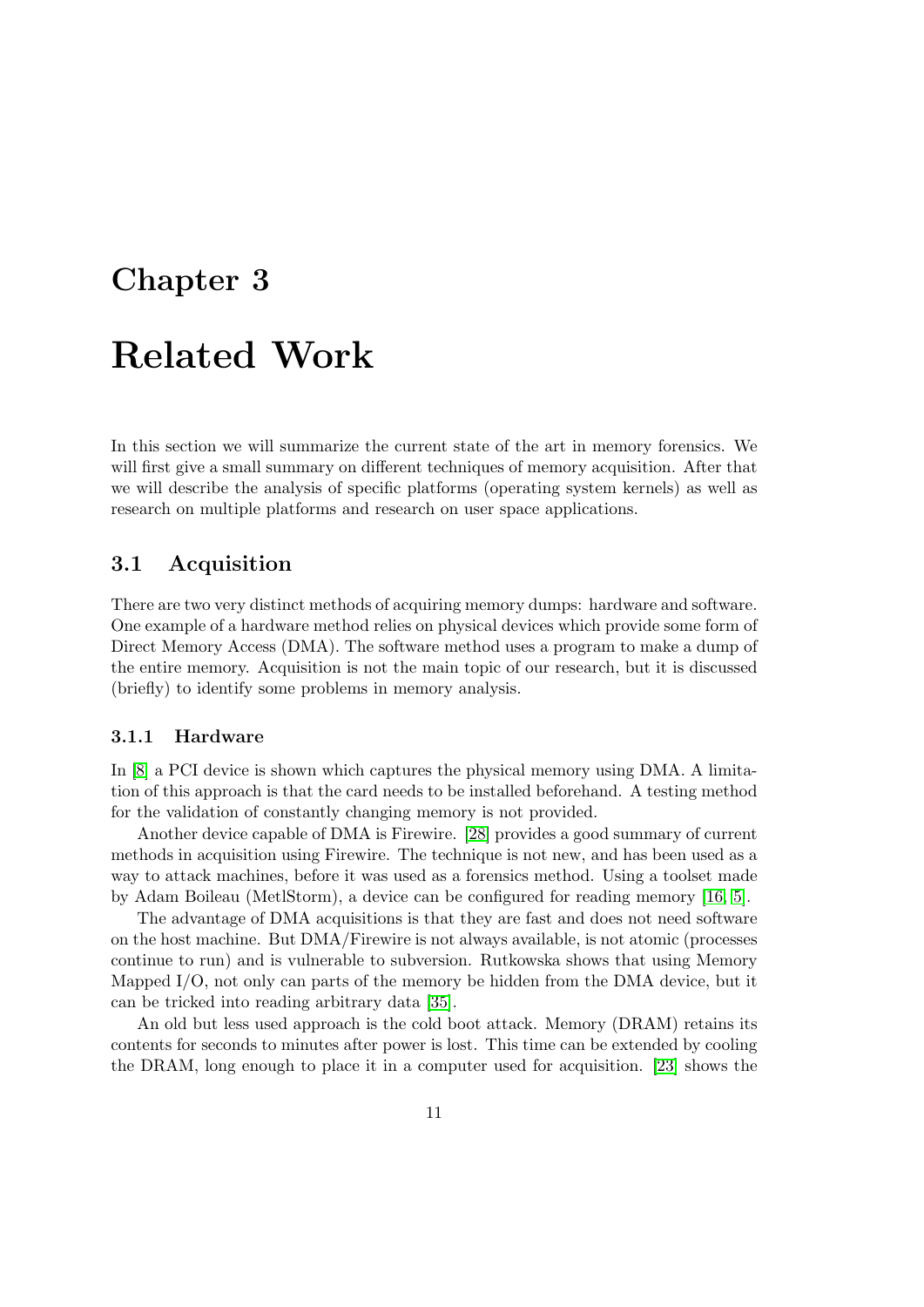# Chapter 3

# Related Work

In this section we will summarize the current state of the art in memory forensics. We will first give a small summary on different techniques of memory acquisition. After that we will describe the analysis of specific platforms (operating system kernels) as well as research on multiple platforms and research on user space applications.

## 3.1 Acquisition

There are two very distinct methods of acquiring memory dumps: hardware and software. One example of a hardware method relies on physical devices which provide some form of Direct Memory Access (DMA). The software method uses a program to make a dump of the entire memory. Acquisition is not the main topic of our research, but it is discussed (briefly) to identify some problems in memory analysis.

### 3.1.1 Hardware

In [8] a PCI device is shown which captures the physical memory using DMA. A limitation of this approach is that the card needs to be installed beforehand. A testing method for the validation of constantly changing memory is not provided.

Another device capable of DMA is Firewire. [28] provides a good summary of current methods in acquisition using Firewire. The technique is not new, and has been used as a way to attack machines, before it was used as a forensics method. Using a toolset made by Adam Boileau (MetlStorm), a device can be configured for reading memory [16, 5].

The advantage of DMA acquisitions is that they are fast and does not need software on the host machine. But DMA/Firewire is not always available, is not atomic (processes continue to run) and is vulnerable to subversion. Rutkowska shows that using Memory Mapped I/O, not only can parts of the memory be hidden from the DMA device, but it can be tricked into reading arbitrary data [35].

An old but less used approach is the cold boot attack. Memory (DRAM) retains its contents for seconds to minutes after power is lost. This time can be extended by cooling the DRAM, long enough to place it in a computer used for acquisition. [23] shows the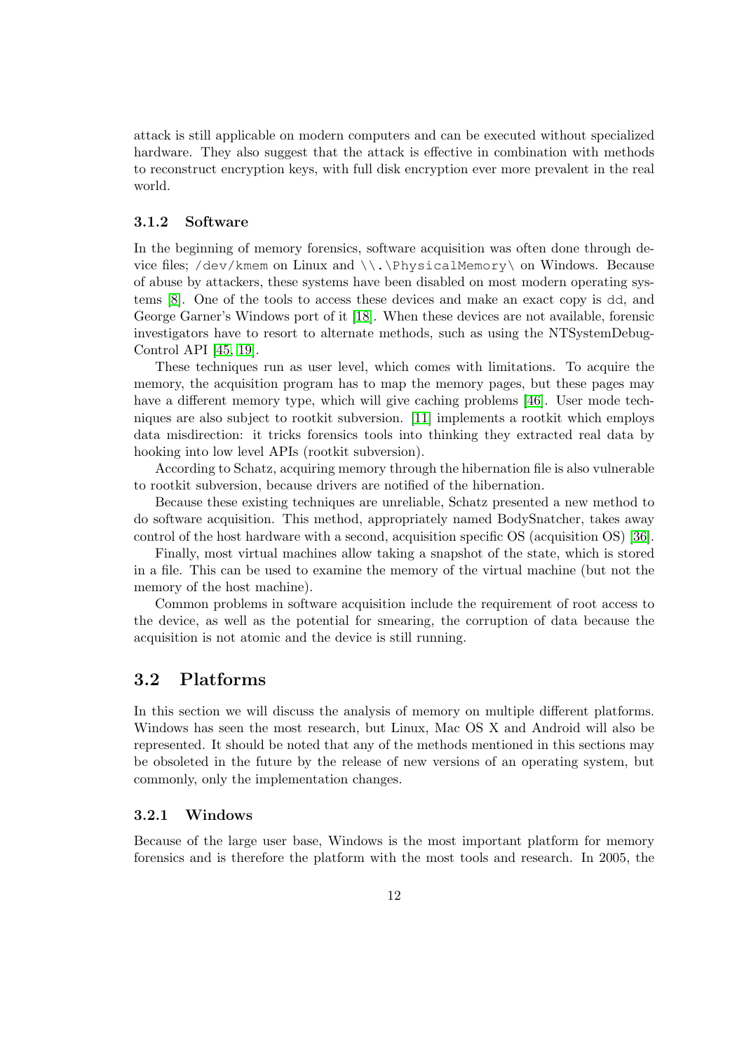attack is still applicable on modern computers and can be executed without specialized hardware. They also suggest that the attack is effective in combination with methods to reconstruct encryption keys, with full disk encryption ever more prevalent in the real world.

### 3.1.2 Software

In the beginning of memory forensics, software acquisition was often done through device files; `/dev/kmem` on Linux and `\\.\PhysicalMemory\` on Windows. Because of abuse by attackers, these systems have been disabled on most modern operating systems [8]. One of the tools to access these devices and make an exact copy is `dd`, and George Garner's Windows port of it [18]. When these devices are not available, forensic investigators have to resort to alternate methods, such as using the NTSystemDebugControl API [45, 19].

These techniques run as user level, which comes with limitations. To acquire the memory, the acquisition program has to map the memory pages, but these pages may have a different memory type, which will give caching problems [46]. User mode techniques are also subject to rootkit subversion. [11] implements a rootkit which employs data misdirection: it tricks forensics tools into thinking they extracted real data by hooking into low level APIs (rootkit subversion).

According to Schatz, acquiring memory through the hibernation file is also vulnerable to rootkit subversion, because drivers are notified of the hibernation.

Because these existing techniques are unreliable, Schatz presented a new method to do software acquisition. This method, appropriately named BodySnatcher, takes away control of the host hardware with a second, acquisition specific OS (acquisition OS) [36].

Finally, most virtual machines allow taking a snapshot of the state, which is stored in a file. This can be used to examine the memory of the virtual machine (but not the memory of the host machine).

Common problems in software acquisition include the requirement of root access to the device, as well as the potential for smearing, the corruption of data because the acquisition is not atomic and the device is still running.

## 3.2 Platforms

In this section we will discuss the analysis of memory on multiple different platforms. Windows has seen the most research, but Linux, Mac OS X and Android will also be represented. It should be noted that any of the methods mentioned in this sections may be obsoleted in the future by the release of new versions of an operating system, but commonly, only the implementation changes.

### 3.2.1 Windows

Because of the large user base, Windows is the most important platform for memory forensics and is therefore the platform with the most tools and research. In 2005, the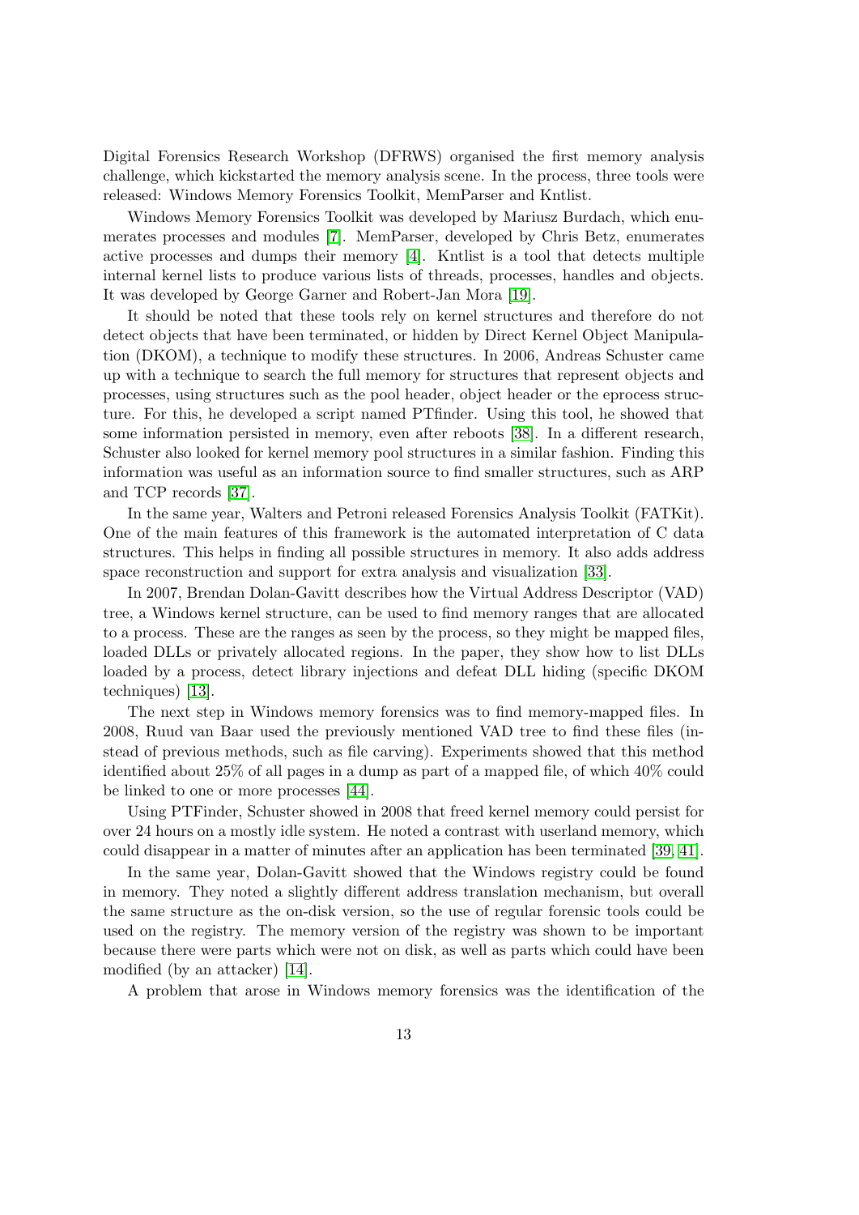Digital Forensics Research Workshop (DFRWS) organised the first memory analysis challenge, which kickstarted the memory analysis scene. In the process, three tools were released: Windows Memory Forensics Toolkit, MemParser and Kntlist.

Windows Memory Forensics Toolkit was developed by Mariusz Burdach, which enumerates processes and modules [7]. MemParser, developed by Chris Betz, enumerates active processes and dumps their memory [4]. Kntlist is a tool that detects multiple internal kernel lists to produce various lists of threads, processes, handles and objects. It was developed by George Garner and Robert-Jan Mora [19].

It should be noted that these tools rely on kernel structures and therefore do not detect objects that have been terminated, or hidden by Direct Kernel Object Manipulation (DKOM), a technique to modify these structures. In 2006, Andreas Schuster came up with a technique to search the full memory for structures that represent objects and processes, using structures such as the pool header, object header or the eprocess structure. For this, he developed a script named PTfinder. Using this tool, he showed that some information persisted in memory, even after reboots [38]. In a different research, Schuster also looked for kernel memory pool structures in a similar fashion. Finding this information was useful as an information source to find smaller structures, such as ARP and TCP records [37].

In the same year, Walters and Petroni released Forensics Analysis Toolkit (FATKit). One of the main features of this framework is the automated interpretation of C data structures. This helps in finding all possible structures in memory. It also adds address space reconstruction and support for extra analysis and visualization [33].

In 2007, Brendan Dolan-Gavitt describes how the Virtual Address Descriptor (VAD) tree, a Windows kernel structure, can be used to find memory ranges that are allocated to a process. These are the ranges as seen by the process, so they might be mapped files, loaded DLLs or privately allocated regions. In the paper, they show how to list DLLs loaded by a process, detect library injections and defeat DLL hiding (specific DKOM techniques) [13].

The next step in Windows memory forensics was to find memory-mapped files. In 2008, Ruud van Baar used the previously mentioned VAD tree to find these files (instead of previous methods, such as file carving). Experiments showed that this method identified about 25% of all pages in a dump as part of a mapped file, of which 40% could be linked to one or more processes [44].

Using PTFinder, Schuster showed in 2008 that freed kernel memory could persist for over 24 hours on a mostly idle system. He noted a contrast with userland memory, which could disappear in a matter of minutes after an application has been terminated [39, 41].

In the same year, Dolan-Gavitt showed that the Windows registry could be found in memory. They noted a slightly different address translation mechanism, but overall the same structure as the on-disk version, so the use of regular forensic tools could be used on the registry. The memory version of the registry was shown to be important because there were parts which were not on disk, as well as parts which could have been modified (by an attacker) [14].

A problem that arose in Windows memory forensics was the identification of the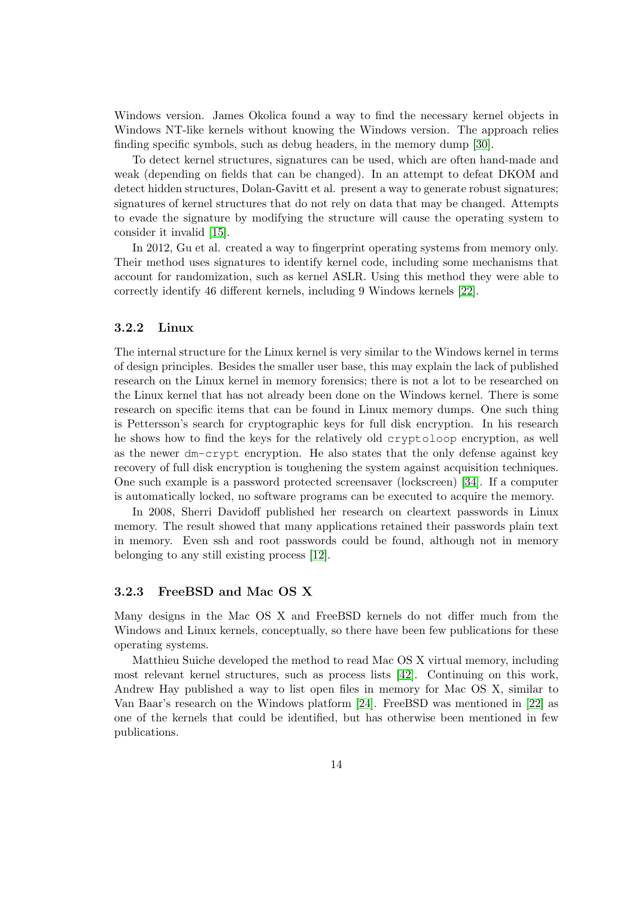Windows version. James Okolica found a way to find the necessary kernel objects in Windows NT-like kernels without knowing the Windows version. The approach relies finding specific symbols, such as debug headers, in the memory dump [30].

To detect kernel structures, signatures can be used, which are often hand-made and weak (depending on fields that can be changed). In an attempt to defeat DKOM and detect hidden structures, Dolan-Gavitt et al. present a way to generate robust signatures; signatures of kernel structures that do not rely on data that may be changed. Attempts to evade the signature by modifying the structure will cause the operating system to consider it invalid [15].

In 2012, Gu et al. created a way to fingerprint operating systems from memory only. Their method uses signatures to identify kernel code, including some mechanisms that account for randomization, such as kernel ASLR. Using this method they were able to correctly identify 46 different kernels, including 9 Windows kernels [22].

### 3.2.2 Linux

The internal structure for the Linux kernel is very similar to the Windows kernel in terms of design principles. Besides the smaller user base, this may explain the lack of published research on the Linux kernel in memory forensics; there is not a lot to be researched on the Linux kernel that has not already been done on the Windows kernel. There is some research on specific items that can be found in Linux memory dumps. One such thing is Pettersson's search for cryptographic keys for full disk encryption. In his research he shows how to find the keys for the relatively old `cryptoloop` encryption, as well as the newer `dm-crypt` encryption. He also states that the only defense against key recovery of full disk encryption is toughening the system against acquisition techniques. One such example is a password protected screensaver (lockscreen) [34]. If a computer is automatically locked, no software programs can be executed to acquire the memory.

In 2008, Sherri Davidoff published her research on cleartext passwords in Linux memory. The result showed that many applications retained their passwords plain text in memory. Even ssh and root passwords could be found, although not in memory belonging to any still existing process [12].

### 3.2.3 FreeBSD and Mac OS X

Many designs in the Mac OS X and FreeBSD kernels do not differ much from the Windows and Linux kernels, conceptually, so there have been few publications for these operating systems.

Matthieu Suiche developed the method to read Mac OS X virtual memory, including most relevant kernel structures, such as process lists [42]. Continuing on this work, Andrew Hay published a way to list open files in memory for Mac OS X, similar to Van Baar's research on the Windows platform [24]. FreeBSD was mentioned in [22] as one of the kernels that could be identified, but has otherwise been mentioned in few publications.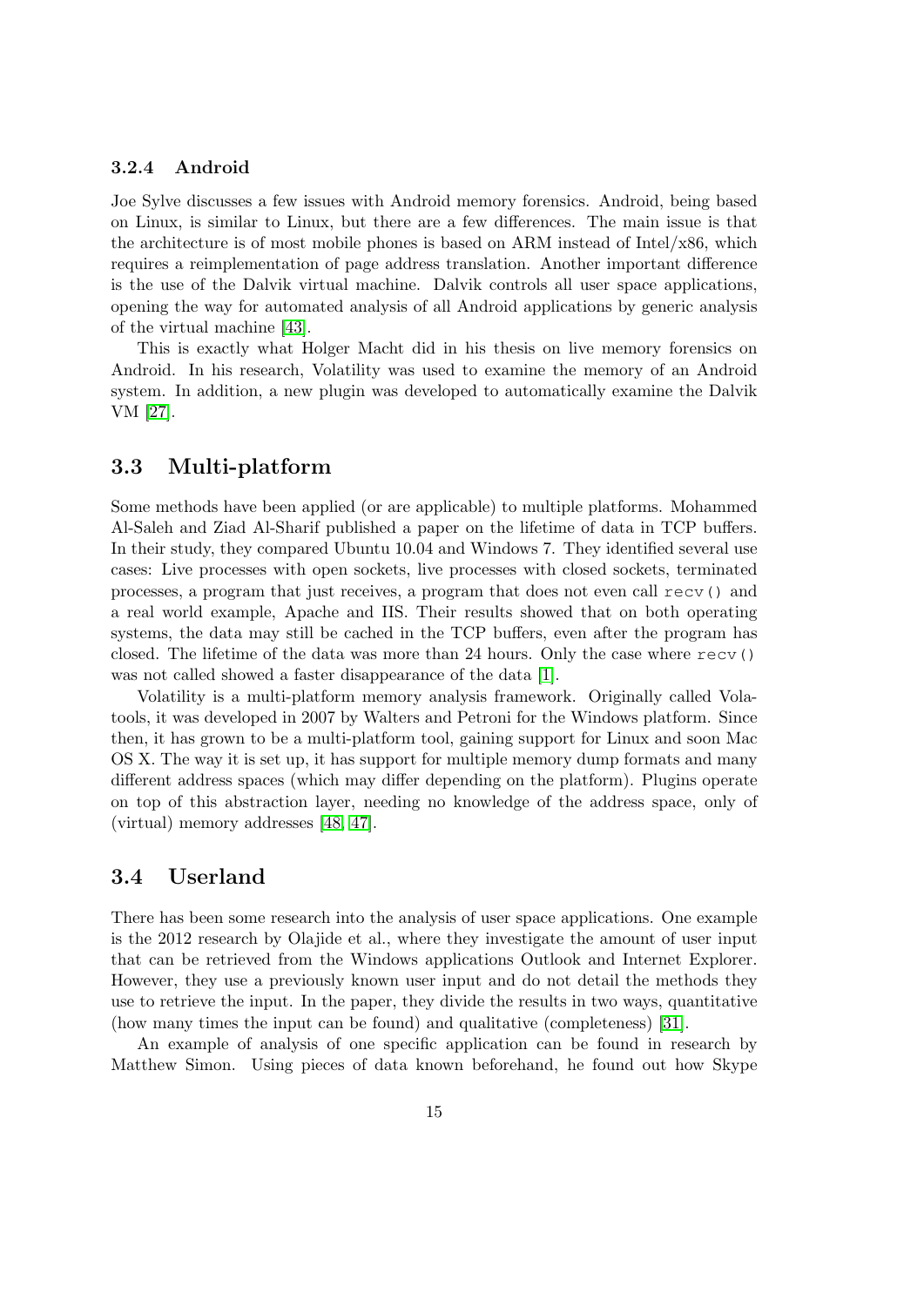### 3.2.4 Android

Joe Sylve discusses a few issues with Android memory forensics. Android, being based on Linux, is similar to Linux, but there are a few differences. The main issue is that the architecture is of most mobile phones is based on ARM instead of Intel/x86, which requires a reimplementation of page address translation. Another important difference is the use of the Dalvik virtual machine. Dalvik controls all user space applications, opening the way for automated analysis of all Android applications by generic analysis of the virtual machine [43].

This is exactly what Holger Macht did in his thesis on live memory forensics on Android. In his research, Volatility was used to examine the memory of an Android system. In addition, a new plugin was developed to automatically examine the Dalvik VM [27].

## 3.3 Multi-platform

Some methods have been applied (or are applicable) to multiple platforms. Mohammed Al-Saleh and Ziad Al-Sharif published a paper on the lifetime of data in TCP buffers. In their study, they compared Ubuntu 10.04 and Windows 7. They identified several use cases: Live processes with open sockets, live processes with closed sockets, terminated processes, a program that just receives, a program that does not even call `recv()` and a real world example, Apache and IIS. Their results showed that on both operating systems, the data may still be cached in the TCP buffers, even after the program has closed. The lifetime of the data was more than 24 hours. Only the case where `recv()` was not called showed a faster disappearance of the data [1].

Volatility is a multi-platform memory analysis framework. Originally called Volatools, it was developed in 2007 by Walters and Petroni for the Windows platform. Since then, it has grown to be a multi-platform tool, gaining support for Linux and soon Mac OS X. The way it is set up, it has support for multiple memory dump formats and many different address spaces (which may differ depending on the platform). Plugins operate on top of this abstraction layer, needing no knowledge of the address space, only of (virtual) memory addresses [48, 47].

## 3.4 Userland

There has been some research into the analysis of user space applications. One example is the 2012 research by Olajide et al., where they investigate the amount of user input that can be retrieved from the Windows applications Outlook and Internet Explorer. However, they use a previously known user input and do not detail the methods they use to retrieve the input. In the paper, they divide the results in two ways, quantitative (how many times the input can be found) and qualitative (completeness) [31].

An example of analysis of one specific application can be found in research by Matthew Simon. Using pieces of data known beforehand, he found out how Skype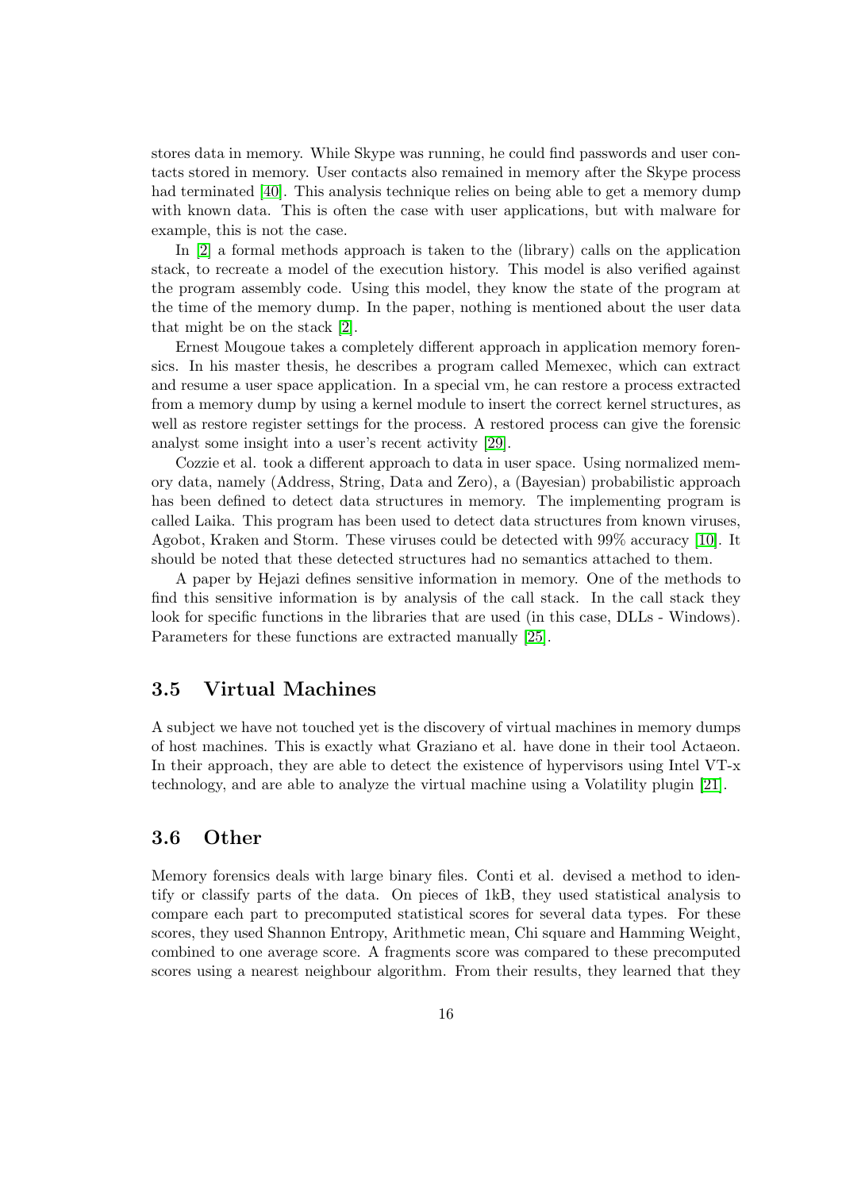stores data in memory. While Skype was running, he could find passwords and user contacts stored in memory. User contacts also remained in memory after the Skype process had terminated [40]. This analysis technique relies on being able to get a memory dump with known data. This is often the case with user applications, but with malware for example, this is not the case.

In [2] a formal methods approach is taken to the (library) calls on the application stack, to recreate a model of the execution history. This model is also verified against the program assembly code. Using this model, they know the state of the program at the time of the memory dump. In the paper, nothing is mentioned about the user data that might be on the stack [2].

Ernest Mougoue takes a completely different approach in application memory forensics. In his master thesis, he describes a program called Memexec, which can extract and resume a user space application. In a special vm, he can restore a process extracted from a memory dump by using a kernel module to insert the correct kernel structures, as well as restore register settings for the process. A restored process can give the forensic analyst some insight into a user's recent activity [29].

Cozzie et al. took a different approach to data in user space. Using normalized memory data, namely (Address, String, Data and Zero), a (Bayesian) probabilistic approach has been defined to detect data structures in memory. The implementing program is called Laika. This program has been used to detect data structures from known viruses, Agobot, Kraken and Storm. These viruses could be detected with 99% accuracy [10]. It should be noted that these detected structures had no semantics attached to them.

A paper by Hejazi defines sensitive information in memory. One of the methods to find this sensitive information is by analysis of the call stack. In the call stack they look for specific functions in the libraries that are used (in this case, DLLs - Windows). Parameters for these functions are extracted manually [25].

## 3.5 Virtual Machines

A subject we have not touched yet is the discovery of virtual machines in memory dumps of host machines. This is exactly what Graziano et al. have done in their tool Actaeon. In their approach, they are able to detect the existence of hypervisors using Intel VT-x technology, and are able to analyze the virtual machine using a Volatility plugin [21].

## 3.6 Other

Memory forensics deals with large binary files. Conti et al. devised a method to identify or classify parts of the data. On pieces of 1kB, they used statistical analysis to compare each part to precomputed statistical scores for several data types. For these scores, they used Shannon Entropy, Arithmetic mean, Chi square and Hamming Weight, combined to one average score. A fragments score was compared to these precomputed scores using a nearest neighbour algorithm. From their results, they learned that they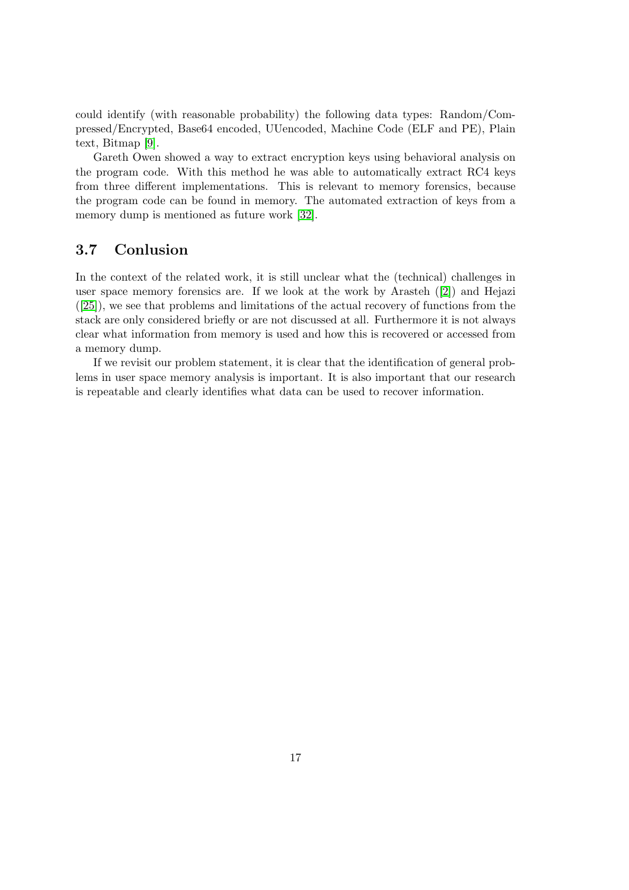could identify (with reasonable probability) the following data types: Random/Compressed/Encrypted, Base64 encoded, UUencoded, Machine Code (ELF and PE), Plain text, Bitmap [9].

Gareth Owen showed a way to extract encryption keys using behavioral analysis on the program code. With this method he was able to automatically extract RC4 keys from three different implementations. This is relevant to memory forensics, because the program code can be found in memory. The automated extraction of keys from a memory dump is mentioned as future work [32].

## 3.7 Conlusion

In the context of the related work, it is still unclear what the (technical) challenges in user space memory forensics are. If we look at the work by Arasteh ([2]) and Hejazi ([25]), we see that problems and limitations of the actual recovery of functions from the stack are only considered briefly or are not discussed at all. Furthermore it is not always clear what information from memory is used and how this is recovered or accessed from a memory dump.

If we revisit our problem statement, it is clear that the identification of general problems in user space memory analysis is important. It is also important that our research is repeatable and clearly identifies what data can be used to recover information.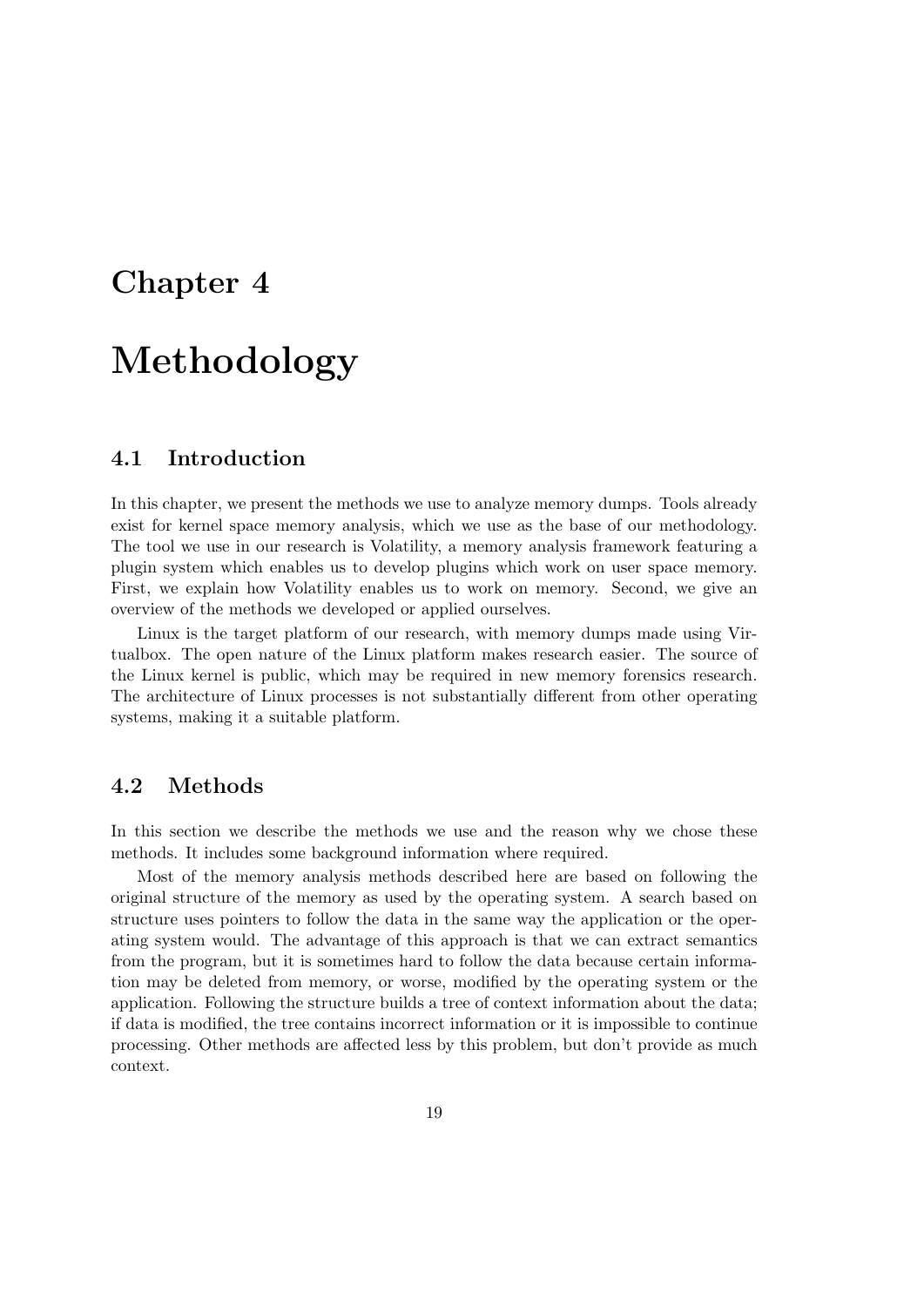# Chapter 4

# Methodology

## 4.1 Introduction

In this chapter, we present the methods we use to analyze memory dumps. Tools already exist for kernel space memory analysis, which we use as the base of our methodology. The tool we use in our research is Volatility, a memory analysis framework featuring a plugin system which enables us to develop plugins which work on user space memory. First, we explain how Volatility enables us to work on memory. Second, we give an overview of the methods we developed or applied ourselves.

Linux is the target platform of our research, with memory dumps made using Virtualbox. The open nature of the Linux platform makes research easier. The source of the Linux kernel is public, which may be required in new memory forensics research. The architecture of Linux processes is not substantially different from other operating systems, making it a suitable platform.

## 4.2 Methods

In this section we describe the methods we use and the reason why we chose these methods. It includes some background information where required.

Most of the memory analysis methods described here are based on following the original structure of the memory as used by the operating system. A search based on structure uses pointers to follow the data in the same way the application or the operating system would. The advantage of this approach is that we can extract semantics from the program, but it is sometimes hard to follow the data because certain information may be deleted from memory, or worse, modified by the operating system or the application. Following the structure builds a tree of context information about the data; if data is modified, the tree contains incorrect information or it is impossible to continue processing. Other methods are affected less by this problem, but don't provide as much context.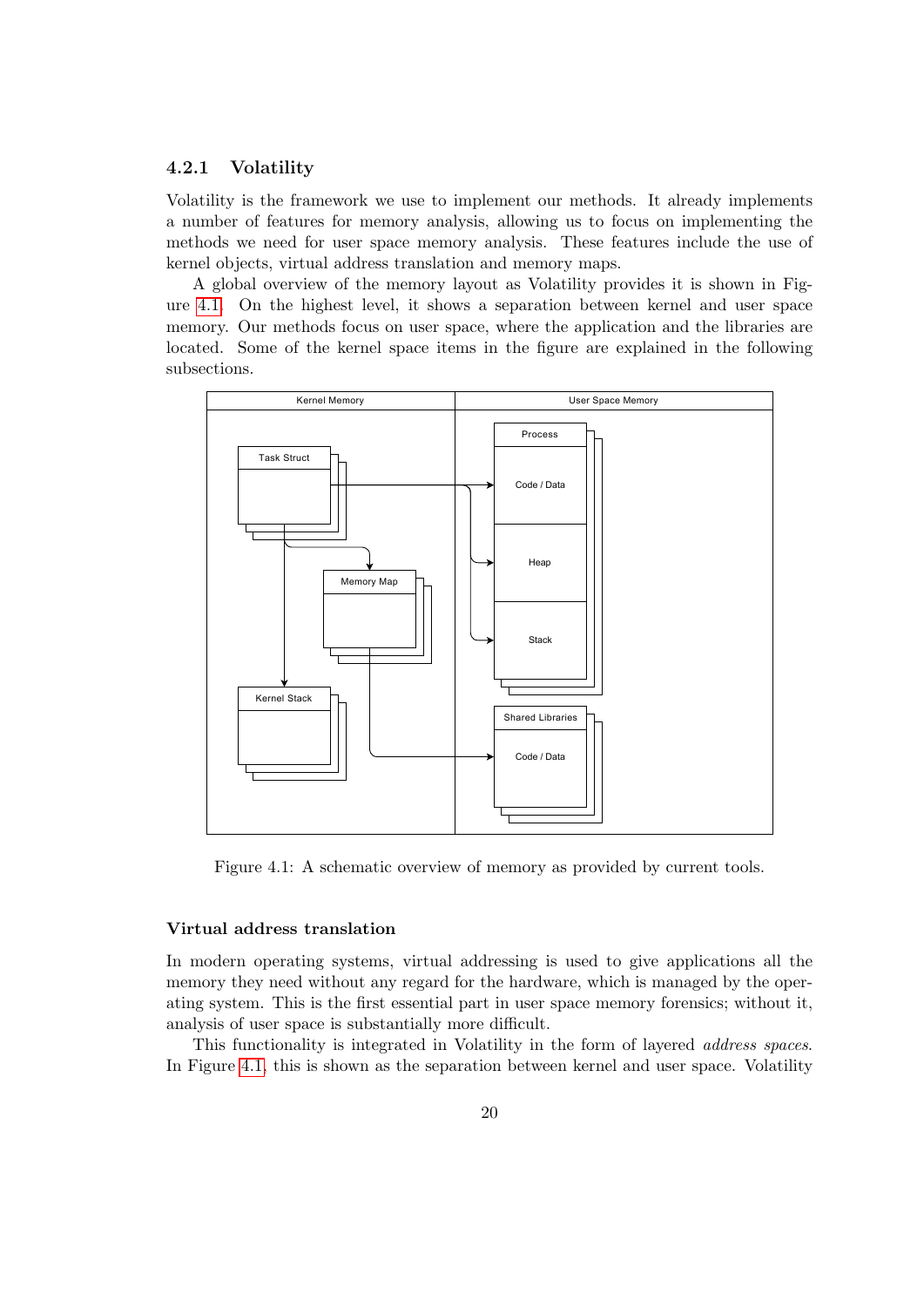### 4.2.1 Volatility

Volatility is the framework we use to implement our methods. It already implements a number of features for memory analysis, allowing us to focus on implementing the methods we need for user space memory analysis. These features include the use of kernel objects, virtual address translation and memory maps.

A global overview of the memory layout as Volatility provides it is shown in Figure 4.1. On the highest level, it shows a separation between kernel and user space memory. Our methods focus on user space, where the application and the libraries are located. Some of the kernel space items in the figure are explained in the following subsections.

Figure 4.1: A schematic overview of memory as provided by current tools.

#### Virtual address translation

In modern operating systems, virtual addressing is used to give applications all the memory they need without any regard for the hardware, which is managed by the operating system. This is the first essential part in user space memory forensics; without it, analysis of user space is substantially more difficult.

This functionality is integrated in Volatility in the form of layered *address spaces*. In Figure 4.1, this is shown as the separation between kernel and user space. Volatility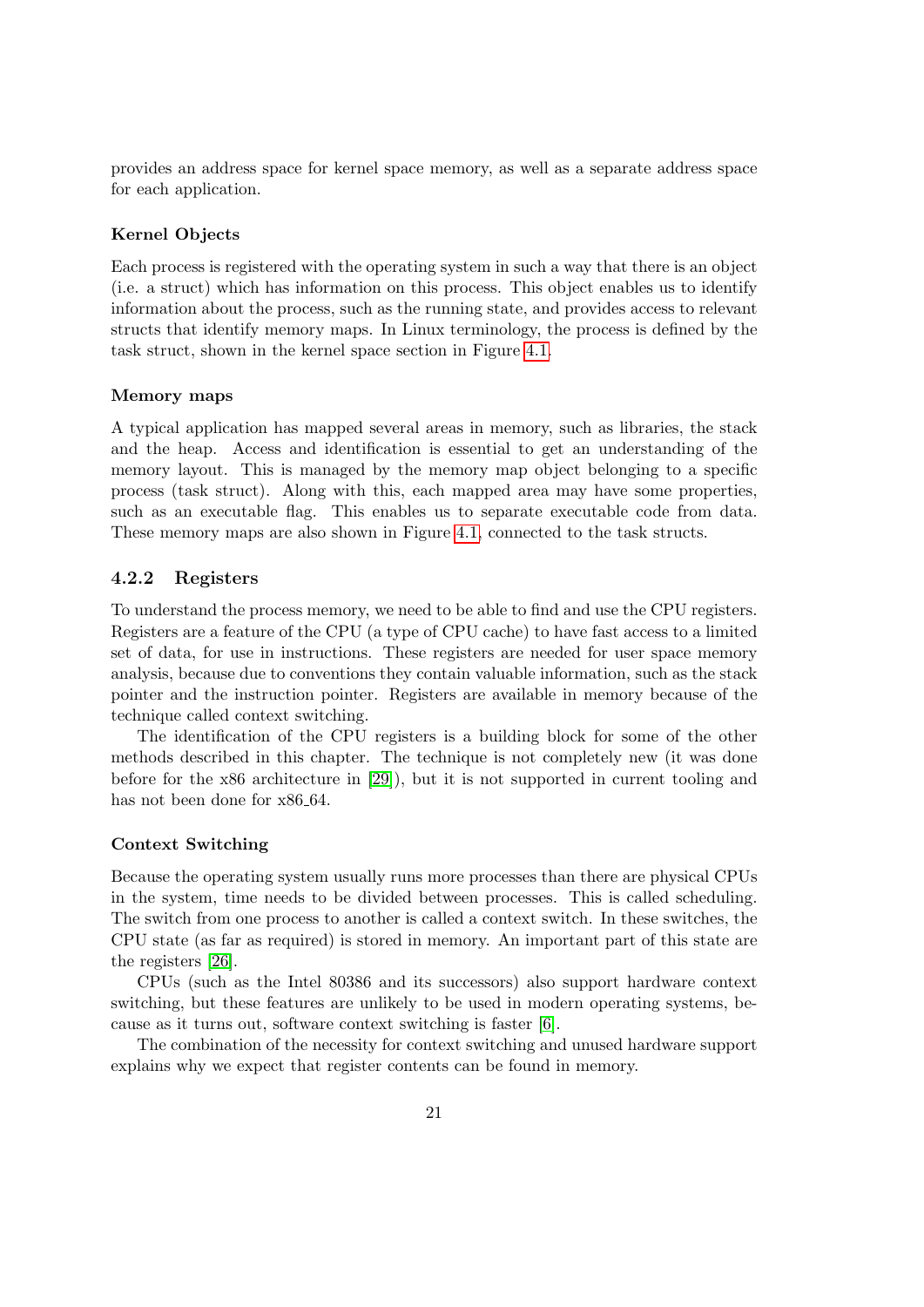provides an address space for kernel space memory, as well as a separate address space for each application.

#### Kernel Objects

Each process is registered with the operating system in such a way that there is an object (i.e. a struct) which has information on this process. This object enables us to identify information about the process, such as the running state, and provides access to relevant structs that identify memory maps. In Linux terminology, the process is defined by the task struct, shown in the kernel space section in Figure 4.1.

#### Memory maps

A typical application has mapped several areas in memory, such as libraries, the stack and the heap. Access and identification is essential to get an understanding of the memory layout. This is managed by the memory map object belonging to a specific process (task struct). Along with this, each mapped area may have some properties, such as an executable flag. This enables us to separate executable code from data. These memory maps are also shown in Figure 4.1, connected to the task structs.

### 4.2.2 Registers

To understand the process memory, we need to be able to find and use the CPU registers. Registers are a feature of the CPU (a type of CPU cache) to have fast access to a limited set of data, for use in instructions. These registers are needed for user space memory analysis, because due to conventions they contain valuable information, such as the stack pointer and the instruction pointer. Registers are available in memory because of the technique called context switching.

The identification of the CPU registers is a building block for some of the other methods described in this chapter. The technique is not completely new (it was done before for the x86 architecture in [29]), but it is not supported in current tooling and has not been done for x86_64.

#### Context Switching

Because the operating system usually runs more processes than there are physical CPUs in the system, time needs to be divided between processes. This is called scheduling. The switch from one process to another is called a context switch. In these switches, the CPU state (as far as required) is stored in memory. An important part of this state are the registers [26].

CPUs (such as the Intel 80386 and its successors) also support hardware context switching, but these features are unlikely to be used in modern operating systems, because as it turns out, software context switching is faster [6].

The combination of the necessity for context switching and unused hardware support explains why we expect that register contents can be found in memory.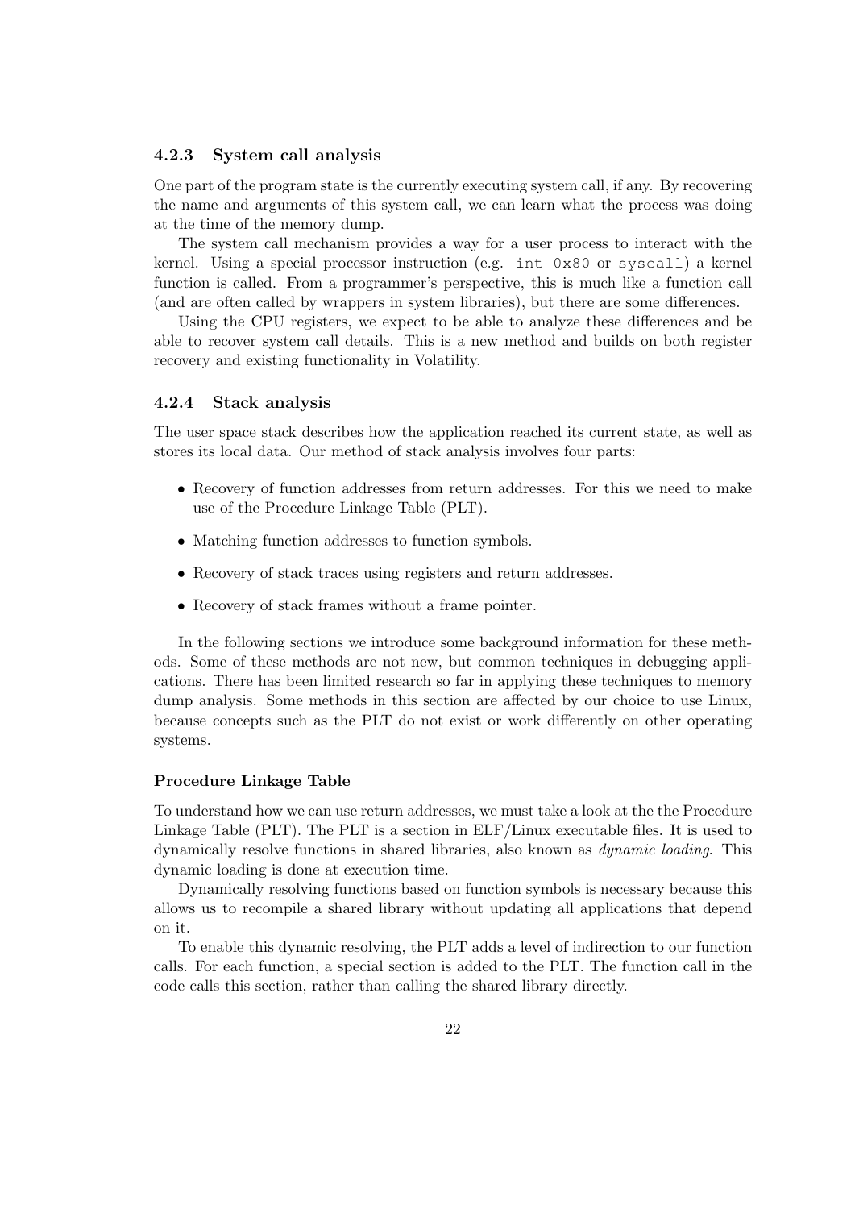### 4.2.3 System call analysis

One part of the program state is the currently executing system call, if any. By recovering the name and arguments of this system call, we can learn what the process was doing at the time of the memory dump.

The system call mechanism provides a way for a user process to interact with the kernel. Using a special processor instruction (e.g. `int 0x80` or `syscall`) a kernel function is called. From a programmer's perspective, this is much like a function call (and are often called by wrappers in system libraries), but there are some differences.

Using the CPU registers, we expect to be able to analyze these differences and be able to recover system call details. This is a new method and builds on both register recovery and existing functionality in Volatility.

### 4.2.4 Stack analysis

The user space stack describes how the application reached its current state, as well as stores its local data. Our method of stack analysis involves four parts:

- Recovery of function addresses from return addresses. For this we need to make use of the Procedure Linkage Table (PLT).
- Matching function addresses to function symbols.
- Recovery of stack traces using registers and return addresses.
- Recovery of stack frames without a frame pointer.

In the following sections we introduce some background information for these methods. Some of these methods are not new, but common techniques in debugging applications. There has been limited research so far in applying these techniques to memory dump analysis. Some methods in this section are affected by our choice to use Linux, because concepts such as the PLT do not exist or work differently on other operating systems.

#### Procedure Linkage Table

To understand how we can use return addresses, we must take a look at the the Procedure Linkage Table (PLT). The PLT is a section in ELF/Linux executable files. It is used to dynamically resolve functions in shared libraries, also known as *dynamic loading*. This dynamic loading is done at execution time.

Dynamically resolving functions based on function symbols is necessary because this allows us to recompile a shared library without updating all applications that depend on it.

To enable this dynamic resolving, the PLT adds a level of indirection to our function calls. For each function, a special section is added to the PLT. The function call in the code calls this section, rather than calling the shared library directly.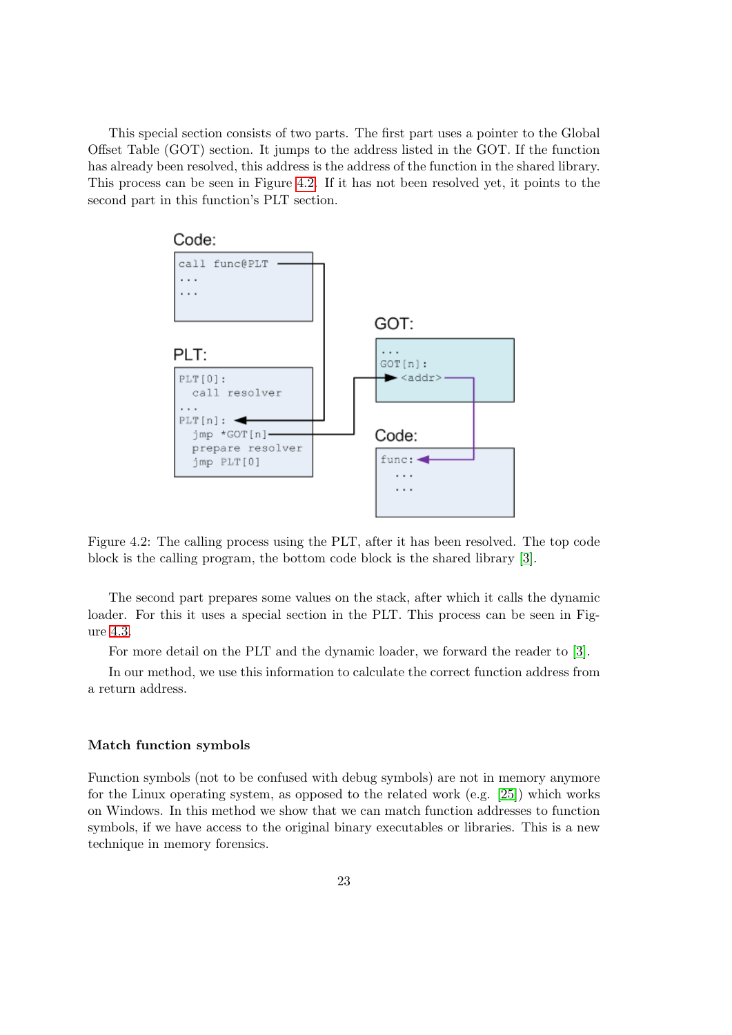This special section consists of two parts. The first part uses a pointer to the Global Offset Table (GOT) section. It jumps to the address listed in the GOT. If the function has already been resolved, this address is the address of the function in the shared library. This process can be seen in Figure 4.2. If it has not been resolved yet, it points to the second part in this function's PLT section.

Figure 4.2: The calling process using the PLT, after it has been resolved. The top code block is the calling program, the bottom code block is the shared library [3].

The second part prepares some values on the stack, after which it calls the dynamic loader. For this it uses a special section in the PLT. This process can be seen in Figure 4.3.

For more detail on the PLT and the dynamic loader, we forward the reader to [3].

In our method, we use this information to calculate the correct function address from a return address.

#### Match function symbols

Function symbols (not to be confused with debug symbols) are not in memory anymore for the Linux operating system, as opposed to the related work (e.g. [25]) which works on Windows. In this method we show that we can match function addresses to function symbols, if we have access to the original binary executables or libraries. This is a new technique in memory forensics.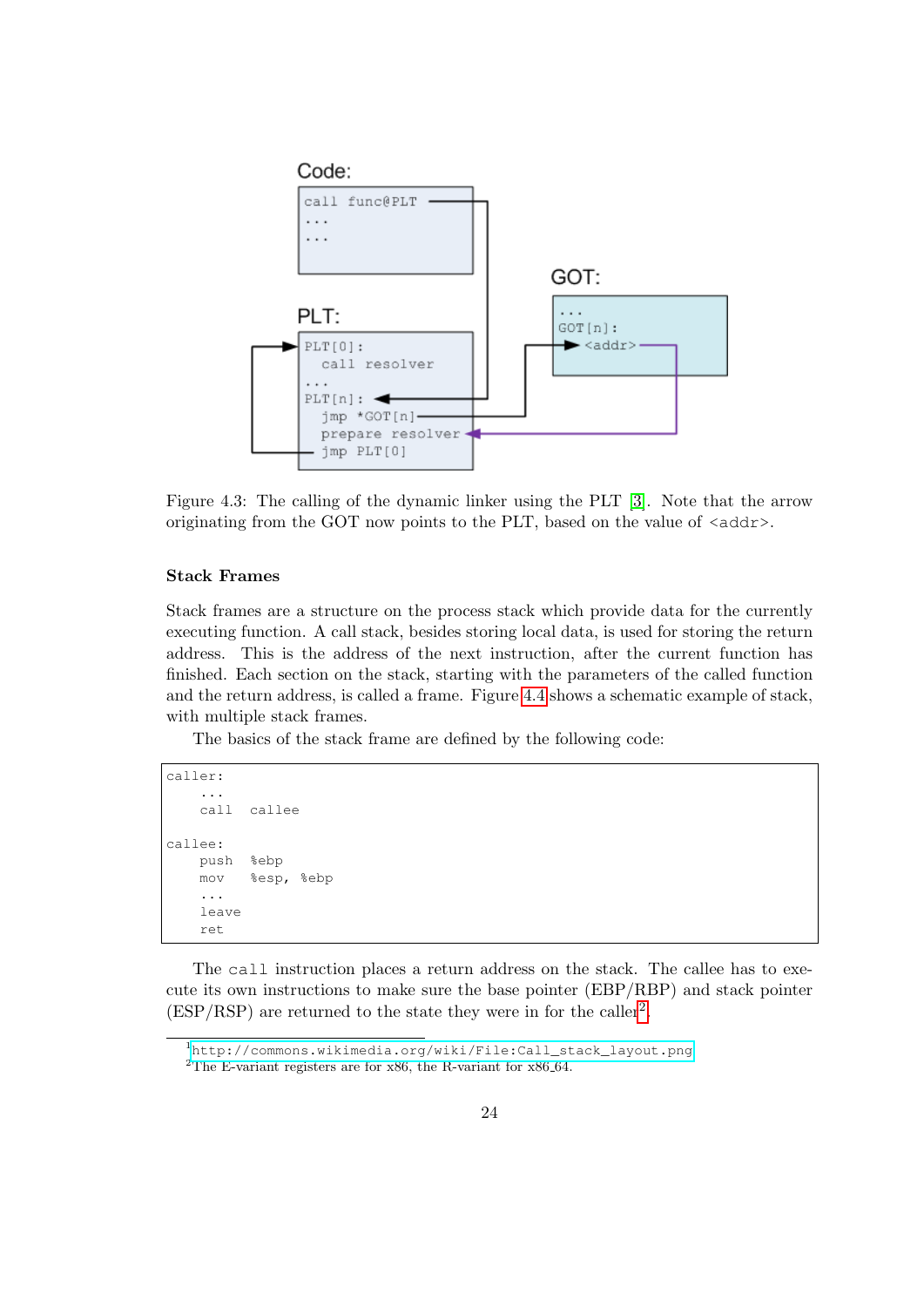Figure 4.3: The calling of the dynamic linker using the PLT [3]. Note that the arrow originating from the GOT now points to the PLT, based on the value of <addr>.

### Stack Frames

Stack frames are a structure on the process stack which provide data for the currently executing function. A call stack, besides storing local data, is used for storing the return address. This is the address of the next instruction, after the current function has finished. Each section on the stack, starting with the parameters of the called function and the return address, is called a frame. Figure 4.4 shows a schematic example of stack, with multiple stack frames.

The basics of the stack frame are defined by the following code:

```
caller:
    ...
    call  callee

callee:
    push  %ebp
    mov   %esp, %ebp
    ...
    leave
    ret
```

The `call` instruction places a return address on the stack. The callee has to execute its own instructions to make sure the base pointer (EBP/RBP) and stack pointer (ESP/RSP) are returned to the state they were in for the caller[2].

[1] http://commons.wikimedia.org/wiki/File:Call_stack_layout.png

[2] The E-variant registers are for x86, the R-variant for x86_64.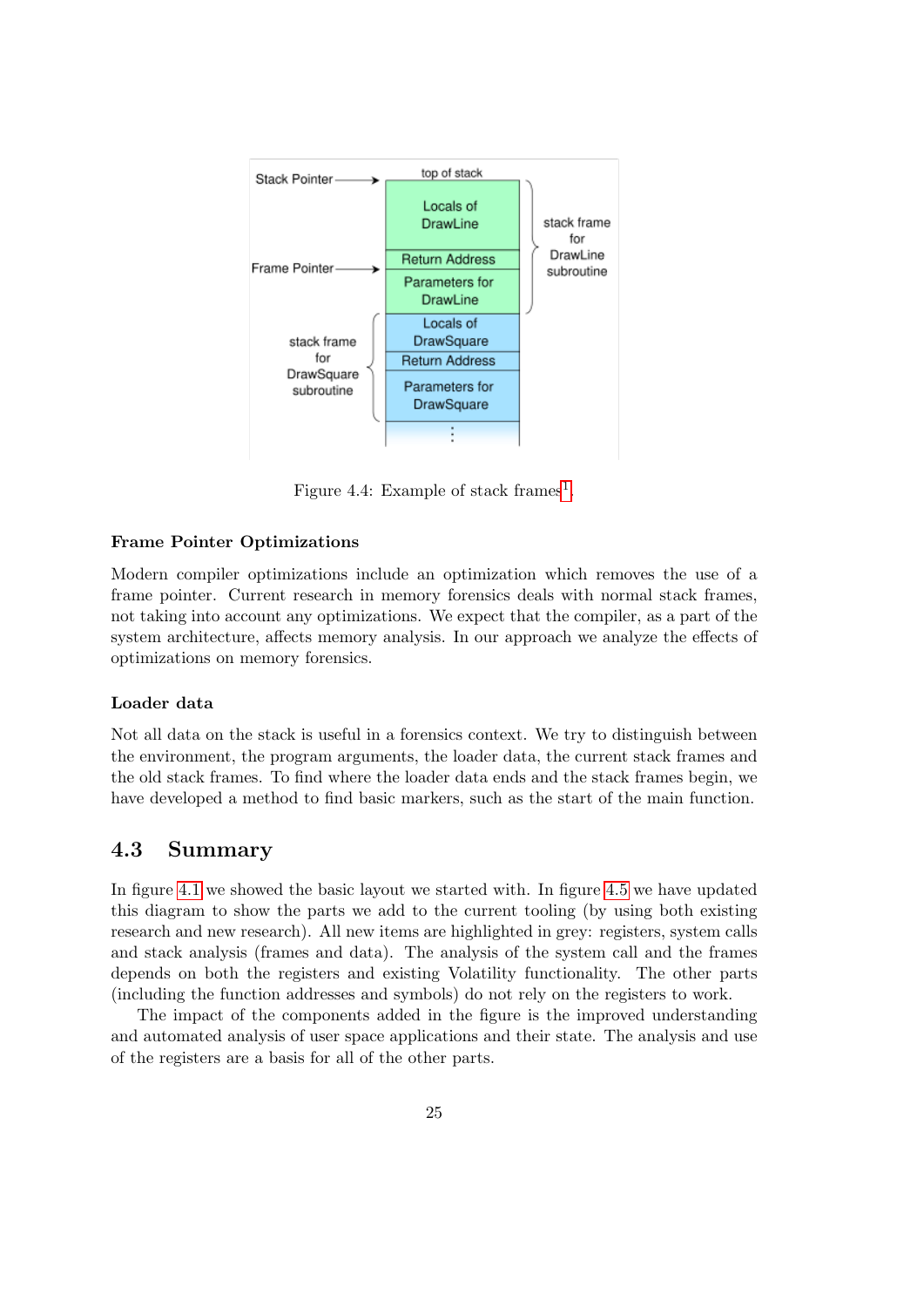Figure 4.4: Example of stack frames[1].

#### Frame Pointer Optimizations

Modern compiler optimizations include an optimization which removes the use of a frame pointer. Current research in memory forensics deals with normal stack frames, not taking into account any optimizations. We expect that the compiler, as a part of the system architecture, affects memory analysis. In our approach we analyze the effects of optimizations on memory forensics.

#### Loader data

Not all data on the stack is useful in a forensics context. We try to distinguish between the environment, the program arguments, the loader data, the current stack frames and the old stack frames. To find where the loader data ends and the stack frames begin, we have developed a method to find basic markers, such as the start of the main function.

## 4.3 Summary

In figure 4.1 we showed the basic layout we started with. In figure 4.5 we have updated this diagram to show the parts we add to the current tooling (by using both existing research and new research). All new items are highlighted in grey: registers, system calls and stack analysis (frames and data). The analysis of the system call and the frames depends on both the registers and existing Volatility functionality. The other parts (including the function addresses and symbols) do not rely on the registers to work.

The impact of the components added in the figure is the improved understanding and automated analysis of user space applications and their state. The analysis and use of the registers are a basis for all of the other parts.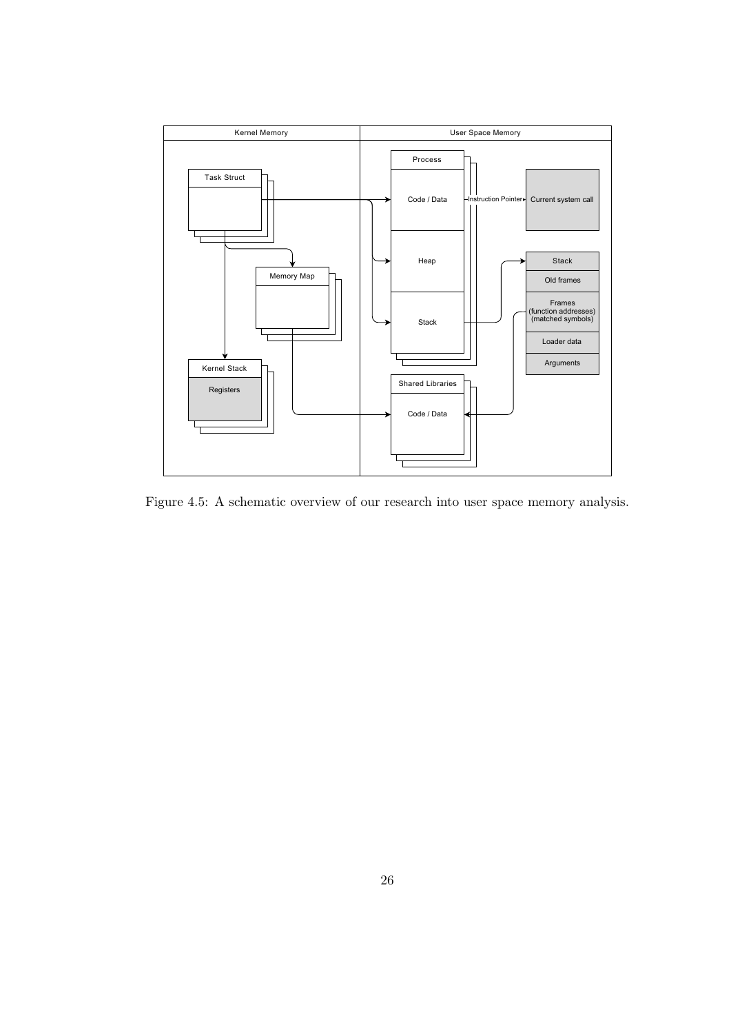Figure 4.5: A schematic overview of our research into user space memory analysis.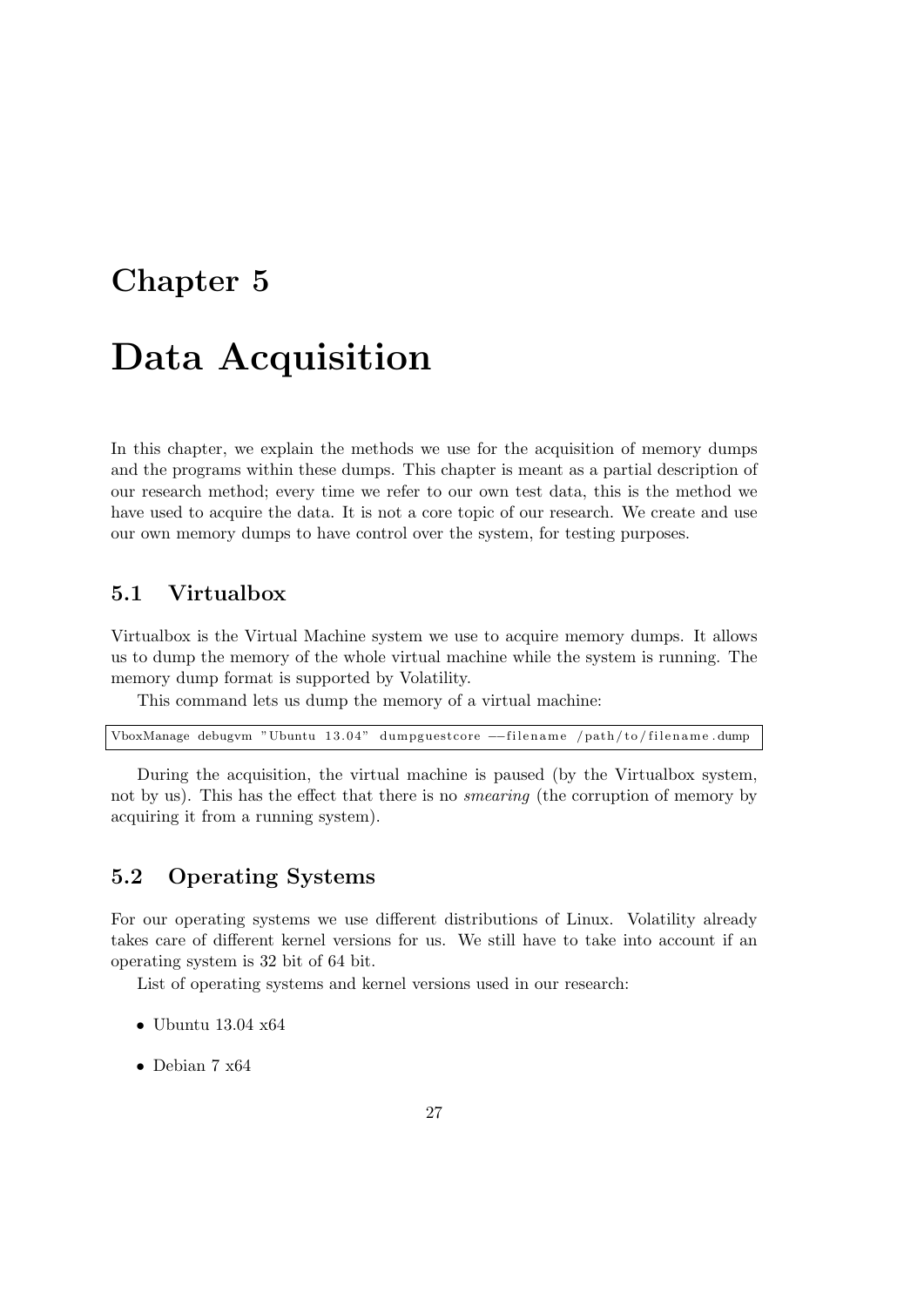# Chapter 5

# Data Acquisition

In this chapter, we explain the methods we use for the acquisition of memory dumps and the programs within these dumps. This chapter is meant as a partial description of our research method; every time we refer to our own test data, this is the method we have used to acquire the data. It is not a core topic of our research. We create and use our own memory dumps to have control over the system, for testing purposes.

## 5.1 Virtualbox

Virtualbox is the Virtual Machine system we use to acquire memory dumps. It allows us to dump the memory of the whole virtual machine while the system is running. The memory dump format is supported by Volatility.

This command lets us dump the memory of a virtual machine:

```
VboxManage debugvm "Ubuntu 13.04" dumpguestcore --filename /path/to/filename.dump
```

During the acquisition, the virtual machine is paused (by the Virtualbox system, not by us). This has the effect that there is no *smearing* (the corruption of memory by acquiring it from a running system).

## 5.2 Operating Systems

For our operating systems we use different distributions of Linux. Volatility already takes care of different kernel versions for us. We still have to take into account if an operating system is 32 bit of 64 bit.

List of operating systems and kernel versions used in our research:

- Ubuntu 13.04 x64
- Debian 7 x64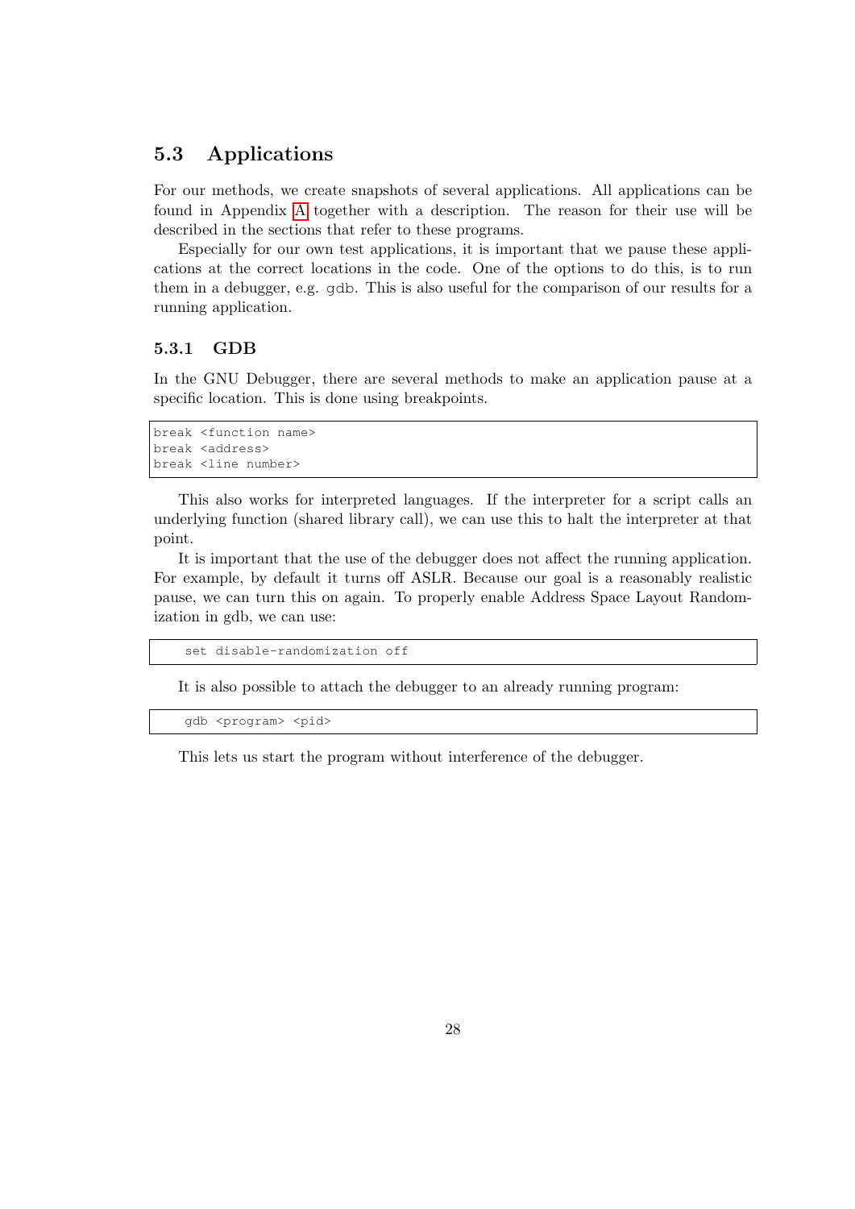## 5.3 Applications

For our methods, we create snapshots of several applications. All applications can be found in Appendix A together with a description. The reason for their use will be described in the sections that refer to these programs.

Especially for our own test applications, it is important that we pause these applications at the correct locations in the code. One of the options to do this, is to run them in a debugger, e.g. `gdb`. This is also useful for the comparison of our results for a running application.

### 5.3.1 GDB

In the GNU Debugger, there are several methods to make an application pause at a specific location. This is done using breakpoints.

```
break <function name>
break <address>
break <line number>
```

This also works for interpreted languages. If the interpreter for a script calls an underlying function (shared library call), we can use this to halt the interpreter at that point.

It is important that the use of the debugger does not affect the running application. For example, by default it turns off ASLR. Because our goal is a reasonably realistic pause, we can turn this on again. To properly enable Address Space Layout Randomization in gdb, we can use:

```
set disable-randomization off
```

It is also possible to attach the debugger to an already running program:

```
gdb <program> <pid>
```

This lets us start the program without interference of the debugger.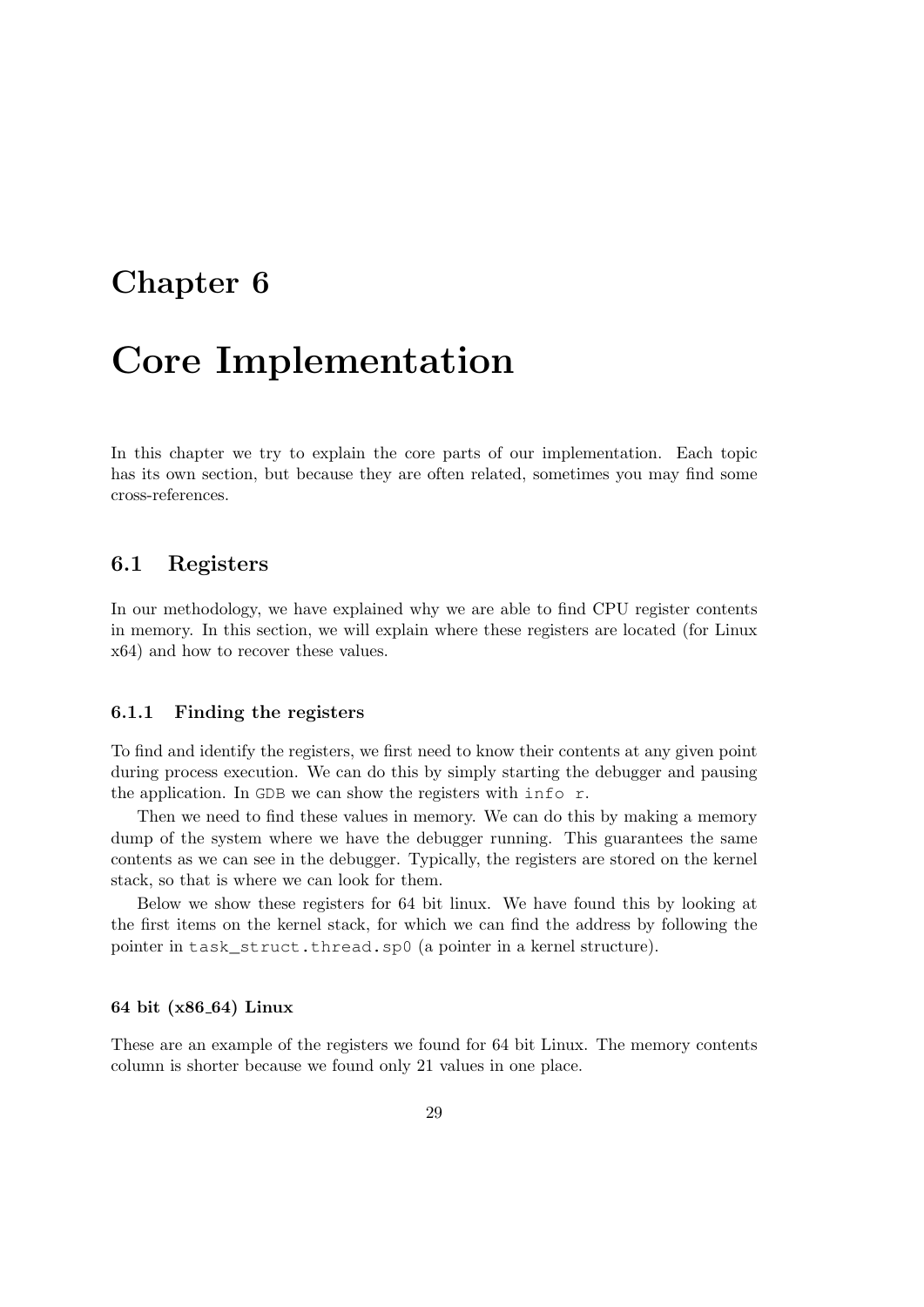# Chapter 6

# Core Implementation

In this chapter we try to explain the core parts of our implementation. Each topic has its own section, but because they are often related, sometimes you may find some cross-references.

## 6.1 Registers

In our methodology, we have explained why we are able to find CPU register contents in memory. In this section, we will explain where these registers are located (for Linux x64) and how to recover these values.

### 6.1.1 Finding the registers

To find and identify the registers, we first need to know their contents at any given point during process execution. We can do this by simply starting the debugger and pausing the application. In GDB we can show the registers with `info r`.

Then we need to find these values in memory. We can do this by making a memory dump of the system where we have the debugger running. This guarantees the same contents as we can see in the debugger. Typically, the registers are stored on the kernel stack, so that is where we can look for them.

Below we show these registers for 64 bit linux. We have found this by looking at the first items on the kernel stack, for which we can find the address by following the pointer in `task_struct.thread.sp0` (a pointer in a kernel structure).

#### 64 bit (x86_64) Linux

These are an example of the registers we found for 64 bit Linux. The memory contents column is shorter because we found only 21 values in one place.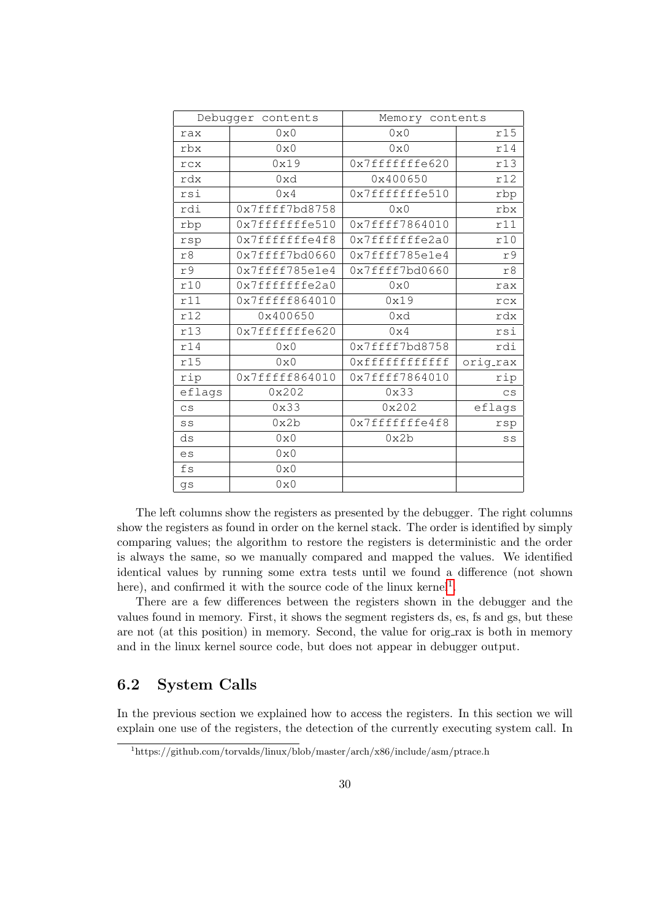| Debugger contents | | Memory contents | |
|---|---|---|---|
| rax | 0x0 | 0x0 | r15 |
| rbx | 0x0 | 0x0 | r14 |
| rcx | 0x19 | 0x7fffffffe620 | r13 |
| rdx | 0xd | 0x400650 | r12 |
| rsi | 0x4 | 0x7fffffffe510 | rbp |
| rdi | 0x7ffff7bd8758 | 0x0 | rbx |
| rbp | 0x7fffffffe510 | 0x7ffff7864010 | r11 |
| rsp | 0x7fffffffe4f8 | 0x7fffffffe2a0 | r10 |
| r8 | 0x7ffff7bd0660 | 0x7ffff785e1e4 | r9 |
| r9 | 0x7ffff785e1e4 | 0x7ffff7bd0660 | r8 |
| r10 | 0x7fffffffe2a0 | 0x0 | rax |
| r11 | 0x7ffff7864010 | 0x19 | rcx |
| r12 | 0x400650 | 0xd | rdx |
| r13 | 0x7fffffffe620 | 0x4 | rsi |
| r14 | 0x0 | 0x7ffff7bd8758 | rdi |
| r15 | 0x0 | 0xffffffffffff | orig_rax |
| rip | 0x7ffff7864010 | 0x7ffff7864010 | rip |
| eflags | 0x202 | 0x33 | cs |
| cs | 0x33 | 0x202 | eflags |
| ss | 0x2b | 0x7fffffffe4f8 | rsp |
| ds | 0x0 | 0x2b | ss |
| es | 0x0 | | |
| fs | 0x0 | | |
| gs | 0x0 | | |

The left columns show the registers as presented by the debugger. The right columns show the registers as found in order on the kernel stack. The order is identified by simply comparing values; the algorithm to restore the registers is deterministic and the order is always the same, so we manually compared and mapped the values. We identified identical values by running some extra tests until we found a difference (not shown here), and confirmed it with the source code of the linux kernel[1].

There are a few differences between the registers shown in the debugger and the values found in memory. First, it shows the segment registers ds, es, fs and gs, but these are not (at this position) in memory. Second, the value for orig_rax is both in memory and in the linux kernel source code, but does not appear in debugger output.

## 6.2 System Calls

In the previous section we explained how to access the registers. In this section we will explain one use of the registers, the detection of the currently executing system call. In

[1] https://github.com/torvalds/linux/blob/master/arch/x86/include/asm/ptrace.h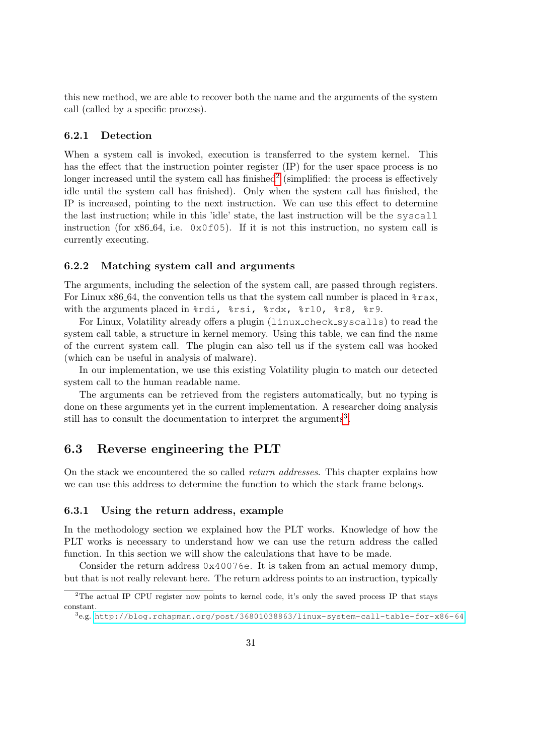this new method, we are able to recover both the name and the arguments of the system call (called by a specific process).

### 6.2.1 Detection

When a system call is invoked, execution is transferred to the system kernel. This has the effect that the instruction pointer register (IP) for the user space process is no longer increased until the system call has finished[2] (simplified: the process is effectively idle until the system call has finished). Only when the system call has finished, the IP is increased, pointing to the next instruction. We can use this effect to determine the last instruction; while in this 'idle' state, the last instruction will be the `syscall` instruction (for x86_64, i.e. `0x0f05`). If it is not this instruction, no system call is currently executing.

### 6.2.2 Matching system call and arguments

The arguments, including the selection of the system call, are passed through registers. For Linux x86_64, the convention tells us that the system call number is placed in `%rax`, with the arguments placed in `%rdi, %rsi, %rdx, %r10, %r8, %r9`.

For Linux, Volatility already offers a plugin (`linux_check_syscalls`) to read the system call table, a structure in kernel memory. Using this table, we can find the name of the current system call. The plugin can also tell us if the system call was hooked (which can be useful in analysis of malware).

In our implementation, we use this existing Volatility plugin to match our detected system call to the human readable name.

The arguments can be retrieved from the registers automatically, but no typing is done on these arguments yet in the current implementation. A researcher doing analysis still has to consult the documentation to interpret the arguments[3].

## 6.3 Reverse engineering the PLT

On the stack we encountered the so called *return addresses*. This chapter explains how we can use this address to determine the function to which the stack frame belongs.

### 6.3.1 Using the return address, example

In the methodology section we explained how the PLT works. Knowledge of how the PLT works is necessary to understand how we can use the return address the called function. In this section we will show the calculations that have to be made.

Consider the return address `0x40076e`. It is taken from an actual memory dump, but that is not really relevant here. The return address points to an instruction, typically

---

[2] The actual IP CPU register now points to kernel code, it's only the saved process IP that stays constant.

[3] e.g. http://blog.rchapman.org/post/36801038863/linux-system-call-table-for-x86-64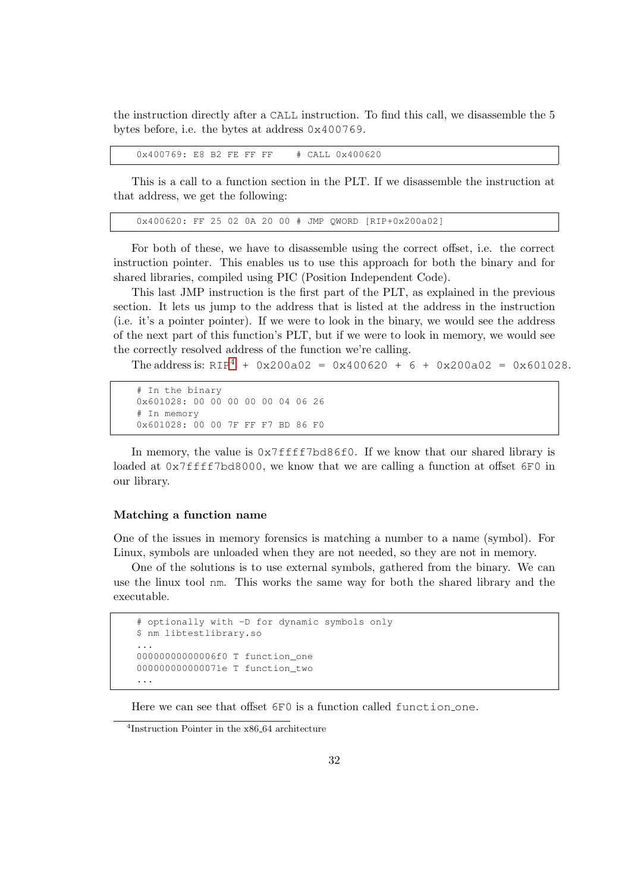the instruction directly after a CALL instruction. To find this call, we disassemble the 5 bytes before, i.e. the bytes at address 0x400769.

```
0x400769: E8 B2 FE FF FF    # CALL 0x400620
```

This is a call to a function section in the PLT. If we disassemble the instruction at that address, we get the following:

```
0x400620: FF 25 02 0A 20 00 # JMP QWORD [RIP+0x200a02]
```

For both of these, we have to disassemble using the correct offset, i.e. the correct instruction pointer. This enables us to use this approach for both the binary and for shared libraries, compiled using PIC (Position Independent Code).

This last JMP instruction is the first part of the PLT, as explained in the previous section. It lets us jump to the address that is listed at the address in the instruction (i.e. it's a pointer pointer). If we were to look in the binary, we would see the address of the next part of this function's PLT, but if we were to look in memory, we would see the correctly resolved address of the function we're calling.

The address is: RIP[4] + 0x200a02 = 0x400620 + 6 + 0x200a02 = 0x601028.

```
# In the binary
0x601028: 00 00 00 00 00 04 06 26
# In memory
0x601028: 00 00 7F FF F7 BD 86 F0
```

In memory, the value is 0x7ffff7bd86f0. If we know that our shared library is loaded at 0x7ffff7bd8000, we know that we are calling a function at offset 6F0 in our library.

#### Matching a function name

One of the issues in memory forensics is matching a number to a name (symbol). For Linux, symbols are unloaded when they are not needed, so they are not in memory.

One of the solutions is to use external symbols, gathered from the binary. We can use the linux tool nm. This works the same way for both the shared library and the executable.

```
# optionally with -D for dynamic symbols only
$ nm libtestlibrary.so
...
00000000000006f0 T function_one
000000000000071e T function_two
...
```

Here we can see that offset 6F0 is a function called function_one.

[4] Instruction Pointer in the x86_64 architecture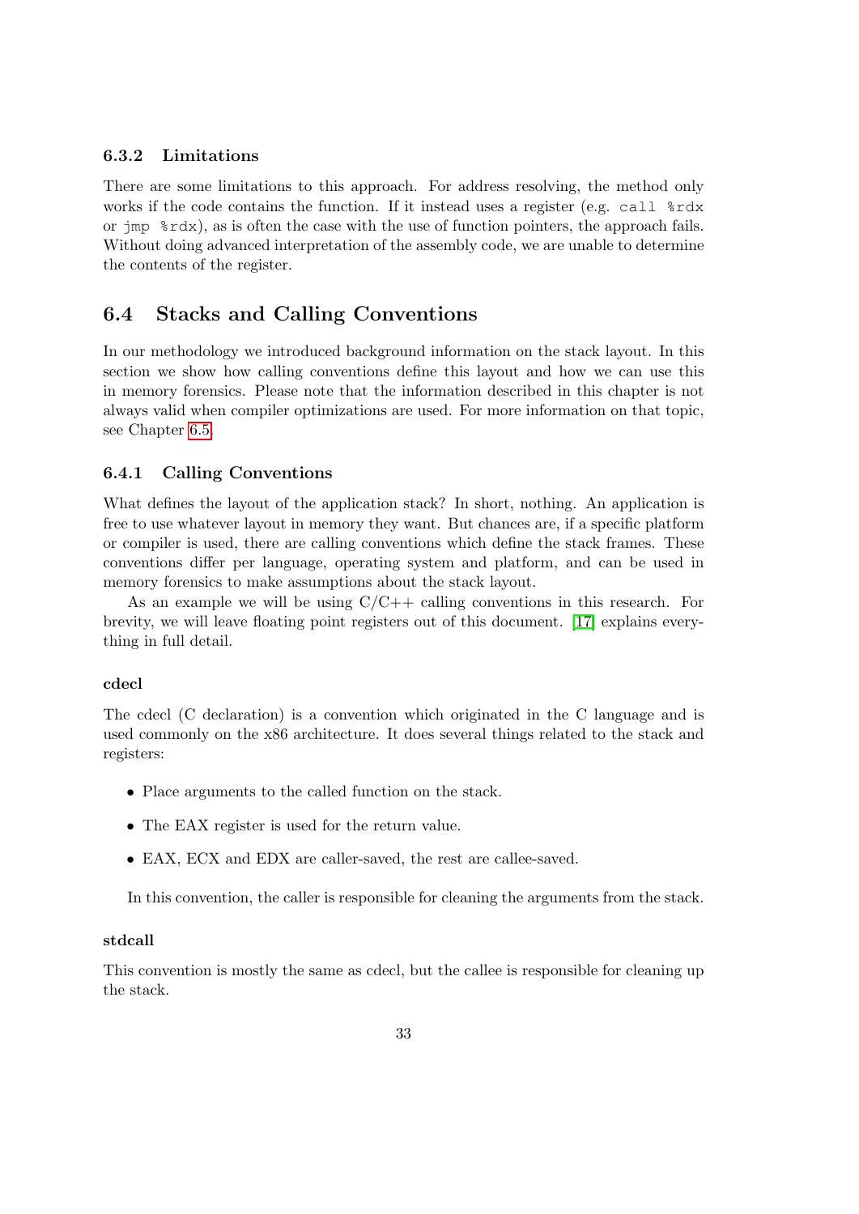### 6.3.2 Limitations

There are some limitations to this approach. For address resolving, the method only works if the code contains the function. If it instead uses a register (e.g. `call %rdx` or `jmp %rdx`), as is often the case with the use of function pointers, the approach fails. Without doing advanced interpretation of the assembly code, we are unable to determine the contents of the register.

## 6.4 Stacks and Calling Conventions

In our methodology we introduced background information on the stack layout. In this section we show how calling conventions define this layout and how we can use this in memory forensics. Please note that the information described in this chapter is not always valid when compiler optimizations are used. For more information on that topic, see Chapter 6.5.

### 6.4.1 Calling Conventions

What defines the layout of the application stack? In short, nothing. An application is free to use whatever layout in memory they want. But chances are, if a specific platform or compiler is used, there are calling conventions which define the stack frames. These conventions differ per language, operating system and platform, and can be used in memory forensics to make assumptions about the stack layout.

As an example we will be using C/C++ calling conventions in this research. For brevity, we will leave floating point registers out of this document. [17] explains everything in full detail.

#### cdecl

The cdecl (C declaration) is a convention which originated in the C language and is used commonly on the x86 architecture. It does several things related to the stack and registers:

- Place arguments to the called function on the stack.
- The EAX register is used for the return value.
- EAX, ECX and EDX are caller-saved, the rest are callee-saved.

In this convention, the caller is responsible for cleaning the arguments from the stack.

#### stdcall

This convention is mostly the same as cdecl, but the callee is responsible for cleaning up the stack.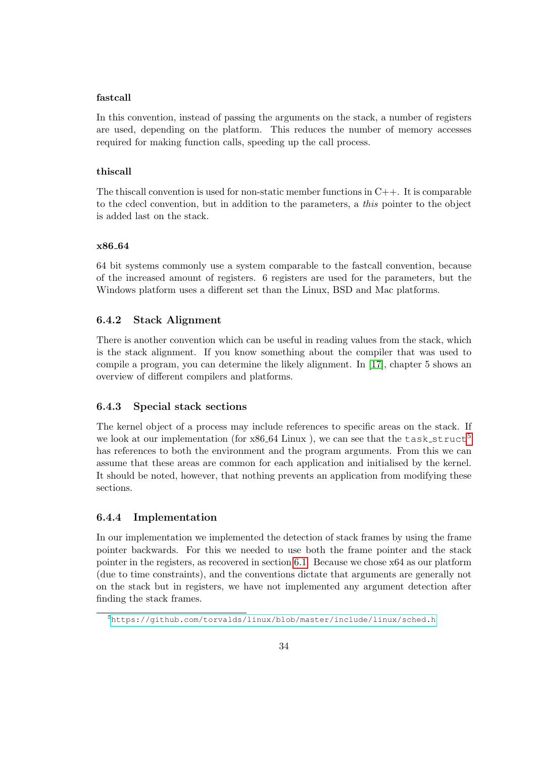#### fastcall

In this convention, instead of passing the arguments on the stack, a number of registers are used, depending on the platform. This reduces the number of memory accesses required for making function calls, speeding up the call process.

#### thiscall

The thiscall convention is used for non-static member functions in C++. It is comparable to the cdecl convention, but in addition to the parameters, a *this* pointer to the object is added last on the stack.

#### x86_64

64 bit systems commonly use a system comparable to the fastcall convention, because of the increased amount of registers. 6 registers are used for the parameters, but the Windows platform uses a different set than the Linux, BSD and Mac platforms.

### 6.4.2 Stack Alignment

There is another convention which can be useful in reading values from the stack, which is the stack alignment. If you know something about the compiler that was used to compile a program, you can determine the likely alignment. In [17], chapter 5 shows an overview of different compilers and platforms.

### 6.4.3 Special stack sections

The kernel object of a process may include references to specific areas on the stack. If we look at our implementation (for x86_64 Linux ), we can see that the `task_struct`[5] has references to both the environment and the program arguments. From this we can assume that these areas are common for each application and initialised by the kernel. It should be noted, however, that nothing prevents an application from modifying these sections.

### 6.4.4 Implementation

In our implementation we implemented the detection of stack frames by using the frame pointer backwards. For this we needed to use both the frame pointer and the stack pointer in the registers, as recovered in section 6.1. Because we chose x64 as our platform (due to time constraints), and the conventions dictate that arguments are generally not on the stack but in registers, we have not implemented any argument detection after finding the stack frames.

[5] https://github.com/torvalds/linux/blob/master/include/linux/sched.h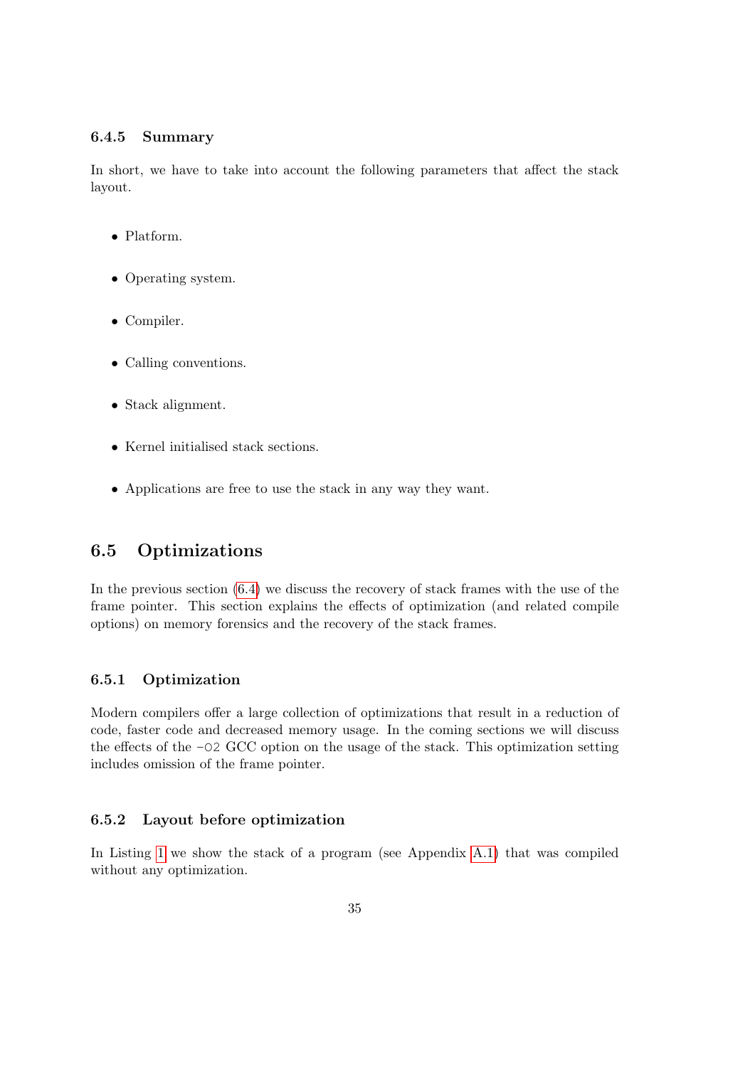### 6.4.5 Summary

In short, we have to take into account the following parameters that affect the stack layout.

- Platform.
- Operating system.
- Compiler.
- Calling conventions.
- Stack alignment.
- Kernel initialised stack sections.
- Applications are free to use the stack in any way they want.

## 6.5 Optimizations

In the previous section (6.4) we discuss the recovery of stack frames with the use of the frame pointer. This section explains the effects of optimization (and related compile options) on memory forensics and the recovery of the stack frames.

### 6.5.1 Optimization

Modern compilers offer a large collection of optimizations that result in a reduction of code, faster code and decreased memory usage. In the coming sections we will discuss the effects of the `-O2` GCC option on the usage of the stack. This optimization setting includes omission of the frame pointer.

### 6.5.2 Layout before optimization

In Listing 1 we show the stack of a program (see Appendix A.1) that was compiled without any optimization.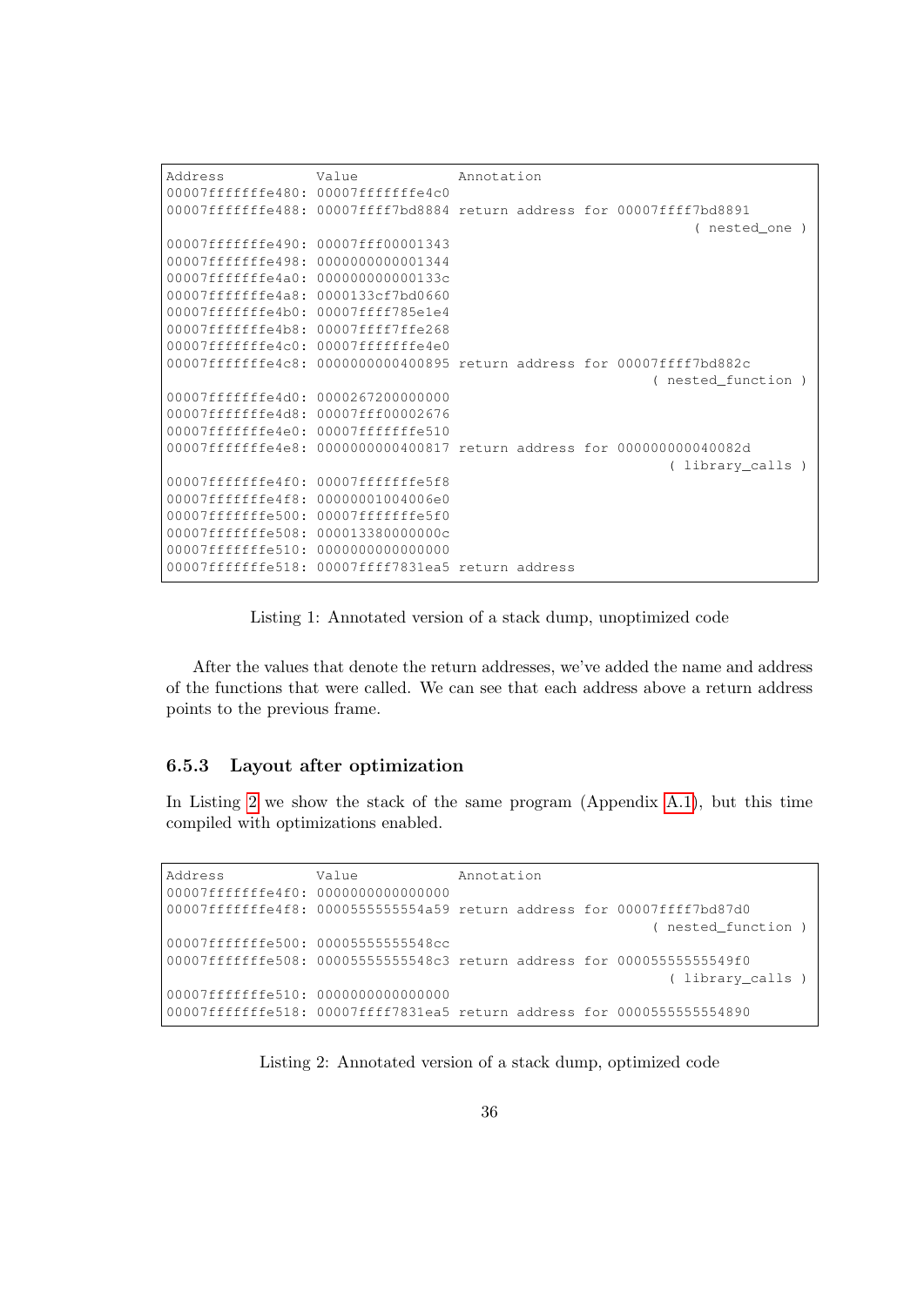```
Address           Value            Annotation
00007fffffffe480: 00007fffffffe4c0
00007fffffffe488: 00007ffff7bd8884 return address for 00007ffff7bd8891
                                                             ( nested_one )
00007fffffffe490: 00007fff00001343
00007fffffffe498: 0000000000001344
00007fffffffe4a0: 000000000000133c
00007fffffffe4a8: 0000133cf7bd0660
00007fffffffe4b0: 00007ffff785e1e4
00007fffffffe4b8: 00007ffff7ffe268
00007fffffffe4c0: 00007fffffffe4e0
00007fffffffe4c8: 0000000000400895 return address for 00007ffff7bd882c
                                                        ( nested_function )
00007fffffffe4d0: 0000267200000000
00007fffffffe4d8: 00007fff00002676
00007fffffffe4e0: 00007fffffffe510
00007fffffffe4e8: 0000000000400817 return address for 000000000040082d
                                                          ( library_calls )
00007fffffffe4f0: 00007fffffffe5f8
00007fffffffe4f8: 00000001004006e0
00007fffffffe500: 00007fffffffe5f0
00007fffffffe508: 000013380000000c
00007fffffffe510: 0000000000000000
00007fffffffe518: 00007ffff7831ea5 return address
```

Listing 1: Annotated version of a stack dump, unoptimized code

After the values that denote the return addresses, we've added the name and address of the functions that were called. We can see that each address above a return address points to the previous frame.

### 6.5.3 Layout after optimization

In Listing 2 we show the stack of the same program (Appendix A.1), but this time compiled with optimizations enabled.

```
Address           Value            Annotation
00007fffffffe4f0: 0000000000000000
00007fffffffe4f8: 0000555555554a59 return address for 00007ffff7bd87d0
                                                        ( nested_function )
00007fffffffe500: 00005555555548cc
00007fffffffe508: 00005555555548c3 return address for 00005555555549f0
                                                          ( library_calls )
00007fffffffe510: 0000000000000000
00007fffffffe518: 00007ffff7831ea5 return address for 0000555555554890
```

Listing 2: Annotated version of a stack dump, optimized code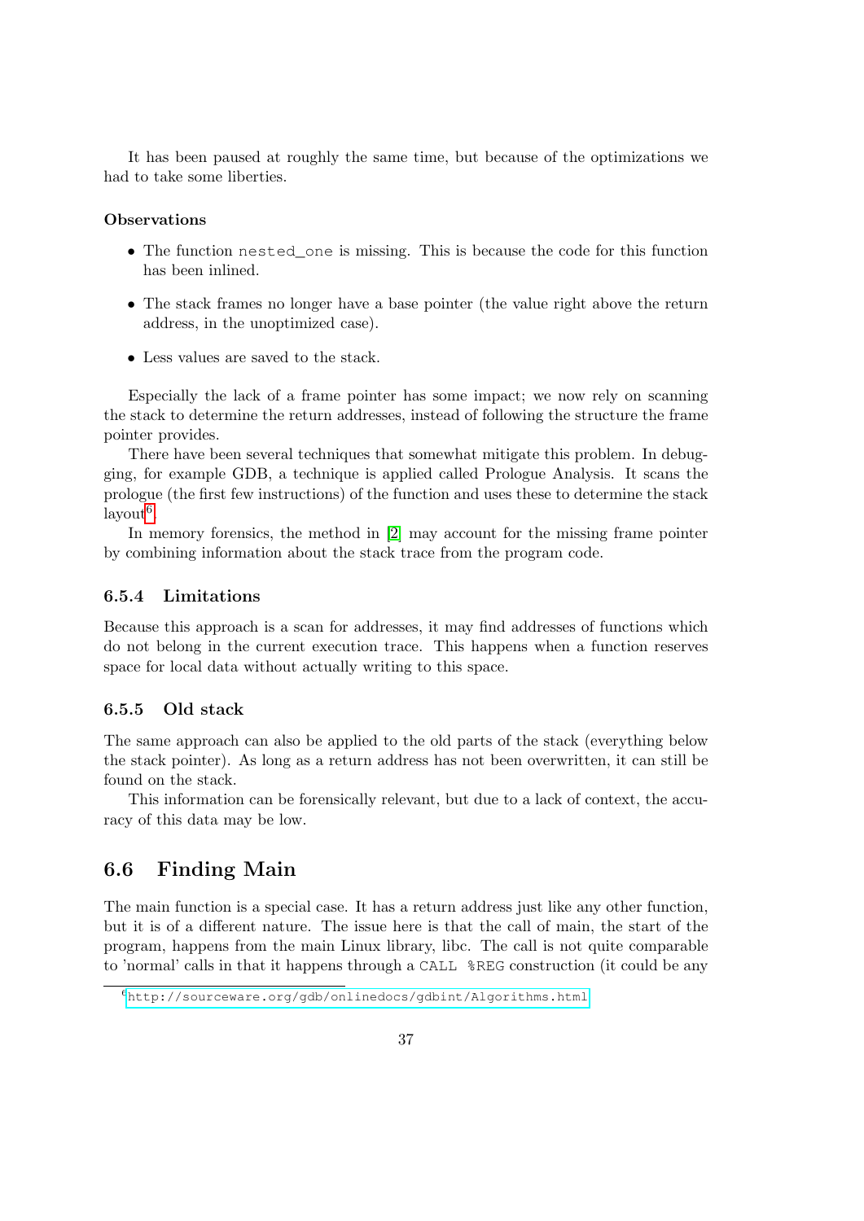It has been paused at roughly the same time, but because of the optimizations we had to take some liberties.

**Observations**

- The function `nested_one` is missing. This is because the code for this function has been inlined.
- The stack frames no longer have a base pointer (the value right above the return address, in the unoptimized case).
- Less values are saved to the stack.

Especially the lack of a frame pointer has some impact; we now rely on scanning the stack to determine the return addresses, instead of following the structure the frame pointer provides.

There have been several techniques that somewhat mitigate this problem. In debugging, for example GDB, a technique is applied called Prologue Analysis. It scans the prologue (the first few instructions) of the function and uses these to determine the stack layout[6].

In memory forensics, the method in [2] may account for the missing frame pointer by combining information about the stack trace from the program code.

### 6.5.4 Limitations

Because this approach is a scan for addresses, it may find addresses of functions which do not belong in the current execution trace. This happens when a function reserves space for local data without actually writing to this space.

### 6.5.5 Old stack

The same approach can also be applied to the old parts of the stack (everything below the stack pointer). As long as a return address has not been overwritten, it can still be found on the stack.

This information can be forensically relevant, but due to a lack of context, the accuracy of this data may be low.

## 6.6 Finding Main

The main function is a special case. It has a return address just like any other function, but it is of a different nature. The issue here is that the call of main, the start of the program, happens from the main Linux library, libc. The call is not quite comparable to 'normal' calls in that it happens through a `CALL %REG` construction (it could be any

[6] `http://sourceware.org/gdb/onlinedocs/gdbint/Algorithms.html`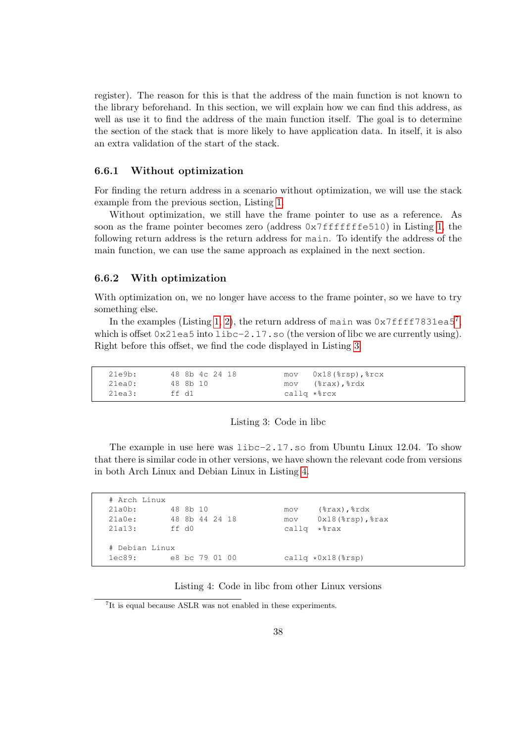register). The reason for this is that the address of the main function is not known to the library beforehand. In this section, we will explain how we can find this address, as well as use it to find the address of the main function itself. The goal is to determine the section of the stack that is more likely to have application data. In itself, it is also an extra validation of the start of the stack.

### 6.6.1 Without optimization

For finding the return address in a scenario without optimization, we will use the stack example from the previous section, Listing 1.

Without optimization, we still have the frame pointer to use as a reference. As soon as the frame pointer becomes zero (address `0x7fffffffe510`) in Listing 1, the following return address is the return address for `main`. To identify the address of the main function, we can use the same approach as explained in the next section.

### 6.6.2 With optimization

With optimization on, we no longer have access to the frame pointer, so we have to try something else.

In the examples (Listing 1, 2), the return address of `main` was `0x7ffff7831ea5`[7], which is offset `0x21ea5` into `libc-2.17.so` (the version of libc we are currently using). Right before this offset, we find the code displayed in Listing 3.

```
21e9b:      48 8b 4c 24 18          mov   0x18(%rsp),%rcx
21ea0:      48 8b 10                mov   (%rax),%rdx
21ea3:      ff d1                   callq *%rcx
```

Listing 3: Code in libc

The example in use here was `libc-2.17.so` from Ubuntu Linux 12.04. To show that there is similar code in other versions, we have shown the relevant code from versions in both Arch Linux and Debian Linux in Listing 4.

```
# Arch Linux
21a0b:      48 8b 10                mov    (%rax),%rdx
21a0e:      48 8b 44 24 18          mov    0x18(%rsp),%rax
21a13:      ff d0                   callq  *%rax

# Debian Linux
1ec89:      e8 bc 79 01 00          callq *0x18(%rsp)
```

Listing 4: Code in libc from other Linux versions

[7] It is equal because ASLR was not enabled in these experiments.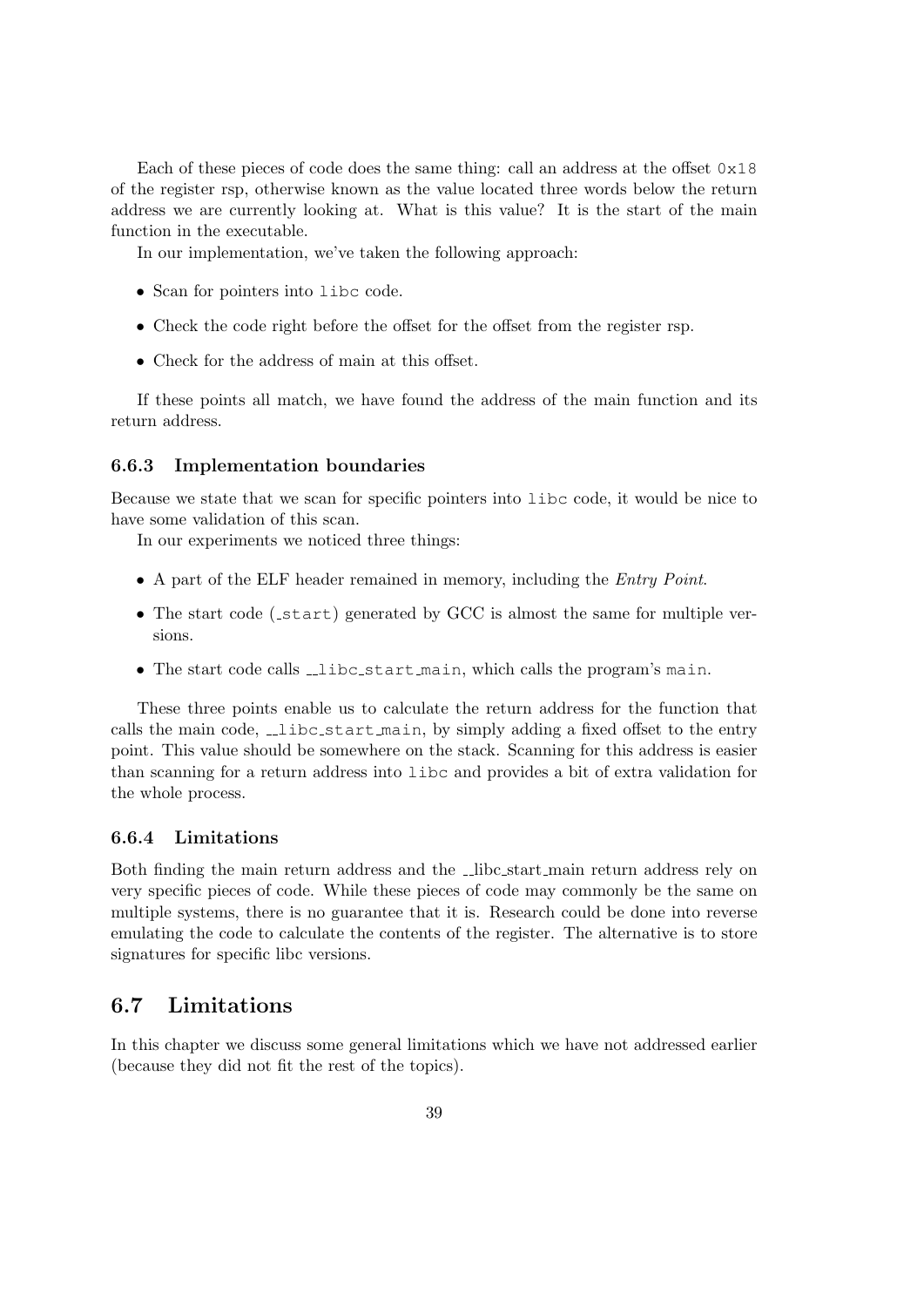Each of these pieces of code does the same thing: call an address at the offset `0x18` of the register rsp, otherwise known as the value located three words below the return address we are currently looking at. What is this value? It is the start of the main function in the executable.

In our implementation, we've taken the following approach:

- Scan for pointers into `libc` code.
- Check the code right before the offset for the offset from the register rsp.
- Check for the address of main at this offset.

If these points all match, we have found the address of the main function and its return address.

### 6.6.3 Implementation boundaries

Because we state that we scan for specific pointers into `libc` code, it would be nice to have some validation of this scan.

In our experiments we noticed three things:

- A part of the ELF header remained in memory, including the *Entry Point*.
- The start code (`_start`) generated by GCC is almost the same for multiple versions.
- The start code calls `__libc_start_main`, which calls the program's `main`.

These three points enable us to calculate the return address for the function that calls the main code, `__libc_start_main`, by simply adding a fixed offset to the entry point. This value should be somewhere on the stack. Scanning for this address is easier than scanning for a return address into `libc` and provides a bit of extra validation for the whole process.

### 6.6.4 Limitations

Both finding the main return address and the __libc_start_main return address rely on very specific pieces of code. While these pieces of code may commonly be the same on multiple systems, there is no guarantee that it is. Research could be done into reverse emulating the code to calculate the contents of the register. The alternative is to store signatures for specific libc versions.

## 6.7 Limitations

In this chapter we discuss some general limitations which we have not addressed earlier (because they did not fit the rest of the topics).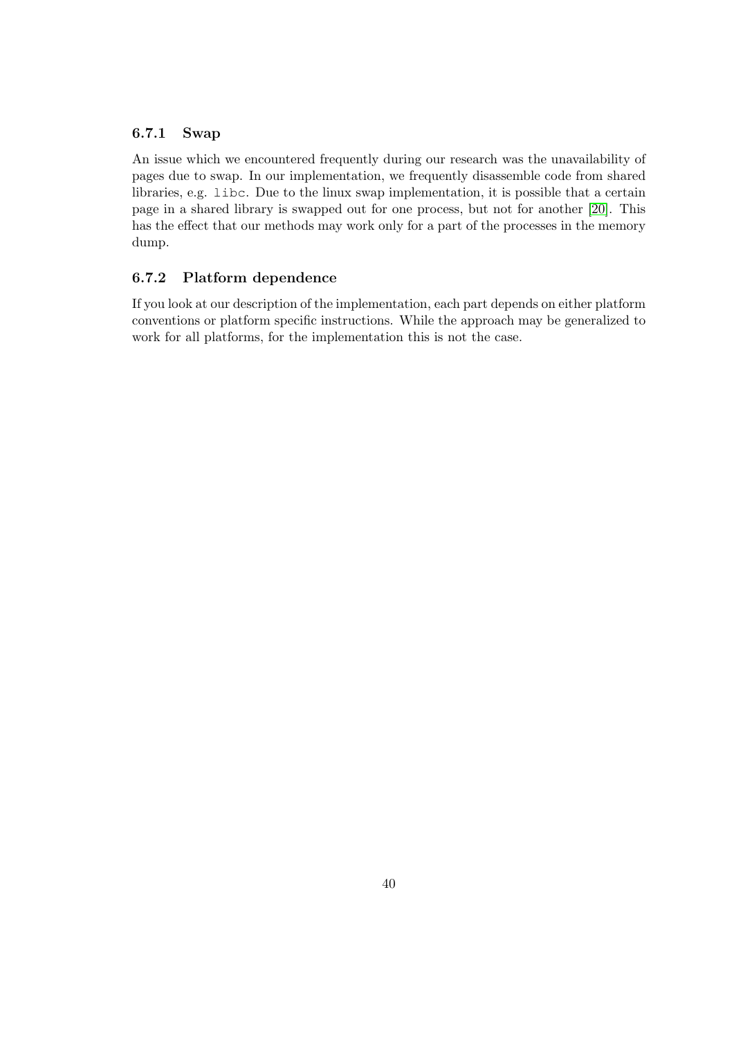### 6.7.1 Swap

An issue which we encountered frequently during our research was the unavailability of pages due to swap. In our implementation, we frequently disassemble code from shared libraries, e.g. `libc`. Due to the linux swap implementation, it is possible that a certain page in a shared library is swapped out for one process, but not for another [20]. This has the effect that our methods may work only for a part of the processes in the memory dump.

### 6.7.2 Platform dependence

If you look at our description of the implementation, each part depends on either platform conventions or platform specific instructions. While the approach may be generalized to work for all platforms, for the implementation this is not the case.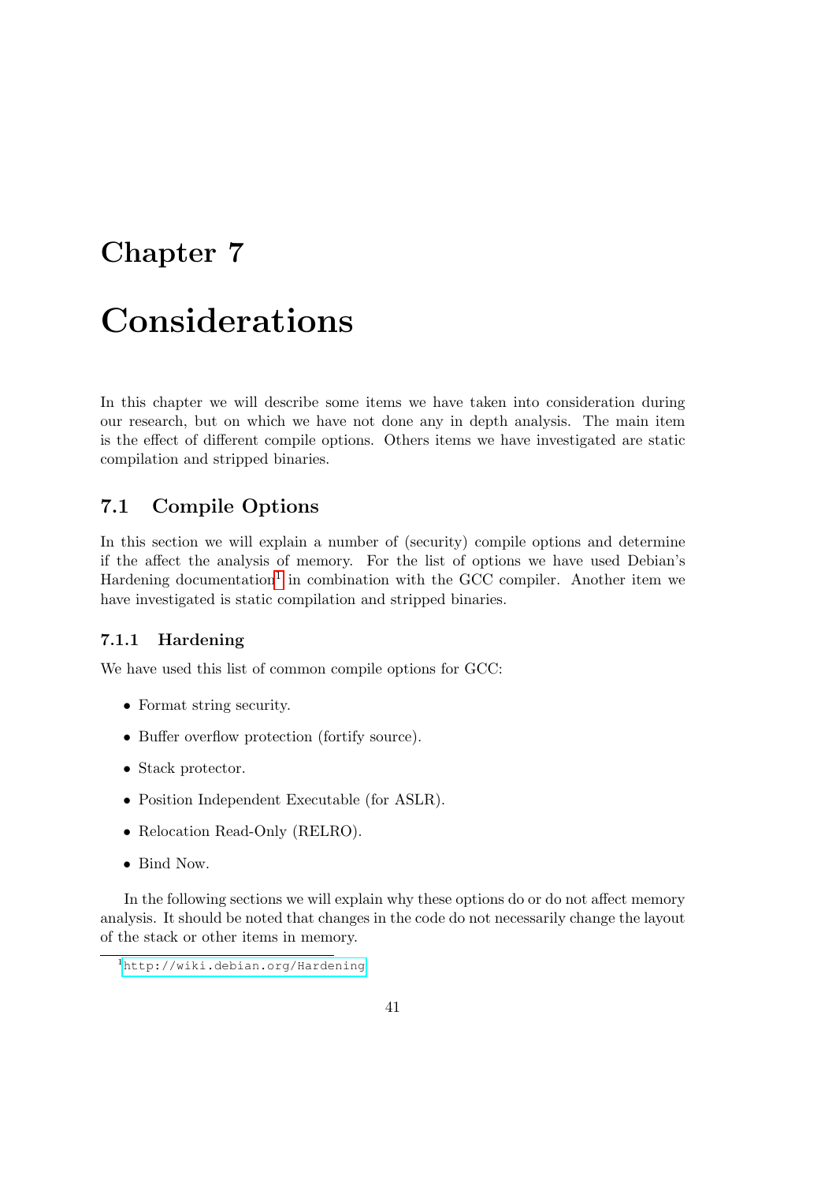# Chapter 7

# Considerations

In this chapter we will describe some items we have taken into consideration during our research, but on which we have not done any in depth analysis. The main item is the effect of different compile options. Others items we have investigated are static compilation and stripped binaries.

## 7.1 Compile Options

In this section we will explain a number of (security) compile options and determine if the affect the analysis of memory. For the list of options we have used Debian's Hardening documentation[1] in combination with the GCC compiler. Another item we have investigated is static compilation and stripped binaries.

### 7.1.1 Hardening

We have used this list of common compile options for GCC:

- Format string security.
- Buffer overflow protection (fortify source).
- Stack protector.
- Position Independent Executable (for ASLR).
- Relocation Read-Only (RELRO).
- Bind Now.

In the following sections we will explain why these options do or do not affect memory analysis. It should be noted that changes in the code do not necessarily change the layout of the stack or other items in memory.

[1] http://wiki.debian.org/Hardening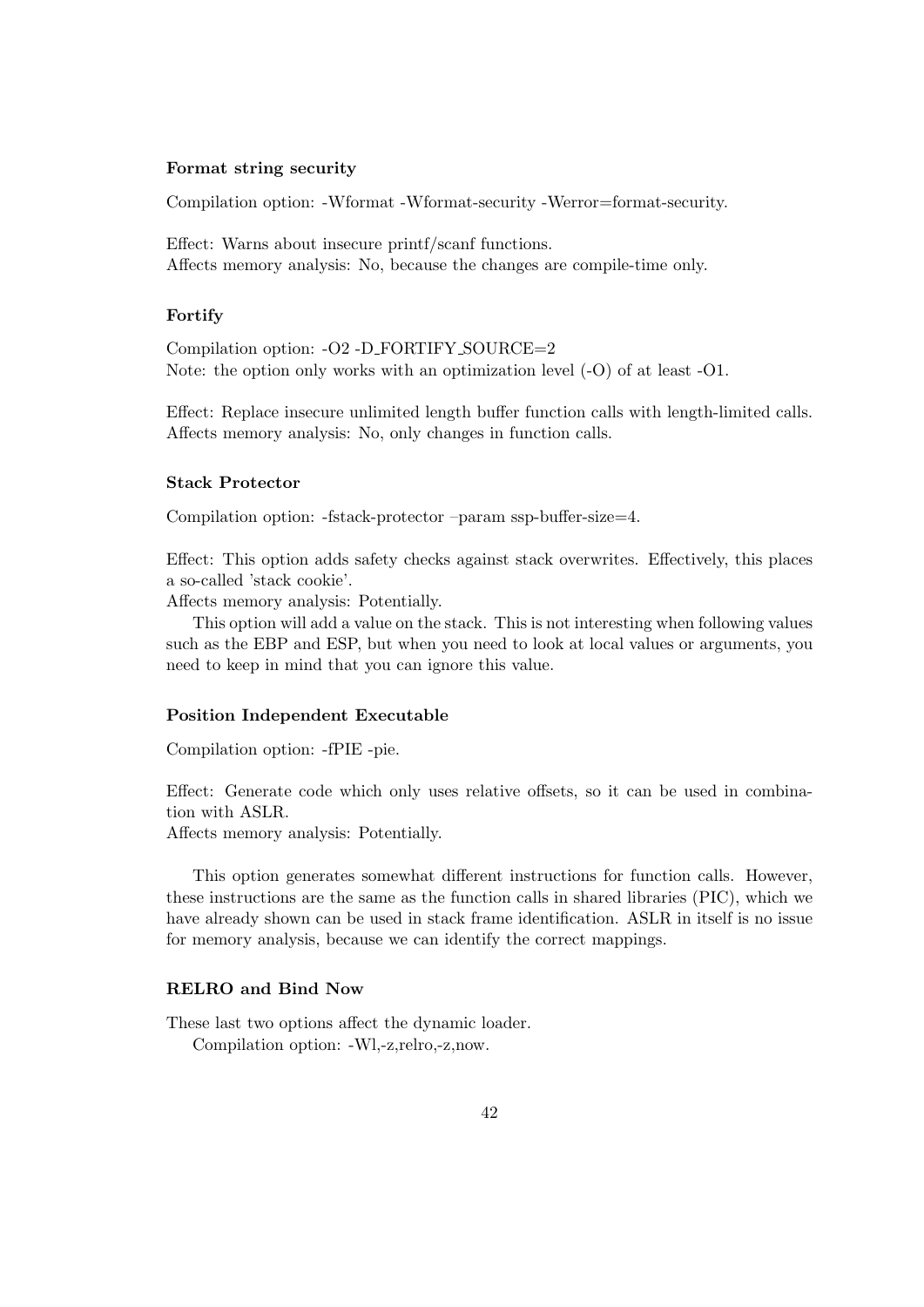#### Format string security

Compilation option: -Wformat -Wformat-security -Werror=format-security.

Effect: Warns about insecure printf/scanf functions.
Affects memory analysis: No, because the changes are compile-time only.

#### Fortify

Compilation option: -O2 -D_FORTIFY_SOURCE=2
Note: the option only works with an optimization level (-O) of at least -O1.

Effect: Replace insecure unlimited length buffer function calls with length-limited calls.
Affects memory analysis: No, only changes in function calls.

#### Stack Protector

Compilation option: -fstack-protector –param ssp-buffer-size=4.

Effect: This option adds safety checks against stack overwrites. Effectively, this places a so-called 'stack cookie'.
Affects memory analysis: Potentially.

This option will add a value on the stack. This is not interesting when following values such as the EBP and ESP, but when you need to look at local values or arguments, you need to keep in mind that you can ignore this value.

#### Position Independent Executable

Compilation option: -fPIE -pie.

Effect: Generate code which only uses relative offsets, so it can be used in combination with ASLR.
Affects memory analysis: Potentially.

This option generates somewhat different instructions for function calls. However, these instructions are the same as the function calls in shared libraries (PIC), which we have already shown can be used in stack frame identification. ASLR in itself is no issue for memory analysis, because we can identify the correct mappings.

#### RELRO and Bind Now

These last two options affect the dynamic loader.

Compilation option: -Wl,-z,relro,-z,now.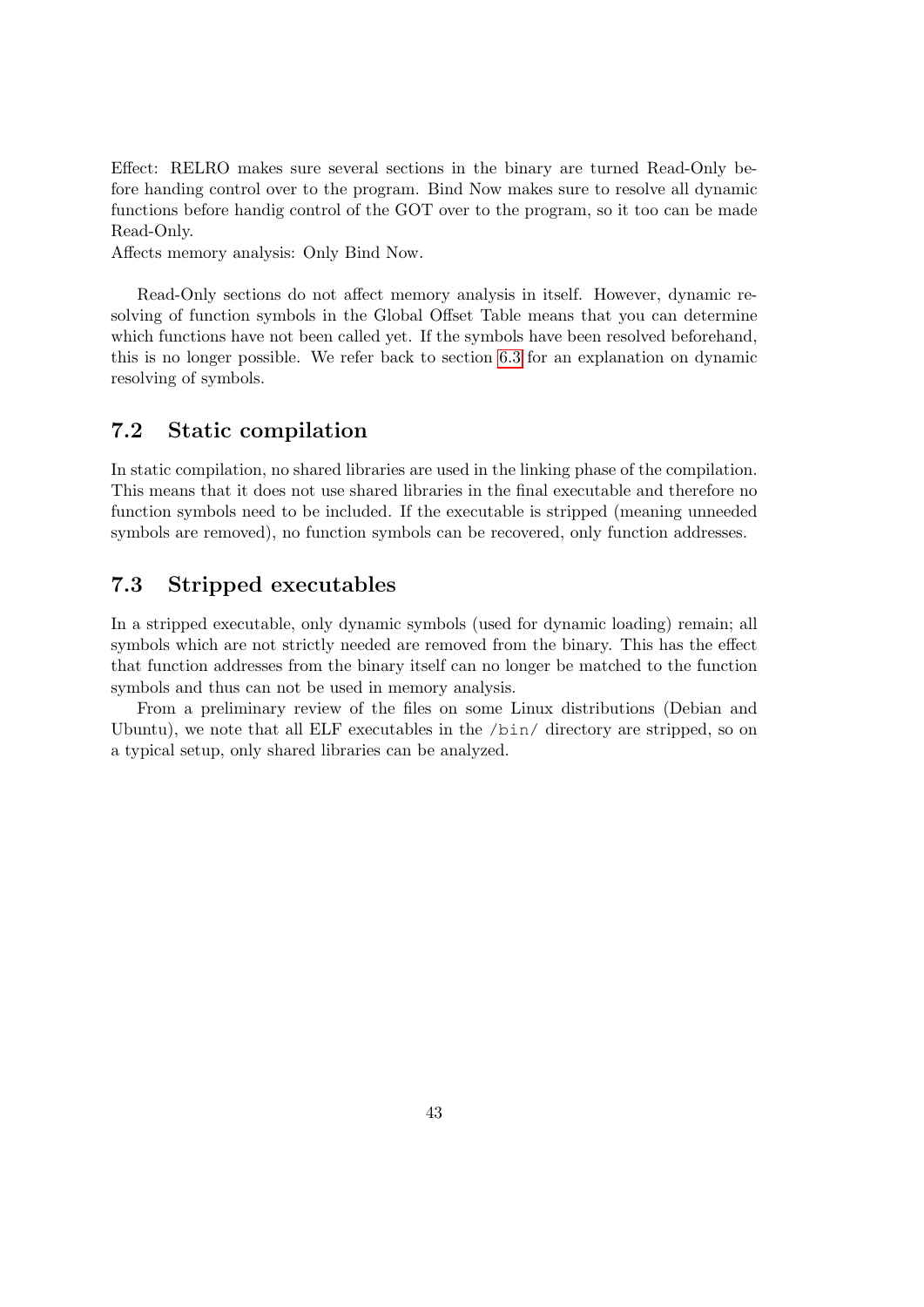Effect: RELRO makes sure several sections in the binary are turned Read-Only before handing control over to the program. Bind Now makes sure to resolve all dynamic functions before handig control of the GOT over to the program, so it too can be made Read-Only.
Affects memory analysis: Only Bind Now.

Read-Only sections do not affect memory analysis in itself. However, dynamic resolving of function symbols in the Global Offset Table means that you can determine which functions have not been called yet. If the symbols have been resolved beforehand, this is no longer possible. We refer back to section 6.3 for an explanation on dynamic resolving of symbols.

## 7.2 Static compilation

In static compilation, no shared libraries are used in the linking phase of the compilation. This means that it does not use shared libraries in the final executable and therefore no function symbols need to be included. If the executable is stripped (meaning unneeded symbols are removed), no function symbols can be recovered, only function addresses.

## 7.3 Stripped executables

In a stripped executable, only dynamic symbols (used for dynamic loading) remain; all symbols which are not strictly needed are removed from the binary. This has the effect that function addresses from the binary itself can no longer be matched to the function symbols and thus can not be used in memory analysis.

From a preliminary review of the files on some Linux distributions (Debian and Ubuntu), we note that all ELF executables in the `/bin/` directory are stripped, so on a typical setup, only shared libraries can be analyzed.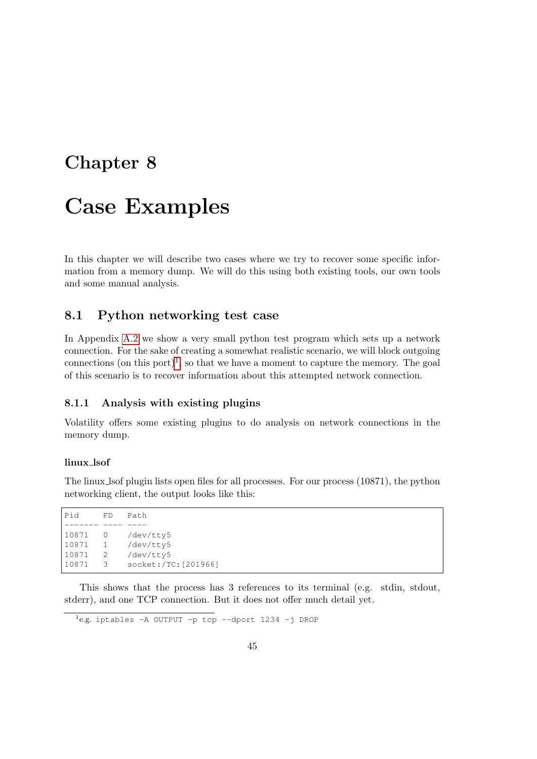# Chapter 8

# Case Examples

In this chapter we will describe two cases where we try to recover some specific information from a memory dump. We will do this using both existing tools, our own tools and some manual analysis.

## 8.1 Python networking test case

In Appendix A.2 we show a very small python test program which sets up a network connection. For the sake of creating a somewhat realistic scenario, we will block outgoing connections (on this port)[1], so that we have a moment to capture the memory. The goal of this scenario is to recover information about this attempted network connection.

### 8.1.1 Analysis with existing plugins

Volatility offers some existing plugins to do analysis on network connections in the memory dump.

#### linux_lsof

The linux_lsof plugin lists open files for all processes. For our process (10871), the python networking client, the output looks like this:

```
Pid      FD   Path
-------- ---- ----
10871    0    /dev/tty5
10871    1    /dev/tty5
10871    2    /dev/tty5
10871    3    socket:/TC:[201966]
```

This shows that the process has 3 references to its terminal (e.g. stdin, stdout, stderr), and one TCP connection. But it does not offer much detail yet.

[1] e.g. `iptables -A OUTPUT -p tcp --dport 1234 -j DROP`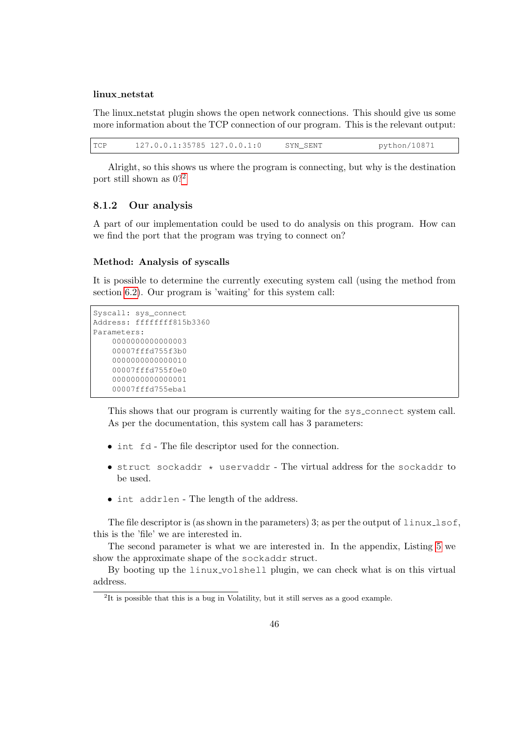**linux_netstat**

The linux_netstat plugin shows the open network connections. This should give us some more information about the TCP connection of our program. This is the relevant output:

```
TCP      127.0.0.1:35785 127.0.0.1:0      SYN_SENT          python/10871
```

Alright, so this shows us where the program is connecting, but why is the destination port still shown as 0?[2]

### 8.1.2 Our analysis

A part of our implementation could be used to do analysis on this program. How can we find the port that the program was trying to connect on?

**Method: Analysis of syscalls**

It is possible to determine the currently executing system call (using the method from section 6.2). Our program is 'waiting' for this system call:

```
Syscall: sys_connect
Address: ffffffff815b3360
Parameters:
    0000000000000003
    00007fffd755f3b0
    0000000000000010
    00007fffd755f0e0
    0000000000000001
    00007fffd755eba1
```

This shows that our program is currently waiting for the sys_connect system call. As per the documentation, this system call has 3 parameters:

- int fd - The file descriptor used for the connection.
- struct sockaddr * uservaddr - The virtual address for the sockaddr to be used.
- int addrlen - The length of the address.

The file descriptor is (as shown in the parameters) 3; as per the output of linux_lsof, this is the 'file' we are interested in.

The second parameter is what we are interested in. In the appendix, Listing 5 we show the approximate shape of the sockaddr struct.

By booting up the linux_volshell plugin, we can check what is on this virtual address.

[2] It is possible that this is a bug in Volatility, but it still serves as a good example.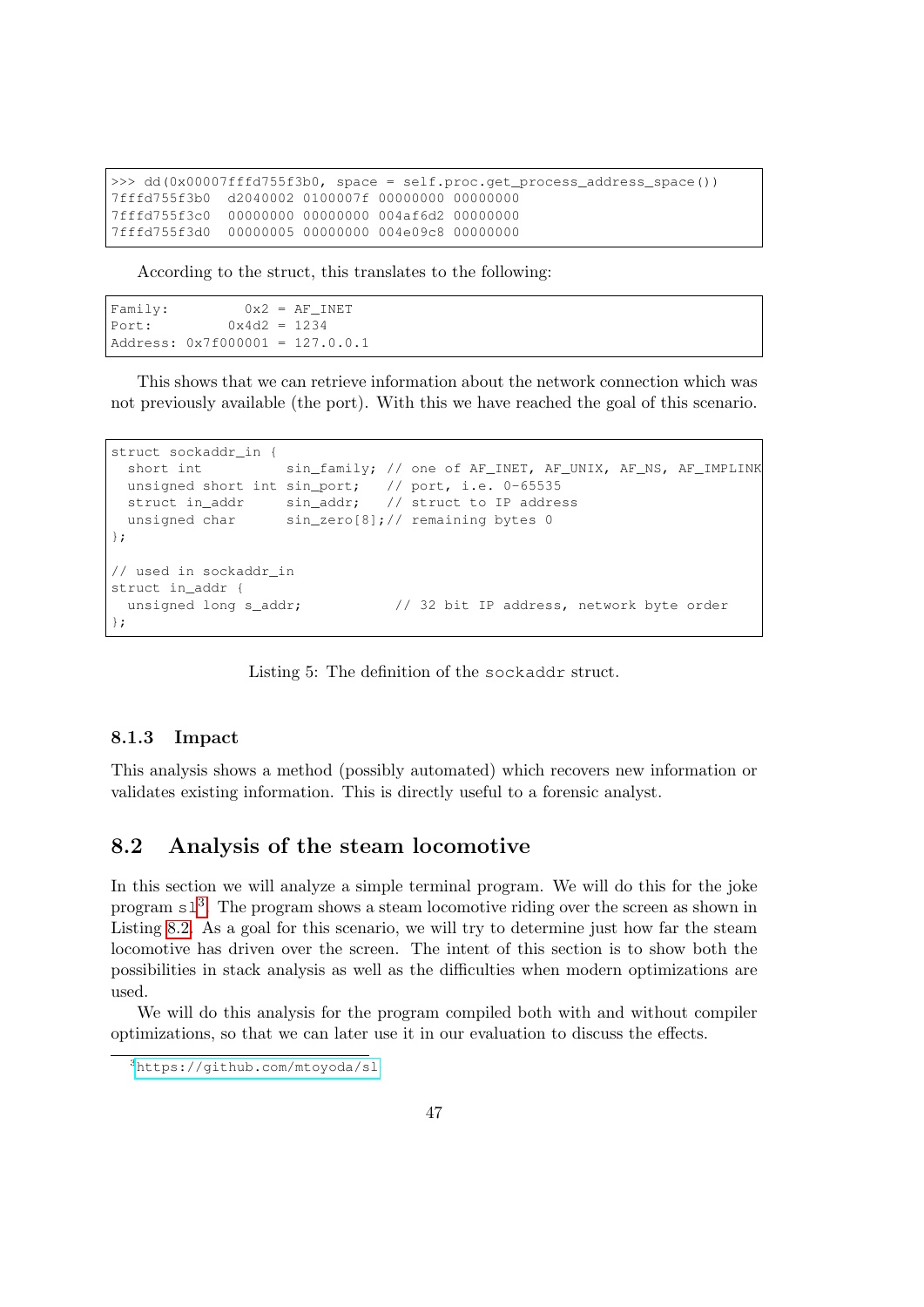```
>>> dd(0x00007fffd755f3b0, space = self.proc.get_process_address_space())
7fffd755f3b0  d2040002 0100007f 00000000 00000000
7fffd755f3c0  00000000 00000000 004af6d2 00000000
7fffd755f3d0  00000005 00000000 004e09c8 00000000
```

According to the struct, this translates to the following:

```
Family:         0x2 = AF_INET
Port:         0x4d2 = 1234
Address: 0x7f000001 = 127.0.0.1
```

This shows that we can retrieve information about the network connection which was not previously available (the port). With this we have reached the goal of this scenario.

```
struct sockaddr_in {
  short int          sin_family; // one of AF_INET, AF_UNIX, AF_NS, AF_IMPLINK
  unsigned short int sin_port;   // port, i.e. 0-65535
  struct in_addr     sin_addr;   // struct to IP address
  unsigned char      sin_zero[8];// remaining bytes 0
};

// used in sockaddr_in
struct in_addr {
  unsigned long s_addr;           // 32 bit IP address, network byte order
};
```

Listing 5: The definition of the `sockaddr` struct.

### 8.1.3 Impact

This analysis shows a method (possibly automated) which recovers new information or validates existing information. This is directly useful to a forensic analyst.

## 8.2 Analysis of the steam locomotive

In this section we will analyze a simple terminal program. We will do this for the joke program `sl`[3]. The program shows a steam locomotive riding over the screen as shown in Listing 8.2. As a goal for this scenario, we will try to determine just how far the steam locomotive has driven over the screen. The intent of this section is to show both the possibilities in stack analysis as well as the difficulties when modern optimizations are used.

We will do this analysis for the program compiled both with and without compiler optimizations, so that we can later use it in our evaluation to discuss the effects.

[3] https://github.com/mtoyoda/sl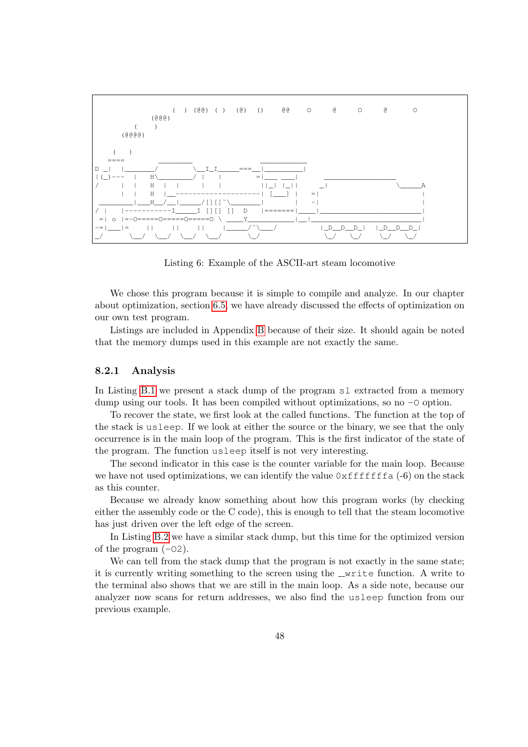```
                    (  ) (@@) ( )  (@)  ()    @@    O     @     O     @      O
               (@@@)
           (    )
        (@@@@)

      (   )
     ====        ________                ___________
D _|  |_______/        \__I_I_____===__|_________|
 |(_)---  |   H\________/ |   |        =|___ ___|      _________________
 /     |  |   H  |  |     |   |         ||_| |_||     _|                \_____A
       |  |   H  |__--------------------| [___] |   =|                        |
 ________|___H__/__|_____/[][]~\_______|       |   -|                        |
/ |   |-----------I_____I [][] []  D   |=======|____|________________________|_
 =| o |=-O=====O=====O=====O \ ____Y___________|__|__________________________|_
-=|___|=    ||    ||    ||    |_____/~\___/          |_D__D__D_|  |_D__D__D_|
 _/      \__/  \__/  \__/  \__/      \_/               \_/   \_/    \_/   \_/
```

Listing 6: Example of the ASCII-art steam locomotive

We chose this program because it is simple to compile and analyze. In our chapter about optimization, section 6.5, we have already discussed the effects of optimization on our own test program.

Listings are included in Appendix B because of their size. It should again be noted that the memory dumps used in this example are not exactly the same.

### 8.2.1 Analysis

In Listing B.1 we present a stack dump of the program `sl` extracted from a memory dump using our tools. It has been compiled without optimizations, so no `-O` option.

To recover the state, we first look at the called functions. The function at the top of the stack is `usleep`. If we look at either the source or the binary, we see that the only occurrence is in the main loop of the program. This is the first indicator of the state of the program. The function `usleep` itself is not very interesting.

The second indicator in this case is the counter variable for the main loop. Because we have not used optimizations, we can identify the value `0xfffffffa` (-6) on the stack as this counter.

Because we already know something about how this program works (by checking either the assembly code or the C code), this is enough to tell that the steam locomotive has just driven over the left edge of the screen.

In Listing B.2 we have a similar stack dump, but this time for the optimized version of the program (`-O2`).

We can tell from the stack dump that the program is not exactly in the same state; it is currently writing something to the screen using the `__write` function. A write to the terminal also shows that we are still in the main loop. As a side note, because our analyzer now scans for return addresses, we also find the `usleep` function from our previous example.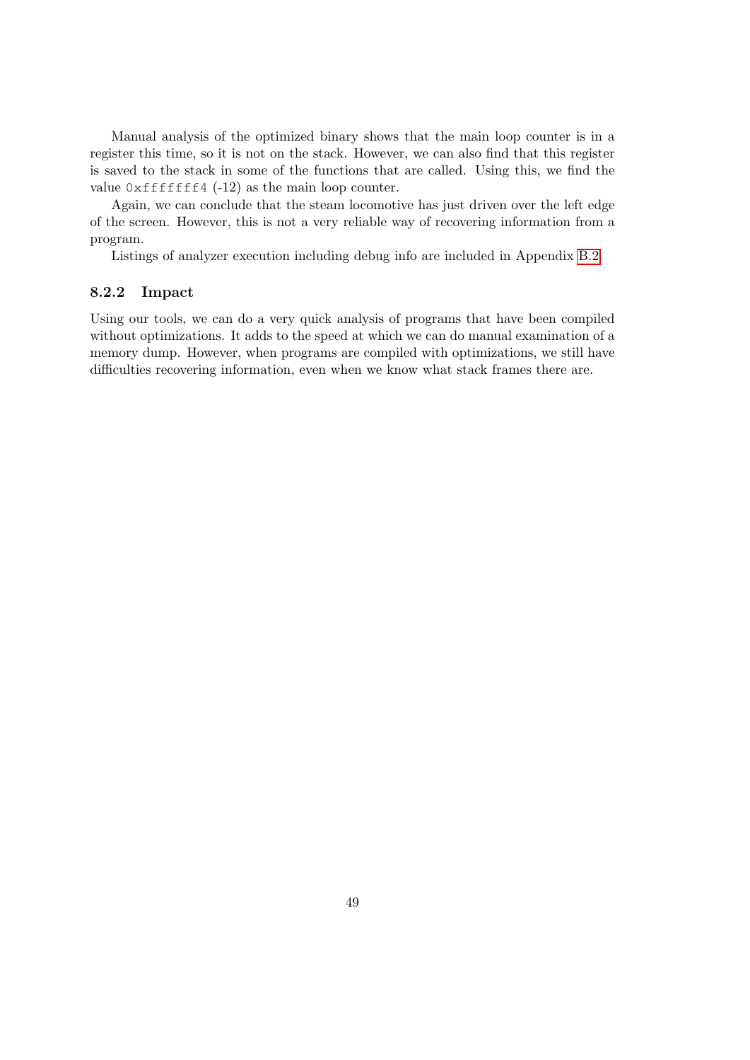Manual analysis of the optimized binary shows that the main loop counter is in a register this time, so it is not on the stack. However, we can also find that this register is saved to the stack in some of the functions that are called. Using this, we find the value `0xfffffff4` (-12) as the main loop counter.

Again, we can conclude that the steam locomotive has just driven over the left edge of the screen. However, this is not a very reliable way of recovering information from a program.

Listings of analyzer execution including debug info are included in Appendix B.2.

### 8.2.2 Impact

Using our tools, we can do a very quick analysis of programs that have been compiled without optimizations. It adds to the speed at which we can do manual examination of a memory dump. However, when programs are compiled with optimizations, we still have difficulties recovering information, even when we know what stack frames there are.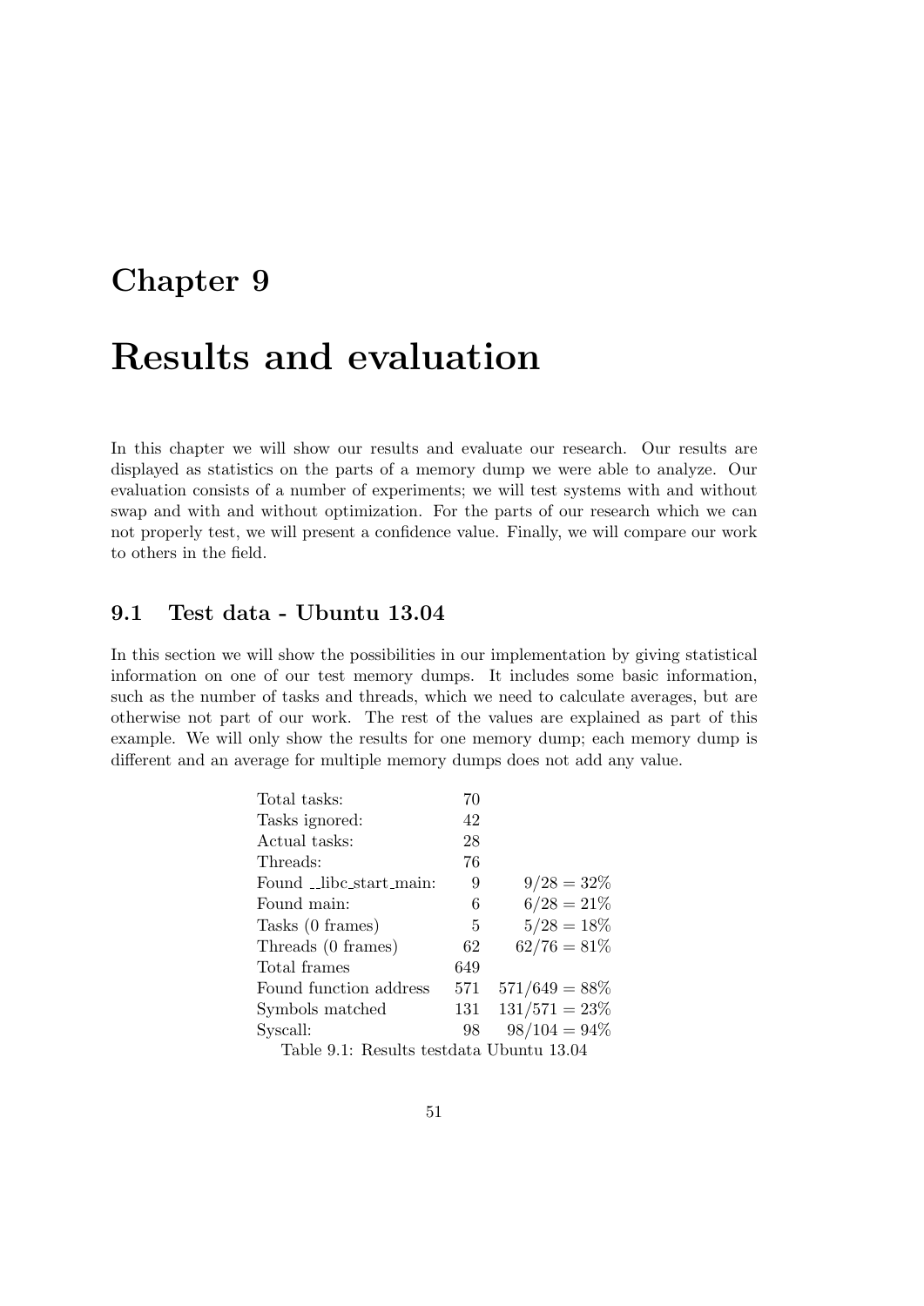# Chapter 9

# Results and evaluation

In this chapter we will show our results and evaluate our research. Our results are displayed as statistics on the parts of a memory dump we were able to analyze. Our evaluation consists of a number of experiments; we will test systems with and without swap and with and without optimization. For the parts of our research which we can not properly test, we will present a confidence value. Finally, we will compare our work to others in the field.

## 9.1 Test data - Ubuntu 13.04

In this section we will show the possibilities in our implementation by giving statistical information on one of our test memory dumps. It includes some basic information, such as the number of tasks and threads, which we need to calculate averages, but are otherwise not part of our work. The rest of the values are explained as part of this example. We will only show the results for one memory dump; each memory dump is different and an average for multiple memory dumps does not add any value.

| | | |
|---|---|---|
| Total tasks: | 70 | |
| Tasks ignored: | 42 | |
| Actual tasks: | 28 | |
| Threads: | 76 | |
| Found __libc_start_main: | 9 | $9/28 = 32\%$ |
| Found main: | 6 | $6/28 = 21\%$ |
| Tasks (0 frames) | 5 | $5/28 = 18\%$ |
| Threads (0 frames) | 62 | $62/76 = 81\%$ |
| Total frames | 649 | |
| Found function address | 571 | $571/649 = 88\%$ |
| Symbols matched | 131 | $131/571 = 23\%$ |
| Syscall: | 98 | $98/104 = 94\%$ |

Table 9.1: Results testdata Ubuntu 13.04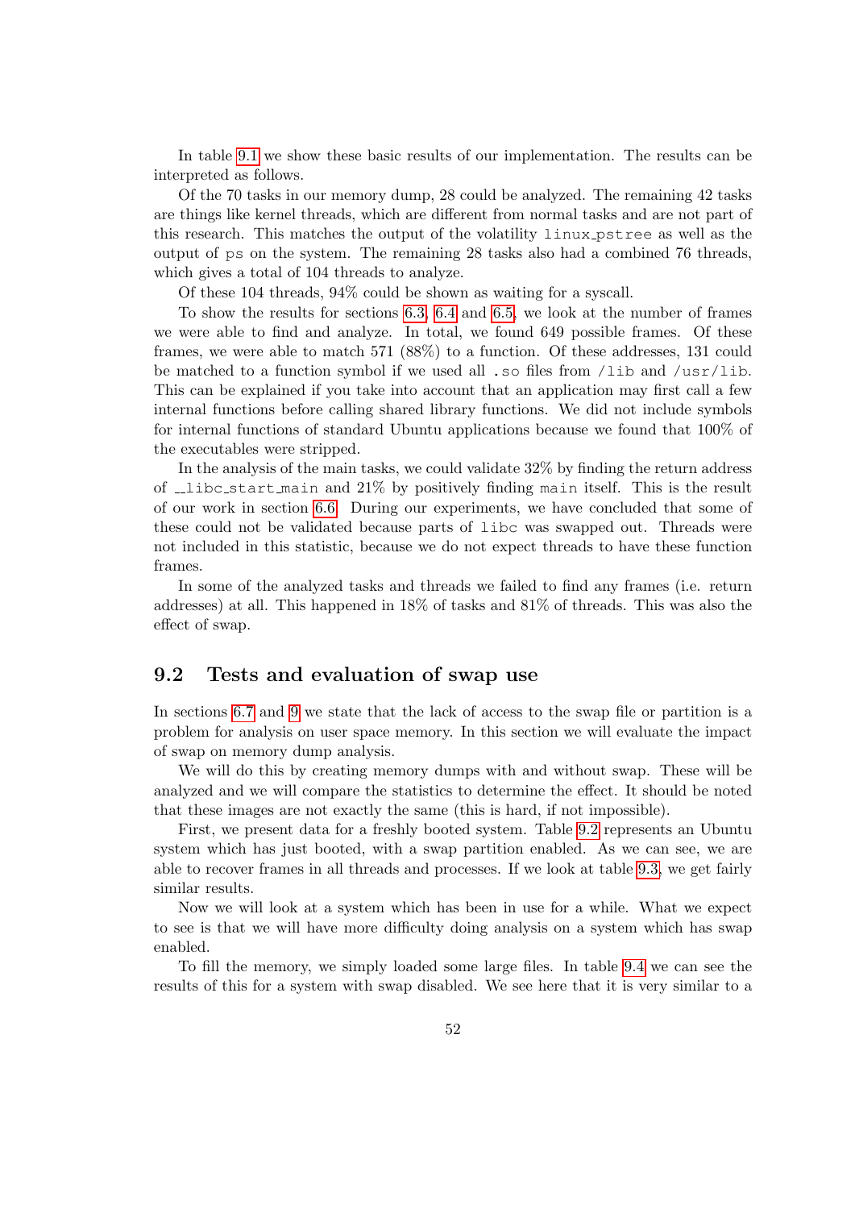In table 9.1 we show these basic results of our implementation. The results can be interpreted as follows.

Of the 70 tasks in our memory dump, 28 could be analyzed. The remaining 42 tasks are things like kernel threads, which are different from normal tasks and are not part of this research. This matches the output of the volatility `linux_pstree` as well as the output of `ps` on the system. The remaining 28 tasks also had a combined 76 threads, which gives a total of 104 threads to analyze.

Of these 104 threads, 94% could be shown as waiting for a syscall.

To show the results for sections 6.3, 6.4 and 6.5, we look at the number of frames we were able to find and analyze. In total, we found 649 possible frames. Of these frames, we were able to match 571 (88%) to a function. Of these addresses, 131 could be matched to a function symbol if we used all `.so` files from `/lib` and `/usr/lib`. This can be explained if you take into account that an application may first call a few internal functions before calling shared library functions. We did not include symbols for internal functions of standard Ubuntu applications because we found that 100% of the executables were stripped.

In the analysis of the main tasks, we could validate 32% by finding the return address of `__libc_start_main` and 21% by positively finding `main` itself. This is the result of our work in section 6.6. During our experiments, we have concluded that some of these could not be validated because parts of `libc` was swapped out. Threads were not included in this statistic, because we do not expect threads to have these function frames.

In some of the analyzed tasks and threads we failed to find any frames (i.e. return addresses) at all. This happened in 18% of tasks and 81% of threads. This was also the effect of swap.

## 9.2 Tests and evaluation of swap use

In sections 6.7 and 9 we state that the lack of access to the swap file or partition is a problem for analysis on user space memory. In this section we will evaluate the impact of swap on memory dump analysis.

We will do this by creating memory dumps with and without swap. These will be analyzed and we will compare the statistics to determine the effect. It should be noted that these images are not exactly the same (this is hard, if not impossible).

First, we present data for a freshly booted system. Table 9.2 represents an Ubuntu system which has just booted, with a swap partition enabled. As we can see, we are able to recover frames in all threads and processes. If we look at table 9.3, we get fairly similar results.

Now we will look at a system which has been in use for a while. What we expect to see is that we will have more difficulty doing analysis on a system which has swap enabled.

To fill the memory, we simply loaded some large files. In table 9.4 we can see the results of this for a system with swap disabled. We see here that it is very similar to a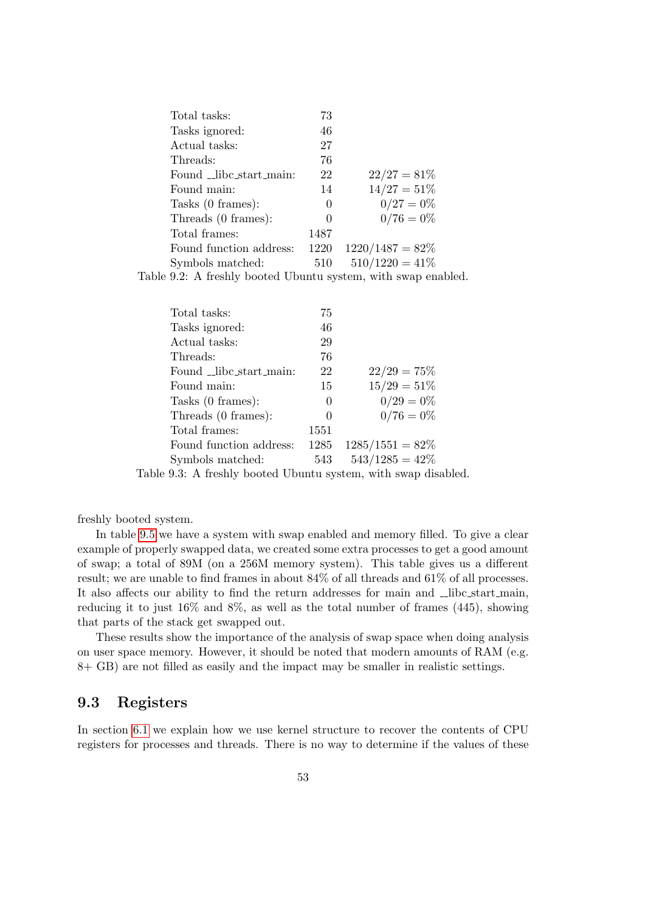| | | |
|---|---|---|
| Total tasks: | 73 | |
| Tasks ignored: | 46 | |
| Actual tasks: | 27 | |
| Threads: | 76 | |
| Found __libc_start_main: | 22 | $22/27 = 81\%$ |
| Found main: | 14 | $14/27 = 51\%$ |
| Tasks (0 frames): | 0 | $0/27 = 0\%$ |
| Threads (0 frames): | 0 | $0/76 = 0\%$ |
| Total frames: | 1487 | |
| Found function address: | 1220 | $1220/1487 = 82\%$ |
| Symbols matched: | 510 | $510/1220 = 41\%$ |

Table 9.2: A freshly booted Ubuntu system, with swap enabled.

| | | |
|---|---|---|
| Total tasks: | 75 | |
| Tasks ignored: | 46 | |
| Actual tasks: | 29 | |
| Threads: | 76 | |
| Found __libc_start_main: | 22 | $22/29 = 75\%$ |
| Found main: | 15 | $15/29 = 51\%$ |
| Tasks (0 frames): | 0 | $0/29 = 0\%$ |
| Threads (0 frames): | 0 | $0/76 = 0\%$ |
| Total frames: | 1551 | |
| Found function address: | 1285 | $1285/1551 = 82\%$ |
| Symbols matched: | 543 | $543/1285 = 42\%$ |

Table 9.3: A freshly booted Ubuntu system, with swap disabled.

freshly booted system.

In table 9.5 we have a system with swap enabled and memory filled. To give a clear example of properly swapped data, we created some extra processes to get a good amount of swap; a total of 89M (on a 256M memory system). This table gives us a different result; we are unable to find frames in about 84% of all threads and 61% of all processes. It also affects our ability to find the return addresses for main and __libc_start_main, reducing it to just 16% and 8%, as well as the total number of frames (445), showing that parts of the stack get swapped out.

These results show the importance of the analysis of swap space when doing analysis on user space memory. However, it should be noted that modern amounts of RAM (e.g. 8+ GB) are not filled as easily and the impact may be smaller in realistic settings.

## 9.3 Registers

In section 6.1 we explain how we use kernel structure to recover the contents of CPU registers for processes and threads. There is no way to determine if the values of these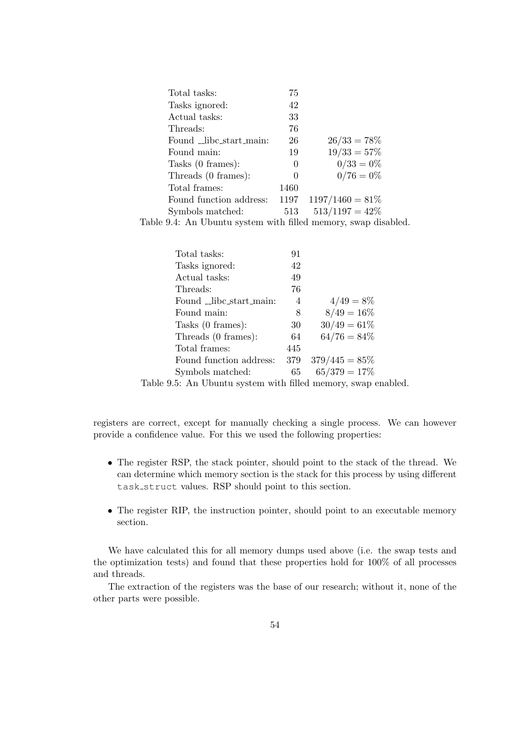| | | |
|---|---|---|
| Total tasks: | 75 | |
| Tasks ignored: | 42 | |
| Actual tasks: | 33 | |
| Threads: | 76 | |
| Found __libc_start_main: | 26 | $26/33 = 78\%$ |
| Found main: | 19 | $19/33 = 57\%$ |
| Tasks (0 frames): | 0 | $0/33 = 0\%$ |
| Threads (0 frames): | 0 | $0/76 = 0\%$ |
| Total frames: | 1460 | |
| Found function address: | 1197 | $1197/1460 = 81\%$ |
| Symbols matched: | 513 | $513/1197 = 42\%$ |

Table 9.4: An Ubuntu system with filled memory, swap disabled.

| | | |
|---|---|---|
| Total tasks: | 91 | |
| Tasks ignored: | 42 | |
| Actual tasks: | 49 | |
| Threads: | 76 | |
| Found __libc_start_main: | 4 | $4/49 = 8\%$ |
| Found main: | 8 | $8/49 = 16\%$ |
| Tasks (0 frames): | 30 | $30/49 = 61\%$ |
| Threads (0 frames): | 64 | $64/76 = 84\%$ |
| Total frames: | 445 | |
| Found function address: | 379 | $379/445 = 85\%$ |
| Symbols matched: | 65 | $65/379 = 17\%$ |

Table 9.5: An Ubuntu system with filled memory, swap enabled.

registers are correct, except for manually checking a single process. We can however provide a confidence value. For this we used the following properties:

- The register RSP, the stack pointer, should point to the stack of the thread. We can determine which memory section is the stack for this process by using different `task_struct` values. RSP should point to this section.
- The register RIP, the instruction pointer, should point to an executable memory section.

We have calculated this for all memory dumps used above (i.e. the swap tests and the optimization tests) and found that these properties hold for 100% of all processes and threads.

The extraction of the registers was the base of our research; without it, none of the other parts were possible.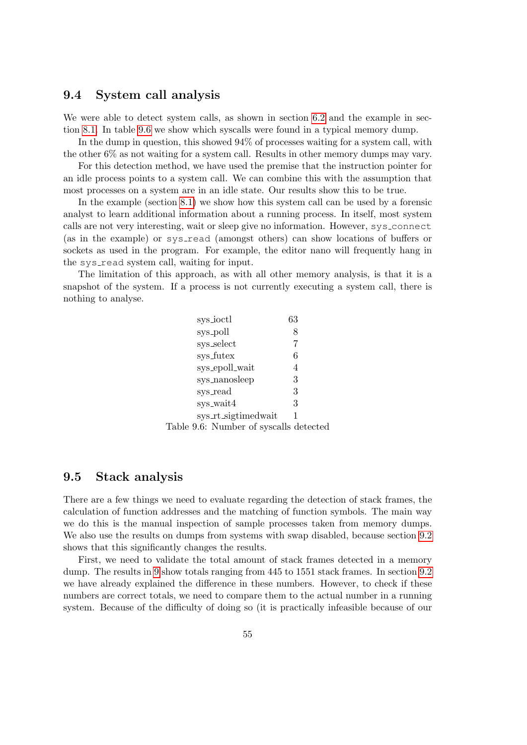## 9.4 System call analysis

We were able to detect system calls, as shown in section 6.2 and the example in section 8.1. In table 9.6 we show which syscalls were found in a typical memory dump.

In the dump in question, this showed 94% of processes waiting for a system call, with the other 6% as not waiting for a system call. Results in other memory dumps may vary.

For this detection method, we have used the premise that the instruction pointer for an idle process points to a system call. We can combine this with the assumption that most processes on a system are in an idle state. Our results show this to be true.

In the example (section 8.1) we show how this system call can be used by a forensic analyst to learn additional information about a running process. In itself, most system calls are not very interesting, wait or sleep give no information. However, `sys_connect` (as in the example) or `sys_read` (amongst others) can show locations of buffers or sockets as used in the program. For example, the editor nano will frequently hang in the `sys_read` system call, waiting for input.

The limitation of this approach, as with all other memory analysis, is that it is a snapshot of the system. If a process is not currently executing a system call, there is nothing to analyse.

| | |
|---|---|
| sys_ioctl | 63 |
| sys_poll | 8 |
| sys_select | 7 |
| sys_futex | 6 |
| sys_epoll_wait | 4 |
| sys_nanosleep | 3 |
| sys_read | 3 |
| sys_wait4 | 3 |
| sys_rt_sigtimedwait | 1 |

Table 9.6: Number of syscalls detected

## 9.5 Stack analysis

There are a few things we need to evaluate regarding the detection of stack frames, the calculation of function addresses and the matching of function symbols. The main way we do this is the manual inspection of sample processes taken from memory dumps. We also use the results on dumps from systems with swap disabled, because section 9.2 shows that this significantly changes the results.

First, we need to validate the total amount of stack frames detected in a memory dump. The results in 9 show totals ranging from 445 to 1551 stack frames. In section 9.2 we have already explained the difference in these numbers. However, to check if these numbers are correct totals, we need to compare them to the actual number in a running system. Because of the difficulty of doing so (it is practically infeasible because of our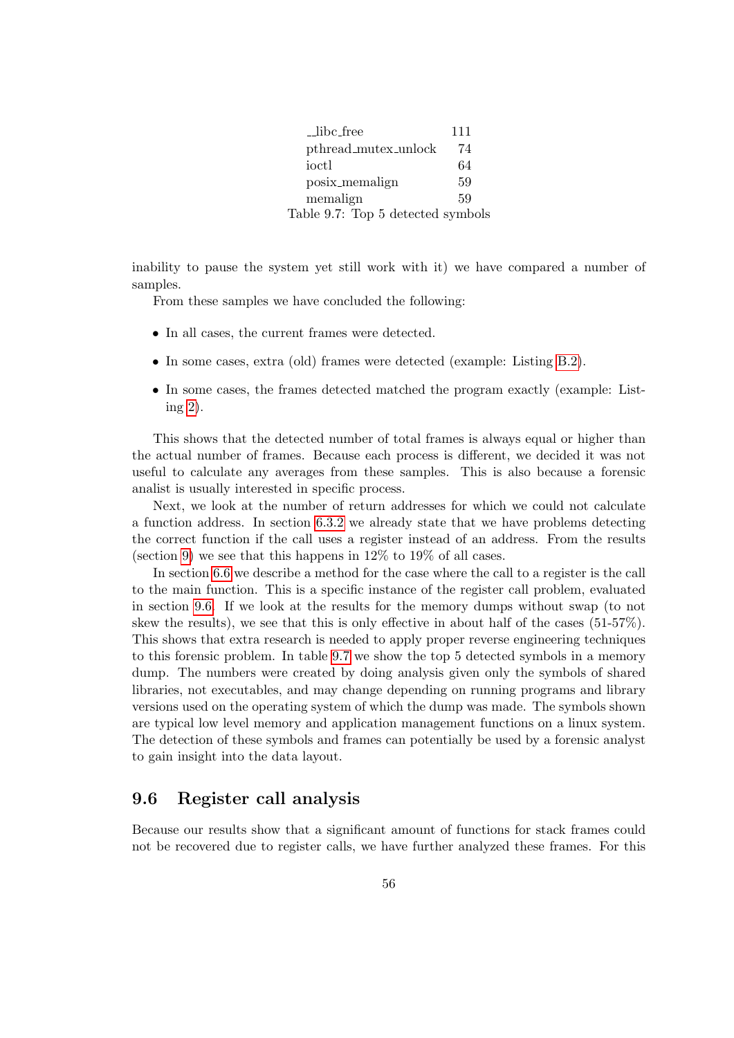| | |
|---|---|
| __libc_free | 111 |
| pthread_mutex_unlock | 74 |
| ioctl | 64 |
| posix_memalign | 59 |
| memalign | 59 |

Table 9.7: Top 5 detected symbols

inability to pause the system yet still work with it) we have compared a number of samples.

From these samples we have concluded the following:

- In all cases, the current frames were detected.
- In some cases, extra (old) frames were detected (example: Listing B.2).
- In some cases, the frames detected matched the program exactly (example: Listing 2).

This shows that the detected number of total frames is always equal or higher than the actual number of frames. Because each process is different, we decided it was not useful to calculate any averages from these samples. This is also because a forensic analist is usually interested in specific process.

Next, we look at the number of return addresses for which we could not calculate a function address. In section 6.3.2 we already state that we have problems detecting the correct function if the call uses a register instead of an address. From the results (section 9) we see that this happens in 12% to 19% of all cases.

In section 6.6 we describe a method for the case where the call to a register is the call to the main function. This is a specific instance of the register call problem, evaluated in section 9.6. If we look at the results for the memory dumps without swap (to not skew the results), we see that this is only effective in about half of the cases (51-57%). This shows that extra research is needed to apply proper reverse engineering techniques to this forensic problem. In table 9.7 we show the top 5 detected symbols in a memory dump. The numbers were created by doing analysis given only the symbols of shared libraries, not executables, and may change depending on running programs and library versions used on the operating system of which the dump was made. The symbols shown are typical low level memory and application management functions on a linux system. The detection of these symbols and frames can potentially be used by a forensic analyst to gain insight into the data layout.

## 9.6 Register call analysis

Because our results show that a significant amount of functions for stack frames could not be recovered due to register calls, we have further analyzed these frames. For this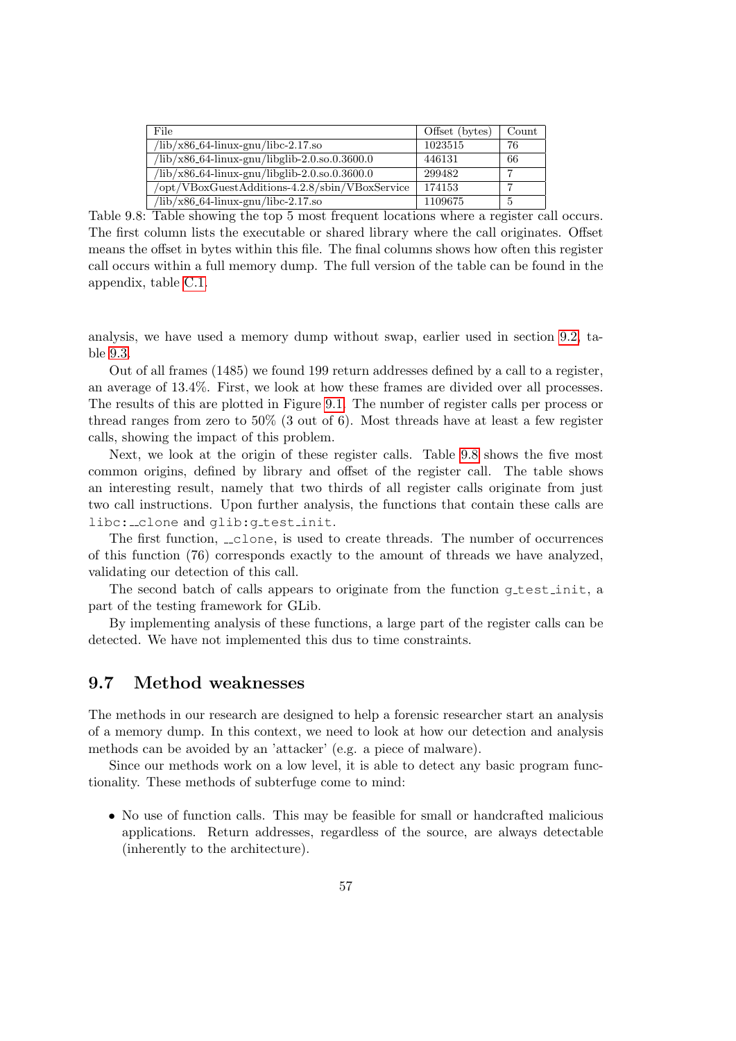| File | Offset (bytes) | Count |
|---|---|---|
| /lib/x86_64-linux-gnu/libc-2.17.so | 1023515 | 76 |
| /lib/x86_64-linux-gnu/libglib-2.0.so.0.3600.0 | 446131 | 66 |
| /lib/x86_64-linux-gnu/libglib-2.0.so.0.3600.0 | 299482 | 7 |
| /opt/VBoxGuestAdditions-4.2.8/sbin/VBoxService | 174153 | 7 |
| /lib/x86_64-linux-gnu/libc-2.17.so | 1109675 | 5 |

Table 9.8: Table showing the top 5 most frequent locations where a register call occurs. The first column lists the executable or shared library where the call originates. Offset means the offset in bytes within this file. The final columns shows how often this register call occurs within a full memory dump. The full version of the table can be found in the appendix, table C.1.

analysis, we have used a memory dump without swap, earlier used in section 9.2, table 9.3.

Out of all frames (1485) we found 199 return addresses defined by a call to a register, an average of 13.4%. First, we look at how these frames are divided over all processes. The results of this are plotted in Figure 9.1. The number of register calls per process or thread ranges from zero to 50% (3 out of 6). Most threads have at least a few register calls, showing the impact of this problem.

Next, we look at the origin of these register calls. Table 9.8 shows the five most common origins, defined by library and offset of the register call. The table shows an interesting result, namely that two thirds of all register calls originate from just two call instructions. Upon further analysis, the functions that contain these calls are `libc:__clone` and `glib:g_test_init`.

The first function, `__clone`, is used to create threads. The number of occurrences of this function (76) corresponds exactly to the amount of threads we have analyzed, validating our detection of this call.

The second batch of calls appears to originate from the function `g_test_init`, a part of the testing framework for GLib.

By implementing analysis of these functions, a large part of the register calls can be detected. We have not implemented this dus to time constraints.

## 9.7 Method weaknesses

The methods in our research are designed to help a forensic researcher start an analysis of a memory dump. In this context, we need to look at how our detection and analysis methods can be avoided by an 'attacker' (e.g. a piece of malware).

Since our methods work on a low level, it is able to detect any basic program functionality. These methods of subterfuge come to mind:

- No use of function calls. This may be feasible for small or handcrafted malicious applications. Return addresses, regardless of the source, are always detectable (inherently to the architecture).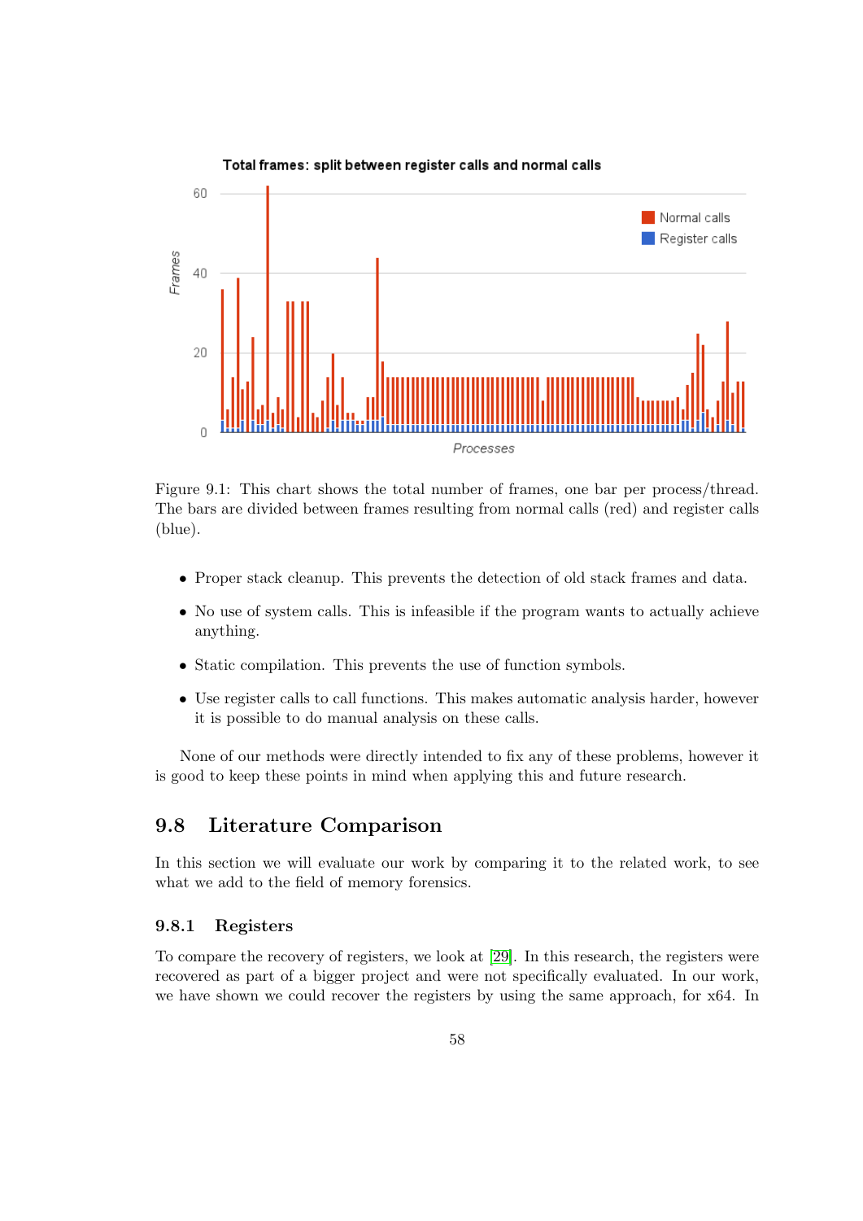Figure 9.1: This chart shows the total number of frames, one bar per process/thread. The bars are divided between frames resulting from normal calls (red) and register calls (blue).

- Proper stack cleanup. This prevents the detection of old stack frames and data.
- No use of system calls. This is infeasible if the program wants to actually achieve anything.
- Static compilation. This prevents the use of function symbols.
- Use register calls to call functions. This makes automatic analysis harder, however it is possible to do manual analysis on these calls.

None of our methods were directly intended to fix any of these problems, however it is good to keep these points in mind when applying this and future research.

## 9.8 Literature Comparison

In this section we will evaluate our work by comparing it to the related work, to see what we add to the field of memory forensics.

### 9.8.1 Registers

To compare the recovery of registers, we look at [29]. In this research, the registers were recovered as part of a bigger project and were not specifically evaluated. In our work, we have shown we could recover the registers by using the same approach, for x64. In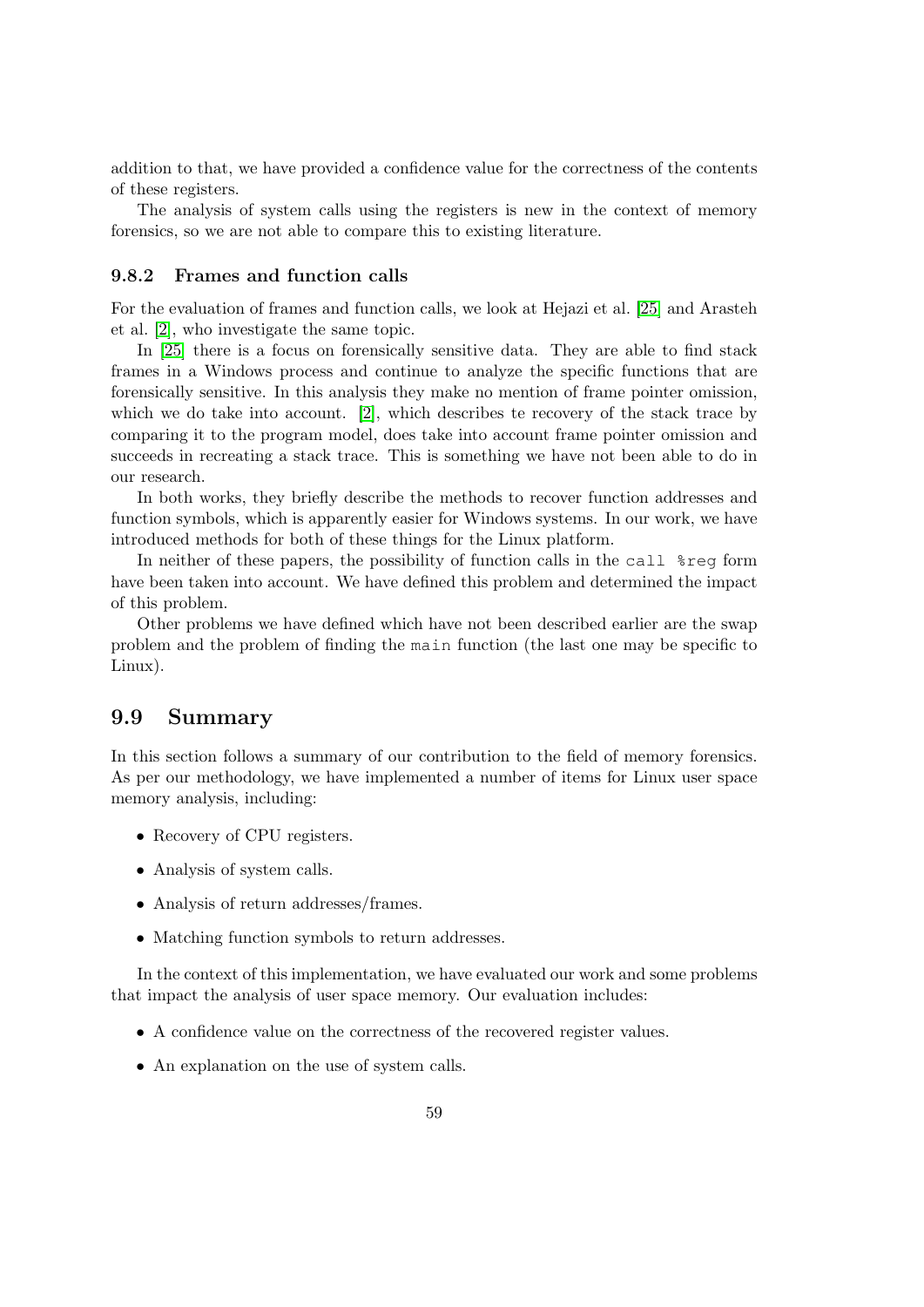addition to that, we have provided a confidence value for the correctness of the contents of these registers.

The analysis of system calls using the registers is new in the context of memory forensics, so we are not able to compare this to existing literature.

### 9.8.2 Frames and function calls

For the evaluation of frames and function calls, we look at Hejazi et al. [25] and Arasteh et al. [2], who investigate the same topic.

In [25] there is a focus on forensically sensitive data. They are able to find stack frames in a Windows process and continue to analyze the specific functions that are forensically sensitive. In this analysis they make no mention of frame pointer omission, which we do take into account. [2], which describes te recovery of the stack trace by comparing it to the program model, does take into account frame pointer omission and succeeds in recreating a stack trace. This is something we have not been able to do in our research.

In both works, they briefly describe the methods to recover function addresses and function symbols, which is apparently easier for Windows systems. In our work, we have introduced methods for both of these things for the Linux platform.

In neither of these papers, the possibility of function calls in the `call %reg` form have been taken into account. We have defined this problem and determined the impact of this problem.

Other problems we have defined which have not been described earlier are the swap problem and the problem of finding the `main` function (the last one may be specific to Linux).

## 9.9 Summary

In this section follows a summary of our contribution to the field of memory forensics. As per our methodology, we have implemented a number of items for Linux user space memory analysis, including:

- Recovery of CPU registers.
- Analysis of system calls.
- Analysis of return addresses/frames.
- Matching function symbols to return addresses.

In the context of this implementation, we have evaluated our work and some problems that impact the analysis of user space memory. Our evaluation includes:

- A confidence value on the correctness of the recovered register values.
- An explanation on the use of system calls.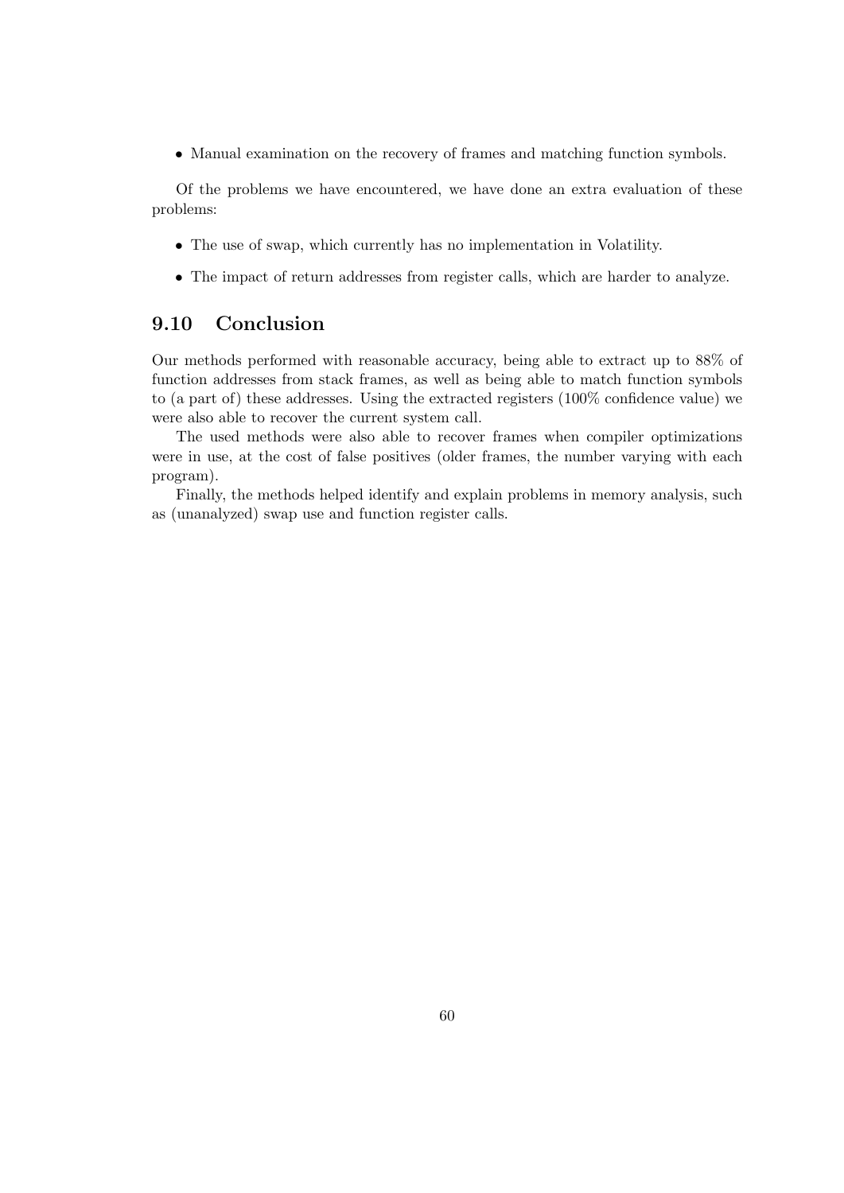- Manual examination on the recovery of frames and matching function symbols.

Of the problems we have encountered, we have done an extra evaluation of these problems:

- The use of swap, which currently has no implementation in Volatility.
- The impact of return addresses from register calls, which are harder to analyze.

## 9.10 Conclusion

Our methods performed with reasonable accuracy, being able to extract up to 88% of function addresses from stack frames, as well as being able to match function symbols to (a part of) these addresses. Using the extracted registers (100% confidence value) we were also able to recover the current system call.

The used methods were also able to recover frames when compiler optimizations were in use, at the cost of false positives (older frames, the number varying with each program).

Finally, the methods helped identify and explain problems in memory analysis, such as (unanalyzed) swap use and function register calls.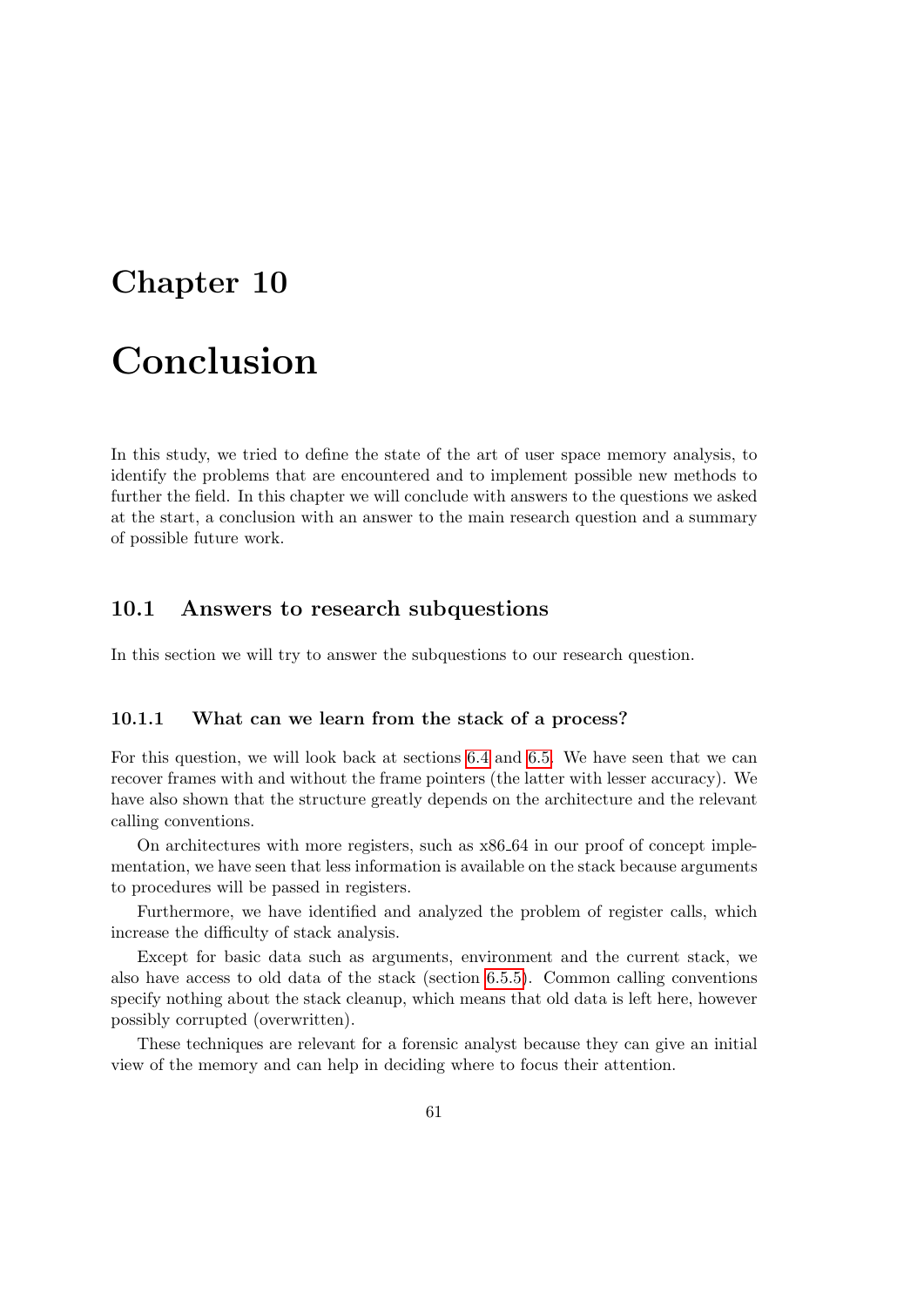# Chapter 10

# Conclusion

In this study, we tried to define the state of the art of user space memory analysis, to identify the problems that are encountered and to implement possible new methods to further the field. In this chapter we will conclude with answers to the questions we asked at the start, a conclusion with an answer to the main research question and a summary of possible future work.

## 10.1 Answers to research subquestions

In this section we will try to answer the subquestions to our research question.

### 10.1.1 What can we learn from the stack of a process?

For this question, we will look back at sections 6.4 and 6.5. We have seen that we can recover frames with and without the frame pointers (the latter with lesser accuracy). We have also shown that the structure greatly depends on the architecture and the relevant calling conventions.

On architectures with more registers, such as x86_64 in our proof of concept implementation, we have seen that less information is available on the stack because arguments to procedures will be passed in registers.

Furthermore, we have identified and analyzed the problem of register calls, which increase the difficulty of stack analysis.

Except for basic data such as arguments, environment and the current stack, we also have access to old data of the stack (section 6.5.5). Common calling conventions specify nothing about the stack cleanup, which means that old data is left here, however possibly corrupted (overwritten).

These techniques are relevant for a forensic analyst because they can give an initial view of the memory and can help in deciding where to focus their attention.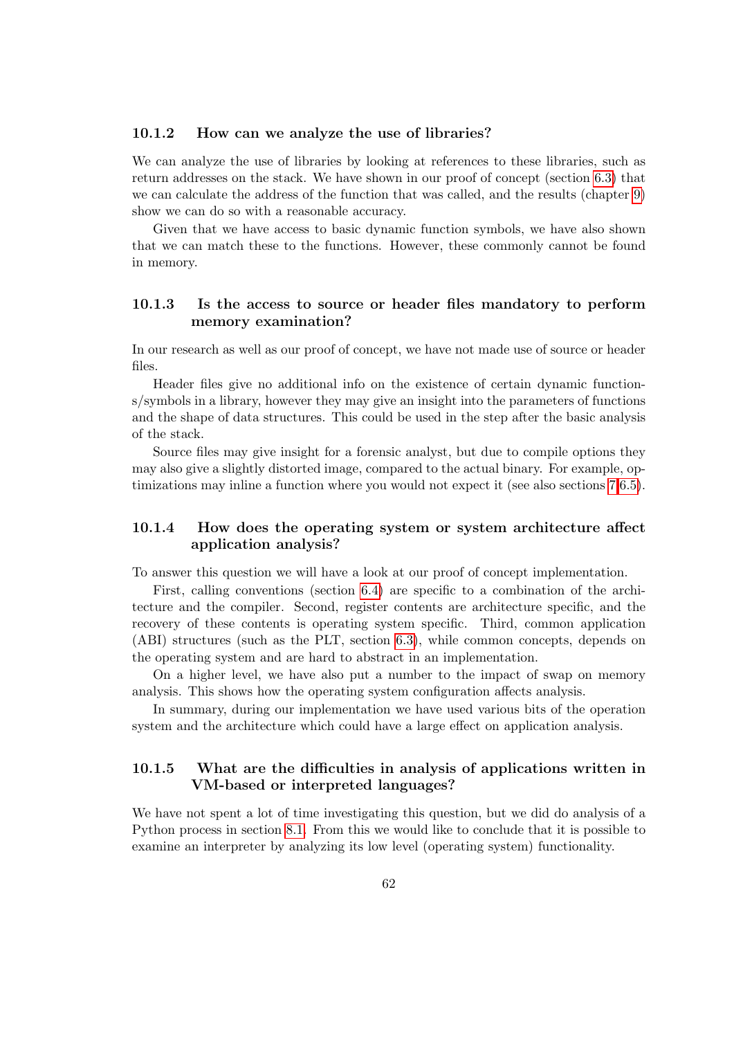### 10.1.2 How can we analyze the use of libraries?

We can analyze the use of libraries by looking at references to these libraries, such as return addresses on the stack. We have shown in our proof of concept (section 6.3) that we can calculate the address of the function that was called, and the results (chapter 9) show we can do so with a reasonable accuracy.

Given that we have access to basic dynamic function symbols, we have also shown that we can match these to the functions. However, these commonly cannot be found in memory.

### 10.1.3 Is the access to source or header files mandatory to perform memory examination?

In our research as well as our proof of concept, we have not made use of source or header files.

Header files give no additional info on the existence of certain dynamic functions/symbols in a library, however they may give an insight into the parameters of functions and the shape of data structures. This could be used in the step after the basic analysis of the stack.

Source files may give insight for a forensic analyst, but due to compile options they may also give a slightly distorted image, compared to the actual binary. For example, optimizations may inline a function where you would not expect it (see also sections 7,6.5).

### 10.1.4 How does the operating system or system architecture affect application analysis?

To answer this question we will have a look at our proof of concept implementation.

First, calling conventions (section 6.4) are specific to a combination of the architecture and the compiler. Second, register contents are architecture specific, and the recovery of these contents is operating system specific. Third, common application (ABI) structures (such as the PLT, section 6.3), while common concepts, depends on the operating system and are hard to abstract in an implementation.

On a higher level, we have also put a number to the impact of swap on memory analysis. This shows how the operating system configuration affects analysis.

In summary, during our implementation we have used various bits of the operation system and the architecture which could have a large effect on application analysis.

### 10.1.5 What are the difficulties in analysis of applications written in VM-based or interpreted languages?

We have not spent a lot of time investigating this question, but we did do analysis of a Python process in section 8.1. From this we would like to conclude that it is possible to examine an interpreter by analyzing its low level (operating system) functionality.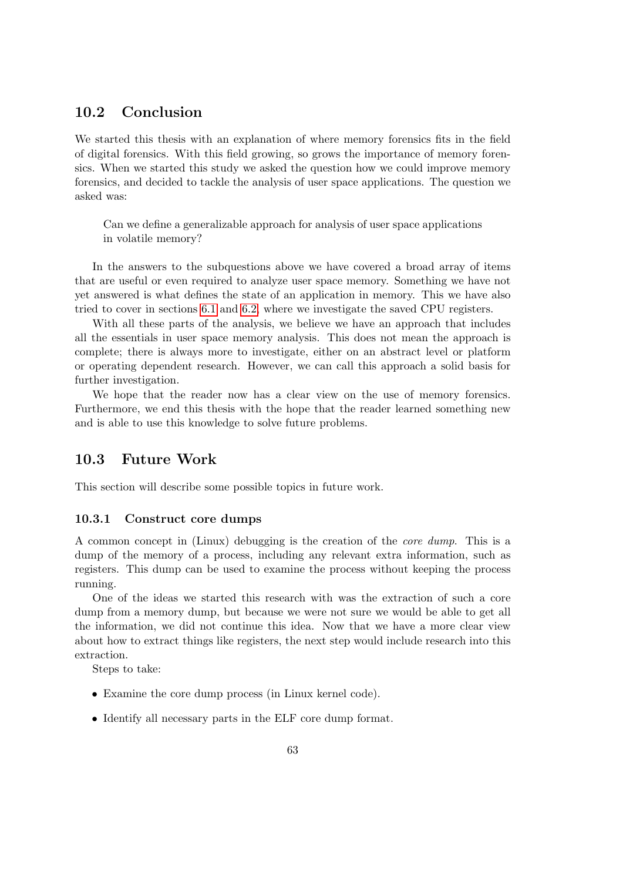## 10.2 Conclusion

We started this thesis with an explanation of where memory forensics fits in the field of digital forensics. With this field growing, so grows the importance of memory forensics. When we started this study we asked the question how we could improve memory forensics, and decided to tackle the analysis of user space applications. The question we asked was:

> Can we define a generalizable approach for analysis of user space applications in volatile memory?

In the answers to the subquestions above we have covered a broad array of items that are useful or even required to analyze user space memory. Something we have not yet answered is what defines the state of an application in memory. This we have also tried to cover in sections 6.1 and 6.2, where we investigate the saved CPU registers.

With all these parts of the analysis, we believe we have an approach that includes all the essentials in user space memory analysis. This does not mean the approach is complete; there is always more to investigate, either on an abstract level or platform or operating dependent research. However, we can call this approach a solid basis for further investigation.

We hope that the reader now has a clear view on the use of memory forensics. Furthermore, we end this thesis with the hope that the reader learned something new and is able to use this knowledge to solve future problems.

## 10.3 Future Work

This section will describe some possible topics in future work.

### 10.3.1 Construct core dumps

A common concept in (Linux) debugging is the creation of the *core dump*. This is a dump of the memory of a process, including any relevant extra information, such as registers. This dump can be used to examine the process without keeping the process running.

One of the ideas we started this research with was the extraction of such a core dump from a memory dump, but because we were not sure we would be able to get all the information, we did not continue this idea. Now that we have a more clear view about how to extract things like registers, the next step would include research into this extraction.

Steps to take:

- Examine the core dump process (in Linux kernel code).
- Identify all necessary parts in the ELF core dump format.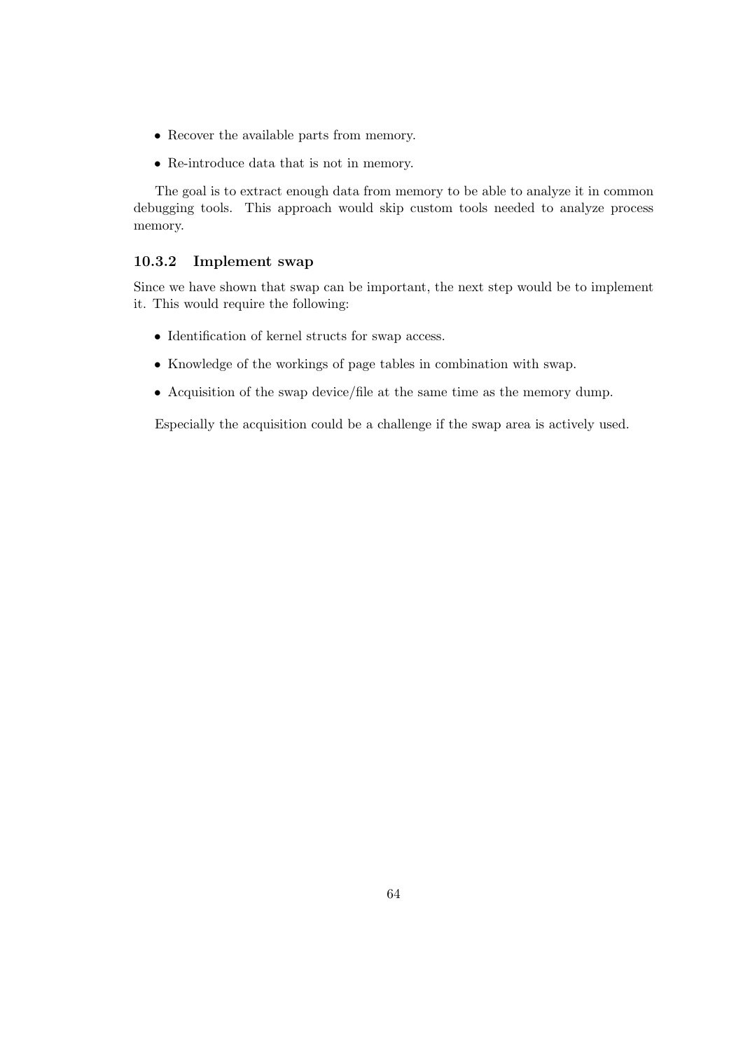- Recover the available parts from memory.
- Re-introduce data that is not in memory.

The goal is to extract enough data from memory to be able to analyze it in common debugging tools. This approach would skip custom tools needed to analyze process memory.

### 10.3.2 Implement swap

Since we have shown that swap can be important, the next step would be to implement it. This would require the following:

- Identification of kernel structs for swap access.
- Knowledge of the workings of page tables in combination with swap.
- Acquisition of the swap device/file at the same time as the memory dump.

Especially the acquisition could be a challenge if the swap area is actively used.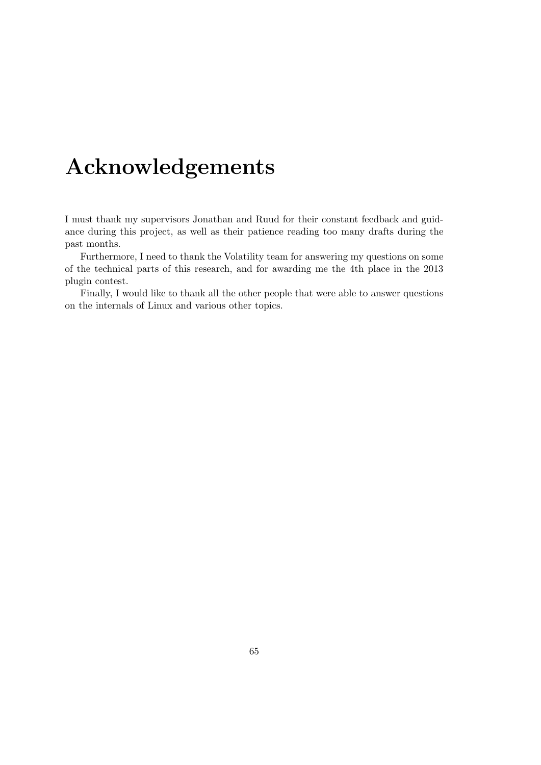# Acknowledgements

I must thank my supervisors Jonathan and Ruud for their constant feedback and guidance during this project, as well as their patience reading too many drafts during the past months.

Furthermore, I need to thank the Volatility team for answering my questions on some of the technical parts of this research, and for awarding me the 4th place in the 2013 plugin contest.

Finally, I would like to thank all the other people that were able to answer questions on the internals of Linux and various other topics.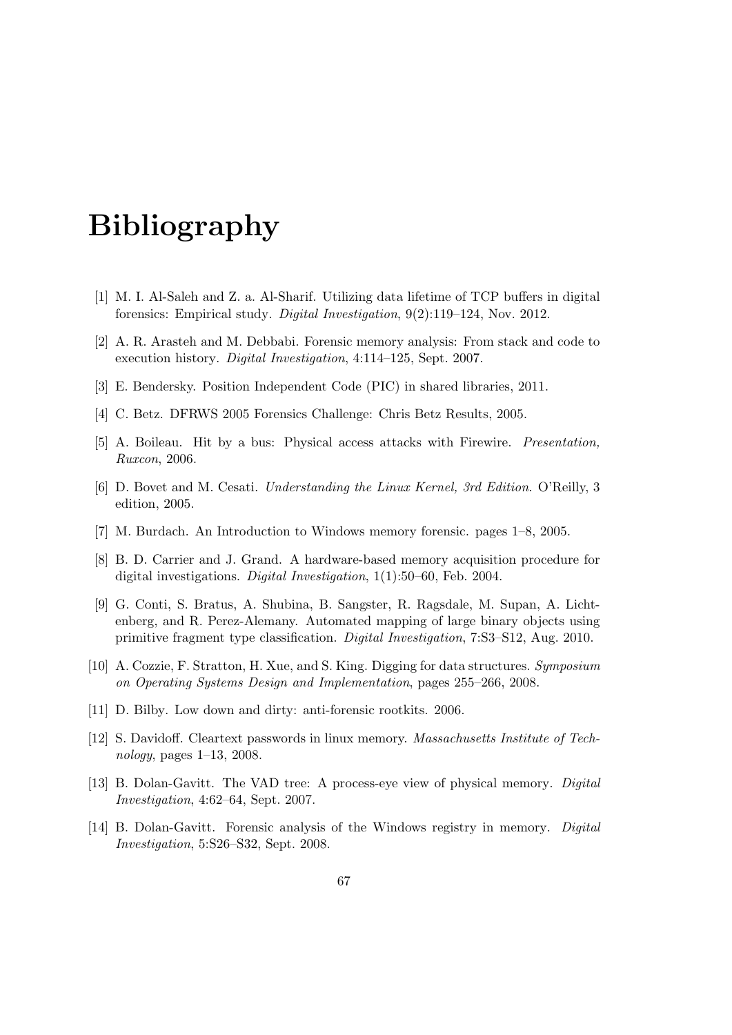# Bibliography

[1] M. I. Al-Saleh and Z. a. Al-Sharif. Utilizing data lifetime of TCP buffers in digital forensics: Empirical study. *Digital Investigation*, 9(2):119–124, Nov. 2012.

[2] A. R. Arasteh and M. Debbabi. Forensic memory analysis: From stack and code to execution history. *Digital Investigation*, 4:114–125, Sept. 2007.

[3] E. Bendersky. Position Independent Code (PIC) in shared libraries, 2011.

[4] C. Betz. DFRWS 2005 Forensics Challenge: Chris Betz Results, 2005.

[5] A. Boileau. Hit by a bus: Physical access attacks with Firewire. *Presentation, Ruxcon*, 2006.

[6] D. Bovet and M. Cesati. *Understanding the Linux Kernel, 3rd Edition*. O'Reilly, 3 edition, 2005.

[7] M. Burdach. An Introduction to Windows memory forensic. pages 1–8, 2005.

[8] B. D. Carrier and J. Grand. A hardware-based memory acquisition procedure for digital investigations. *Digital Investigation*, 1(1):50–60, Feb. 2004.

[9] G. Conti, S. Bratus, A. Shubina, B. Sangster, R. Ragsdale, M. Supan, A. Lichtenberg, and R. Perez-Alemany. Automated mapping of large binary objects using primitive fragment type classification. *Digital Investigation*, 7:S3–S12, Aug. 2010.

[10] A. Cozzie, F. Stratton, H. Xue, and S. King. Digging for data structures. *Symposium on Operating Systems Design and Implementation*, pages 255–266, 2008.

[11] D. Bilby. Low down and dirty: anti-forensic rootkits. 2006.

[12] S. Davidoff. Cleartext passwords in linux memory. *Massachusetts Institute of Technology*, pages 1–13, 2008.

[13] B. Dolan-Gavitt. The VAD tree: A process-eye view of physical memory. *Digital Investigation*, 4:62–64, Sept. 2007.

[14] B. Dolan-Gavitt. Forensic analysis of the Windows registry in memory. *Digital Investigation*, 5:S26–S32, Sept. 2008.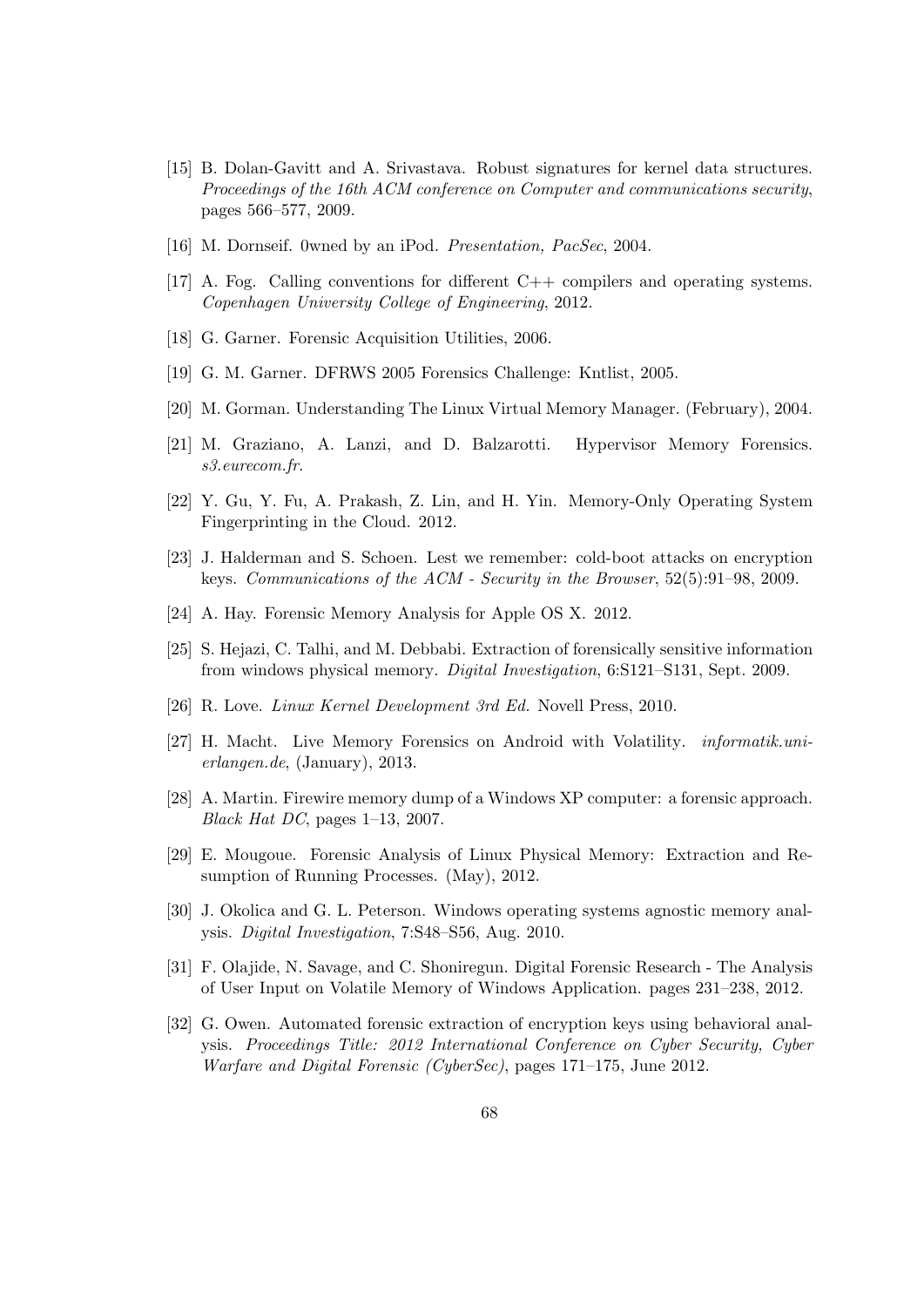[15] B. Dolan-Gavitt and A. Srivastava. Robust signatures for kernel data structures. *Proceedings of the 16th ACM conference on Computer and communications security*, pages 566–577, 2009.

[16] M. Dornseif. 0wned by an iPod. *Presentation, PacSec*, 2004.

[17] A. Fog. Calling conventions for different C++ compilers and operating systems. *Copenhagen University College of Engineering*, 2012.

[18] G. Garner. Forensic Acquisition Utilities, 2006.

[19] G. M. Garner. DFRWS 2005 Forensics Challenge: Kntlist, 2005.

[20] M. Gorman. Understanding The Linux Virtual Memory Manager. (February), 2004.

[21] M. Graziano, A. Lanzi, and D. Balzarotti. Hypervisor Memory Forensics. *s3.eurecom.fr*.

[22] Y. Gu, Y. Fu, A. Prakash, Z. Lin, and H. Yin. Memory-Only Operating System Fingerprinting in the Cloud. 2012.

[23] J. Halderman and S. Schoen. Lest we remember: cold-boot attacks on encryption keys. *Communications of the ACM - Security in the Browser*, 52(5):91–98, 2009.

[24] A. Hay. Forensic Memory Analysis for Apple OS X. 2012.

[25] S. Hejazi, C. Talhi, and M. Debbabi. Extraction of forensically sensitive information from windows physical memory. *Digital Investigation*, 6:S121–S131, Sept. 2009.

[26] R. Love. *Linux Kernel Development 3rd Ed.* Novell Press, 2010.

[27] H. Macht. Live Memory Forensics on Android with Volatility. *informatik.uni-erlangen.de*, (January), 2013.

[28] A. Martin. Firewire memory dump of a Windows XP computer: a forensic approach. *Black Hat DC*, pages 1–13, 2007.

[29] E. Mougoue. Forensic Analysis of Linux Physical Memory: Extraction and Resumption of Running Processes. (May), 2012.

[30] J. Okolica and G. L. Peterson. Windows operating systems agnostic memory analysis. *Digital Investigation*, 7:S48–S56, Aug. 2010.

[31] F. Olajide, N. Savage, and C. Shoniregun. Digital Forensic Research - The Analysis of User Input on Volatile Memory of Windows Application. pages 231–238, 2012.

[32] G. Owen. Automated forensic extraction of encryption keys using behavioral analysis. *Proceedings Title: 2012 International Conference on Cyber Security, Cyber Warfare and Digital Forensic (CyberSec)*, pages 171–175, June 2012.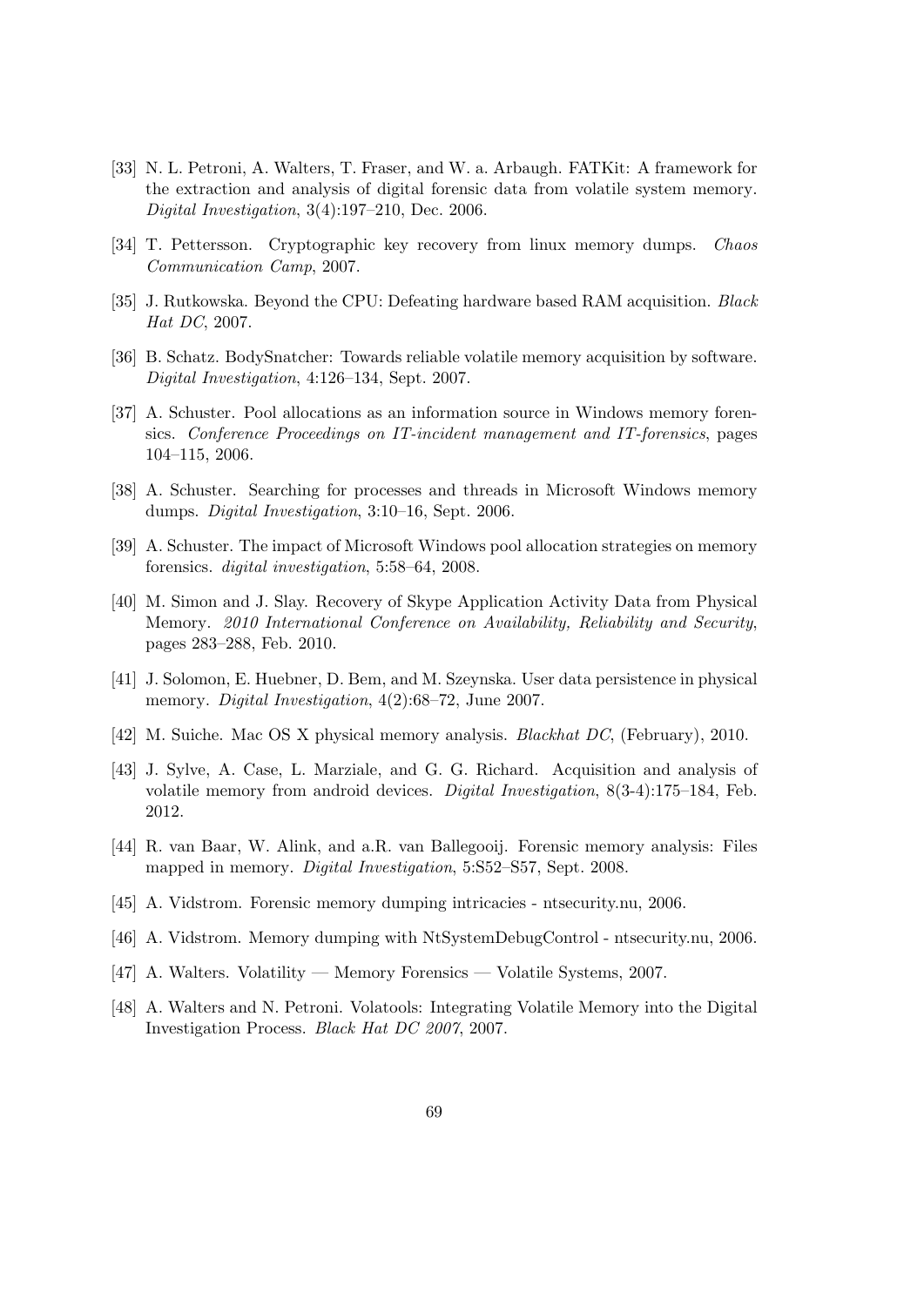[33] N. L. Petroni, A. Walters, T. Fraser, and W. a. Arbaugh. FATKit: A framework for the extraction and analysis of digital forensic data from volatile system memory. *Digital Investigation*, 3(4):197–210, Dec. 2006.

[34] T. Pettersson. Cryptographic key recovery from linux memory dumps. *Chaos Communication Camp*, 2007.

[35] J. Rutkowska. Beyond the CPU: Defeating hardware based RAM acquisition. *Black Hat DC*, 2007.

[36] B. Schatz. BodySnatcher: Towards reliable volatile memory acquisition by software. *Digital Investigation*, 4:126–134, Sept. 2007.

[37] A. Schuster. Pool allocations as an information source in Windows memory forensics. *Conference Proceedings on IT-incident management and IT-forensics*, pages 104–115, 2006.

[38] A. Schuster. Searching for processes and threads in Microsoft Windows memory dumps. *Digital Investigation*, 3:10–16, Sept. 2006.

[39] A. Schuster. The impact of Microsoft Windows pool allocation strategies on memory forensics. *digital investigation*, 5:58–64, 2008.

[40] M. Simon and J. Slay. Recovery of Skype Application Activity Data from Physical Memory. *2010 International Conference on Availability, Reliability and Security*, pages 283–288, Feb. 2010.

[41] J. Solomon, E. Huebner, D. Bem, and M. Szeynska. User data persistence in physical memory. *Digital Investigation*, 4(2):68–72, June 2007.

[42] M. Suiche. Mac OS X physical memory analysis. *Blackhat DC*, (February), 2010.

[43] J. Sylve, A. Case, L. Marziale, and G. G. Richard. Acquisition and analysis of volatile memory from android devices. *Digital Investigation*, 8(3-4):175–184, Feb. 2012.

[44] R. van Baar, W. Alink, and a.R. van Ballegooij. Forensic memory analysis: Files mapped in memory. *Digital Investigation*, 5:S52–S57, Sept. 2008.

[45] A. Vidstrom. Forensic memory dumping intricacies - ntsecurity.nu, 2006.

[46] A. Vidstrom. Memory dumping with NtSystemDebugControl - ntsecurity.nu, 2006.

[47] A. Walters. Volatility — Memory Forensics — Volatile Systems, 2007.

[48] A. Walters and N. Petroni. Volatools: Integrating Volatile Memory into the Digital Investigation Process. *Black Hat DC 2007*, 2007.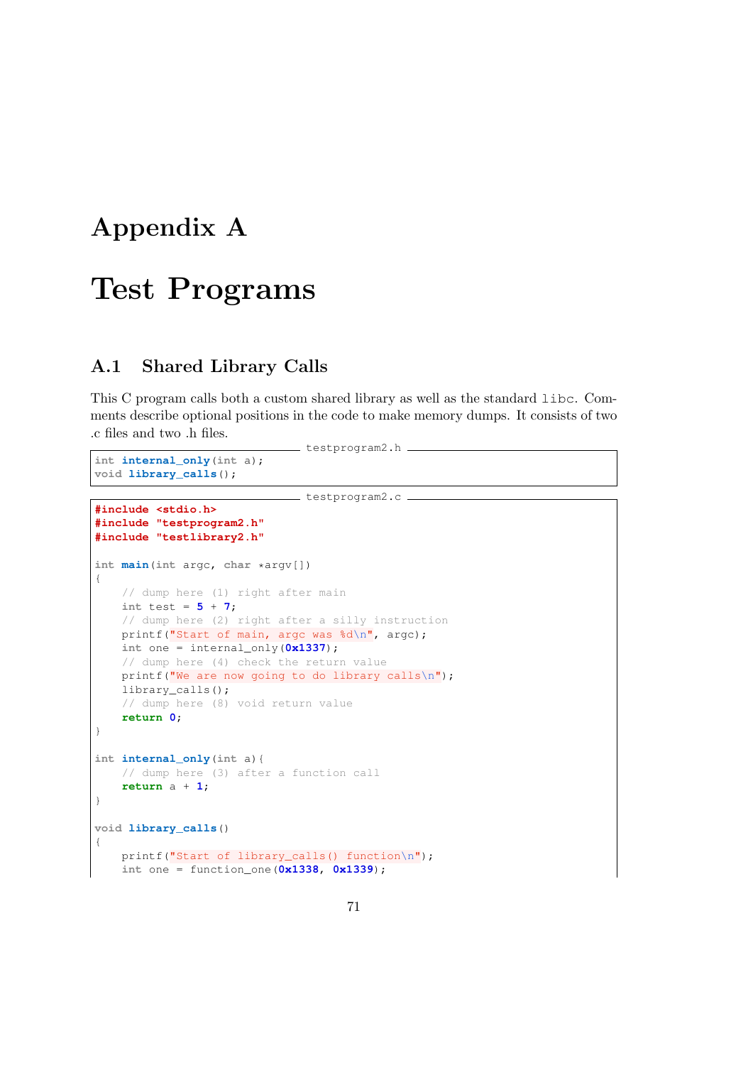# Appendix A

# Test Programs

## A.1 Shared Library Calls

This C program calls both a custom shared library as well as the standard `libc`. Comments describe optional positions in the code to make memory dumps. It consists of two .c files and two .h files.

testprogram2.h

```
int internal_only(int a);
void library_calls();
```

testprogram2.c

```
#include <stdio.h>
#include "testprogram2.h"
#include "testlibrary2.h"

int main(int argc, char *argv[])
{
    // dump here (1) right after main
    int test = 5 + 7;
    // dump here (2) right after a silly instruction
    printf("Start of main, argc was %d\n", argc);
    int one = internal_only(0x1337);
    // dump here (4) check the return value
    printf("We are now going to do library calls\n");
    library_calls();
    // dump here (8) void return value
    return 0;
}

int internal_only(int a){
    // dump here (3) after a function call
    return a + 1;
}

void library_calls()
{
    printf("Start of library_calls() function\n");
    int one = function_one(0x1338, 0x1339);
```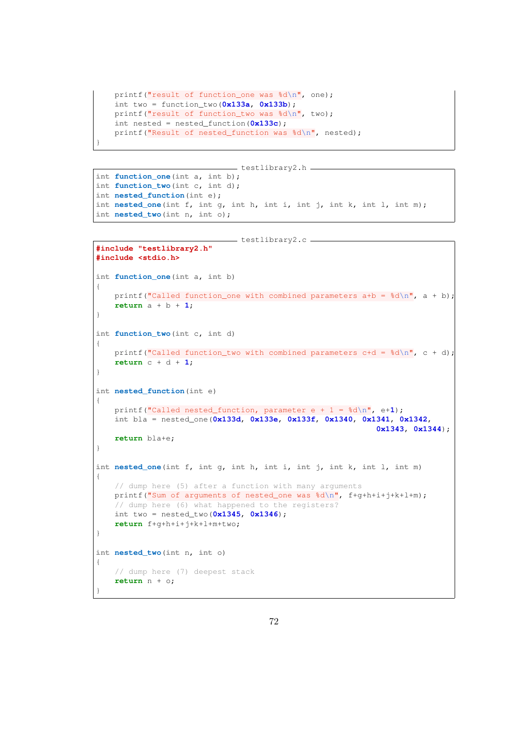```c
    printf("result of function_one was %d\n", one);
    int two = function_two(0x133a, 0x133b);
    printf("result of function_two was %d\n", two);
    int nested = nested_function(0x133c);
    printf("Result of nested_function was %d\n", nested);
}
```

testlibrary2.h

```c
int function_one(int a, int b);
int function_two(int c, int d);
int nested_function(int e);
int nested_one(int f, int g, int h, int i, int j, int k, int l, int m);
int nested_two(int n, int o);
```

testlibrary2.c

```c
#include "testlibrary2.h"
#include <stdio.h>

int function_one(int a, int b)
{
    printf("Called function_one with combined parameters a+b = %d\n", a + b);
    return a + b + 1;
}

int function_two(int c, int d)
{
    printf("Called function_two with combined parameters c+d = %d\n", c + d);
    return c + d + 1;
}

int nested_function(int e)
{
    printf("Called nested_function, parameter e + 1 = %d\n", e+1);
    int bla = nested_one(0x133d, 0x133e, 0x133f, 0x1340, 0x1341, 0x1342,
                                                        0x1343, 0x1344);
    return bla+e;
}

int nested_one(int f, int g, int h, int i, int j, int k, int l, int m)
{
    // dump here (5) after a function with many arguments
    printf("Sum of arguments of nested_one was %d\n", f+g+h+i+j+k+l+m);
    // dump here (6) what happened to the registers?
    int two = nested_two(0x1345, 0x1346);
    return f+g+h+i+j+k+l+m+two;
}

int nested_two(int n, int o)
{
    // dump here (7) deepest stack
    return n + o;
}
```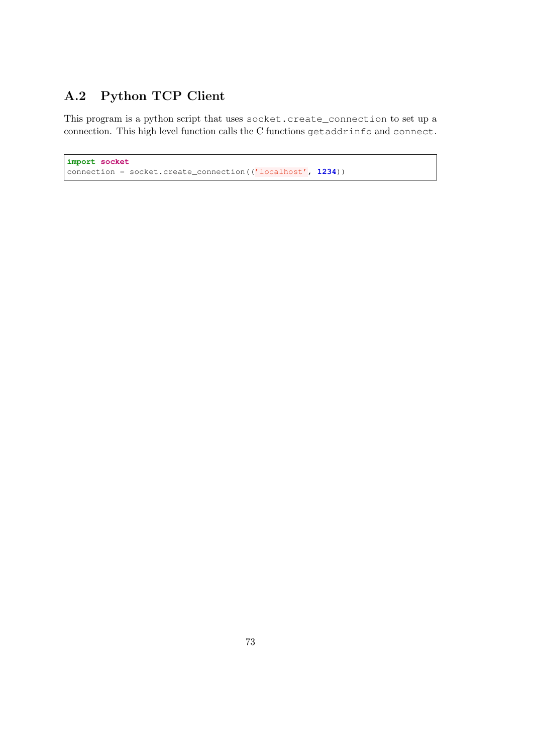## A.2 Python TCP Client

This program is a python script that uses `socket.create_connection` to set up a connection. This high level function calls the C functions `getaddrinfo` and `connect`.

```
import socket
connection = socket.create_connection(('localhost', 1234))
```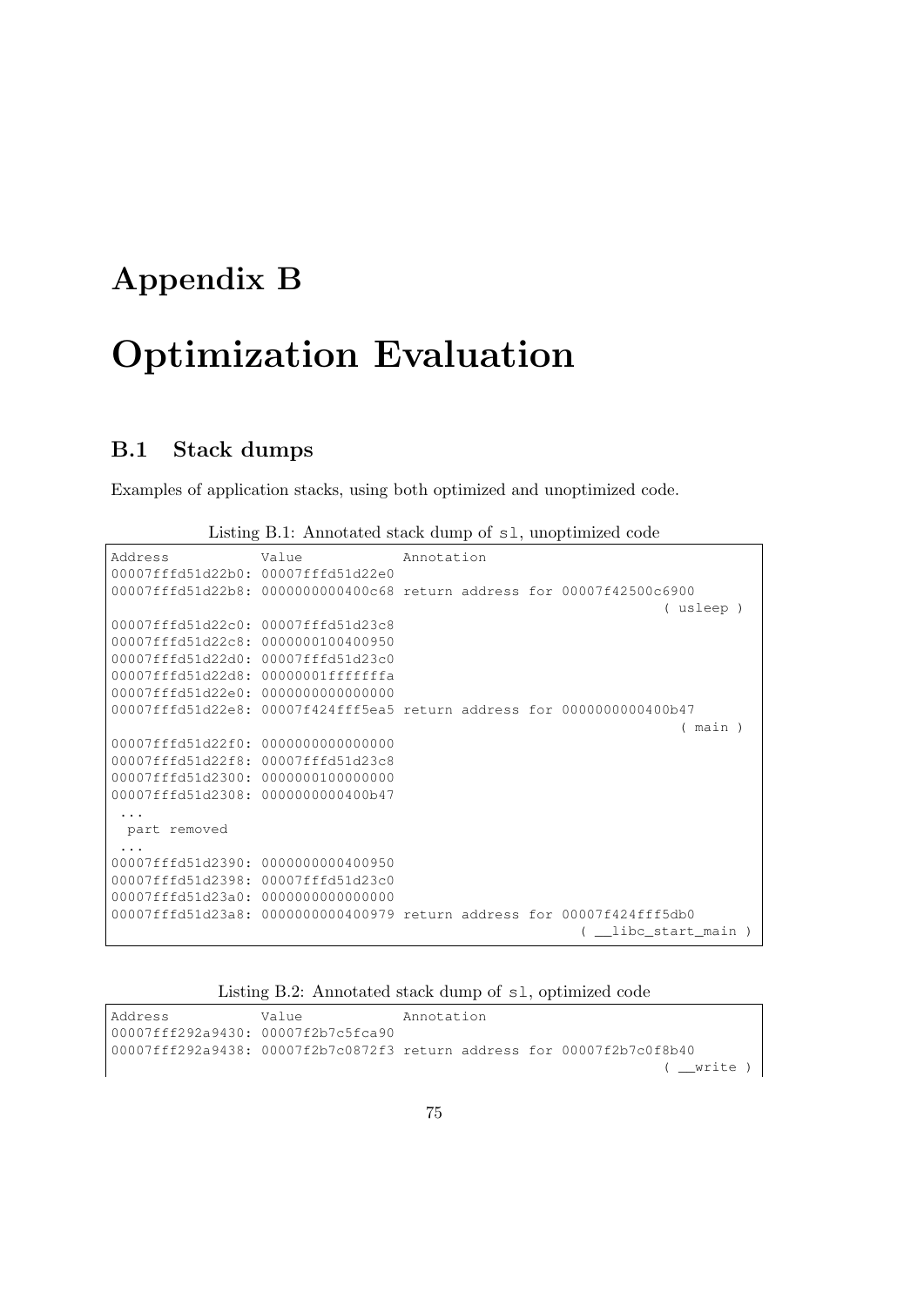# Appendix B

# Optimization Evaluation

## B.1 Stack dumps

Examples of application stacks, using both optimized and unoptimized code.

Listing B.1: Annotated stack dump of sl, unoptimized code

```
Address           Value             Annotation
00007fffd51d22b0: 00007fffd51d22e0
00007fffd51d22b8: 0000000000400c68 return address for 00007f42500c6900
                                                                 ( usleep )
00007fffd51d22c0: 00007fffd51d23c8
00007fffd51d22c8: 0000000100400950
00007fffd51d22d0: 00007fffd51d23c0
00007fffd51d22d8: 00000001fffffffa
00007fffd51d22e0: 0000000000000000
00007fffd51d22e8: 00007f424fff5ea5 return address for 0000000000400b47
                                                                   ( main )
00007fffd51d22f0: 0000000000000000
00007fffd51d22f8: 00007fffd51d23c8
00007fffd51d2300: 0000000100000000
00007fffd51d2308: 0000000000400b47
 ...
  part removed
 ...
00007fffd51d2390: 0000000000400950
00007fffd51d2398: 00007fffd51d23c0
00007fffd51d23a0: 0000000000000000
00007fffd51d23a8: 0000000000400979 return address for 00007f424fff5db0
                                                        ( __libc_start_main )
```

Listing B.2: Annotated stack dump of sl, optimized code

```
Address           Value             Annotation
00007fff292a9430: 00007f2b7c5fca90
00007fff292a9438: 00007f2b7c0872f3 return address for 00007f2b7c0f8b40
                                                                ( __write )
```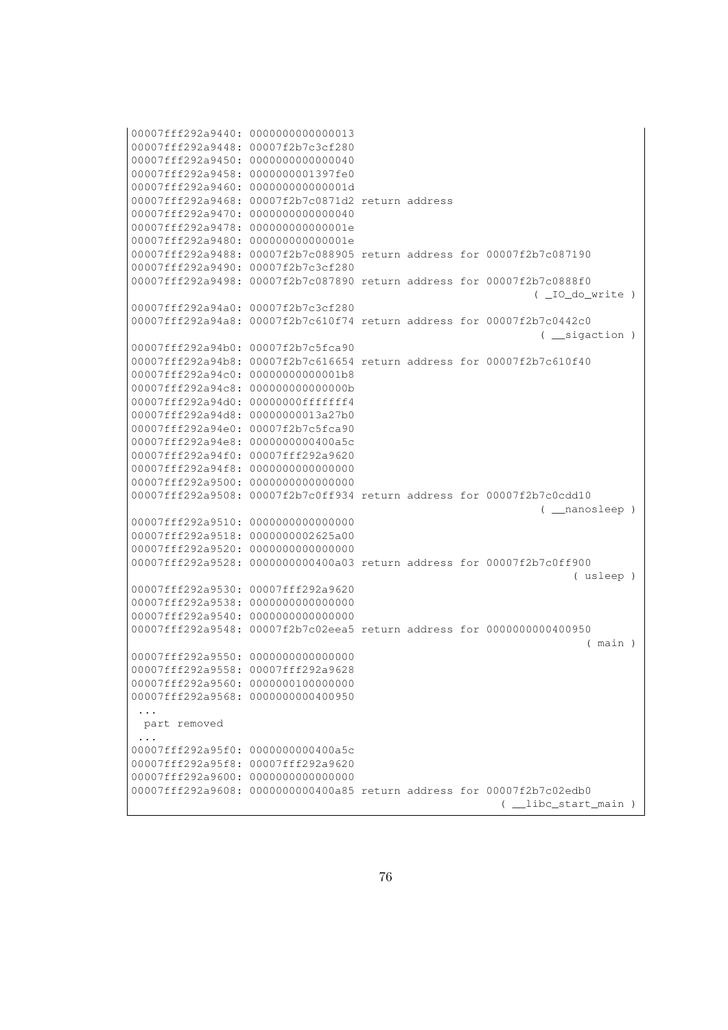```
00007fff292a9440: 0000000000000013
00007fff292a9448: 00007f2b7c3cf280
00007fff292a9450: 0000000000000040
00007fff292a9458: 0000000001397fe0
00007fff292a9460: 000000000000001d
00007fff292a9468: 00007f2b7c0871d2 return address
00007fff292a9470: 0000000000000040
00007fff292a9478: 000000000000001e
00007fff292a9480: 000000000000001e
00007fff292a9488: 00007f2b7c088905 return address for 00007f2b7c087190
00007fff292a9490: 00007f2b7c3cf280
00007fff292a9498: 00007f2b7c087890 return address for 00007f2b7c0888f0
                                                          ( _IO_do_write )
00007fff292a94a0: 00007f2b7c3cf280
00007fff292a94a8: 00007f2b7c610f74 return address for 00007f2b7c0442c0
                                                           ( __sigaction )
00007fff292a94b0: 00007f2b7c5fca90
00007fff292a94b8: 00007f2b7c616654 return address for 00007f2b7c610f40
00007fff292a94c0: 00000000000001b8
00007fff292a94c8: 000000000000000b
00007fff292a94d0: 00000000fffffff4
00007fff292a94d8: 00000000013a27b0
00007fff292a94e0: 00007f2b7c5fca90
00007fff292a94e8: 0000000000400a5c
00007fff292a94f0: 00007fff292a9620
00007fff292a94f8: 0000000000000000
00007fff292a9500: 0000000000000000
00007fff292a9508: 00007f2b7c0ff934 return address for 00007f2b7c0cdd10
                                                           ( __nanosleep )
00007fff292a9510: 0000000000000000
00007fff292a9518: 0000000002625a00
00007fff292a9520: 0000000000000000
00007fff292a9528: 0000000000400a03 return address for 00007f2b7c0ff900
                                                                ( usleep )
00007fff292a9530: 00007fff292a9620
00007fff292a9538: 0000000000000000
00007fff292a9540: 0000000000000000
00007fff292a9548: 00007f2b7c02eea5 return address for 0000000000400950
                                                                  ( main )
00007fff292a9550: 0000000000000000
00007fff292a9558: 00007fff292a9628
00007fff292a9560: 0000000100000000
00007fff292a9568: 0000000000400950
 ...
  part removed
 ...
00007fff292a95f0: 0000000000400a5c
00007fff292a95f8: 00007fff292a9620
00007fff292a9600: 0000000000000000
00007fff292a9608: 0000000000400a85 return address for 00007f2b7c02edb0
                                                     ( __libc_start_main )
```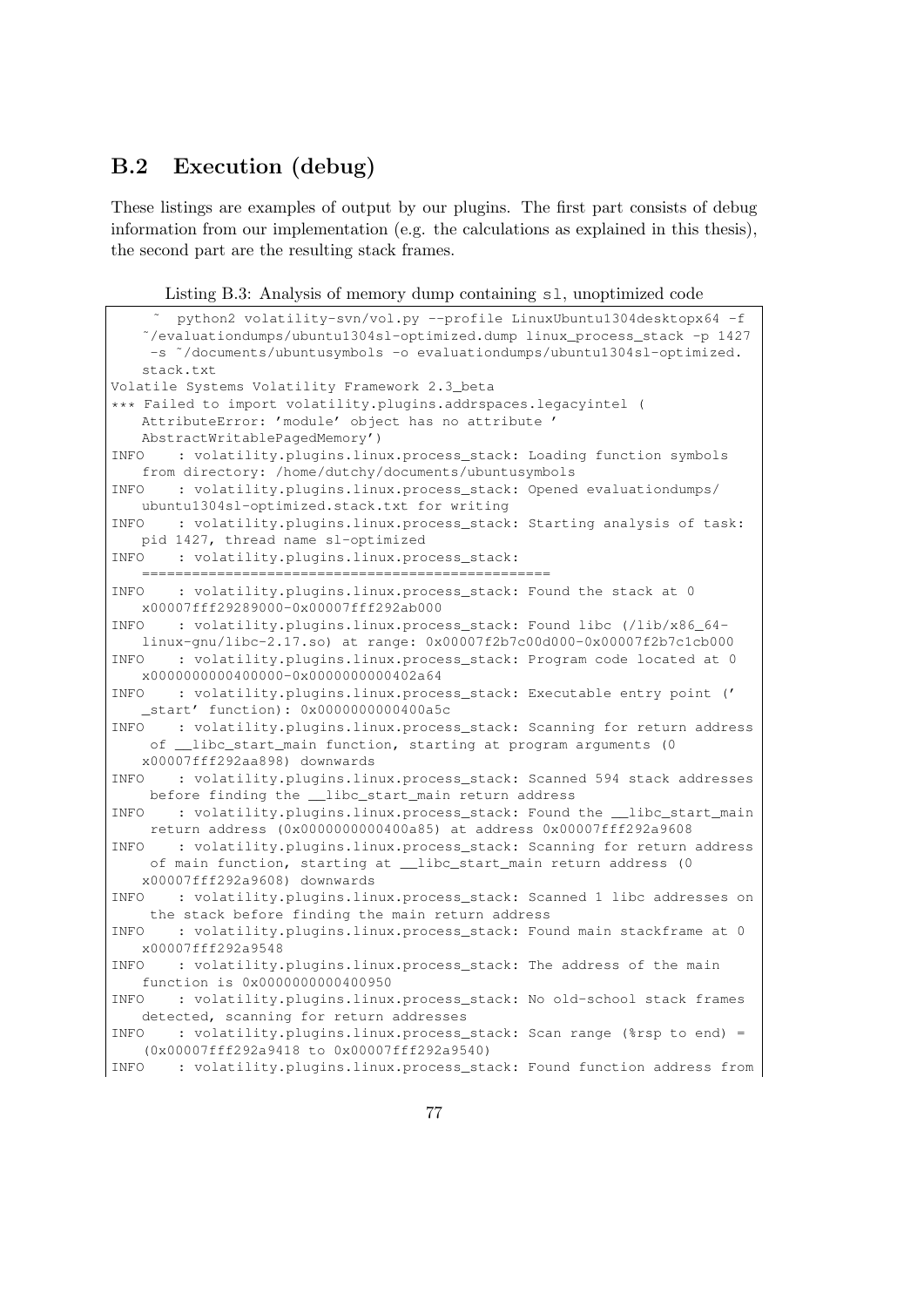## B.2 Execution (debug)

These listings are examples of output by our plugins. The first part consists of debug information from our implementation (e.g. the calculations as explained in this thesis), the second part are the resulting stack frames.

Listing B.3: Analysis of memory dump containing sl, unoptimized code

```
  ~  python2 volatility-svn/vol.py --profile LinuxUbuntu1304desktopx64 -f
   ~/evaluationdumps/ubuntu1304sl-optimized.dump linux_process_stack -p 1427
    -s ~/documents/ubuntusymbols -o evaluationdumps/ubuntu1304sl-optimized.
   stack.txt
Volatile Systems Volatility Framework 2.3_beta
*** Failed to import volatility.plugins.addrspaces.legacyintel (
   AttributeError: 'module' object has no attribute '
   AbstractWritablePagedMemory')
INFO    : volatility.plugins.linux.process_stack: Loading function symbols
   from directory: /home/dutchy/documents/ubuntusymbols
INFO    : volatility.plugins.linux.process_stack: Opened evaluationdumps/
   ubuntu1304sl-optimized.stack.txt for writing
INFO    : volatility.plugins.linux.process_stack: Starting analysis of task:
   pid 1427, thread name sl-optimized
INFO    : volatility.plugins.linux.process_stack:
   =================================================
INFO    : volatility.plugins.linux.process_stack: Found the stack at 0
   x00007fff29289000-0x00007fff292ab000
INFO    : volatility.plugins.linux.process_stack: Found libc (/lib/x86_64-
   linux-gnu/libc-2.17.so) at range: 0x00007f2b7c00d000-0x00007f2b7c1cb000
INFO    : volatility.plugins.linux.process_stack: Program code located at 0
   x0000000000400000-0x0000000000402a64
INFO    : volatility.plugins.linux.process_stack: Executable entry point ('
   _start' function): 0x0000000000400a5c
INFO    : volatility.plugins.linux.process_stack: Scanning for return address
    of __libc_start_main function, starting at program arguments (0
   x00007fff292aa898) downwards
INFO    : volatility.plugins.linux.process_stack: Scanned 594 stack addresses
    before finding the __libc_start_main return address
INFO    : volatility.plugins.linux.process_stack: Found the __libc_start_main
    return address (0x0000000000400a85) at address 0x00007fff292a9608
INFO    : volatility.plugins.linux.process_stack: Scanning for return address
    of main function, starting at __libc_start_main return address (0
   x00007fff292a9608) downwards
INFO    : volatility.plugins.linux.process_stack: Scanned 1 libc addresses on
    the stack before finding the main return address
INFO    : volatility.plugins.linux.process_stack: Found main stackframe at 0
   x00007fff292a9548
INFO    : volatility.plugins.linux.process_stack: The address of the main
   function is 0x0000000000400950
INFO    : volatility.plugins.linux.process_stack: No old-school stack frames
   detected, scanning for return addresses
INFO    : volatility.plugins.linux.process_stack: Scan range (%rsp to end) =
   (0x00007fff292a9418 to 0x00007fff292a9540)
INFO    : volatility.plugins.linux.process_stack: Found function address from
```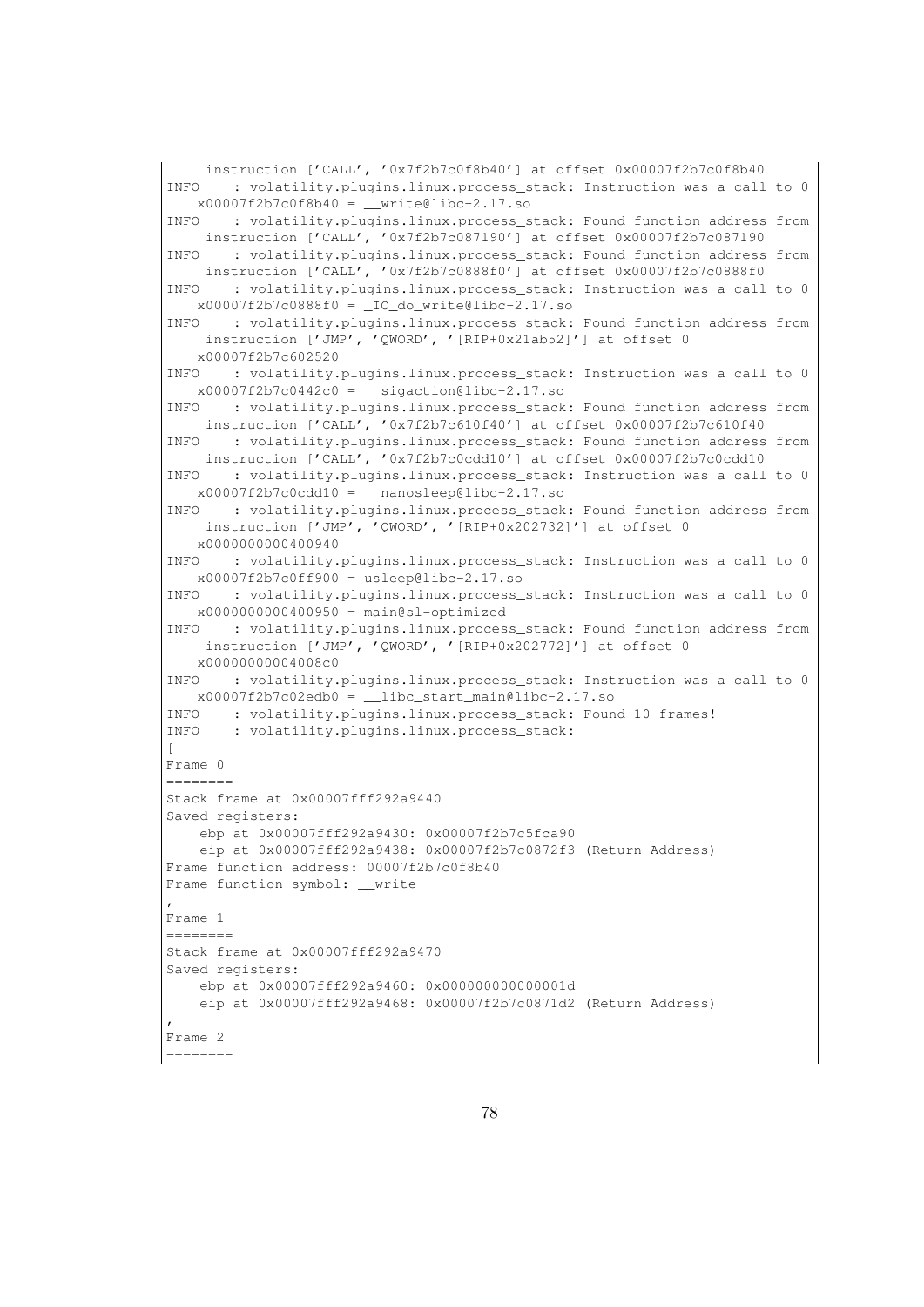```
    instruction ['CALL', '0x7f2b7c0f8b40'] at offset 0x00007f2b7c0f8b40
INFO    : volatility.plugins.linux.process_stack: Instruction was a call to 0
   x00007f2b7c0f8b40 = __write@libc-2.17.so
INFO    : volatility.plugins.linux.process_stack: Found function address from
    instruction ['CALL', '0x7f2b7c087190'] at offset 0x00007f2b7c087190
INFO    : volatility.plugins.linux.process_stack: Found function address from
    instruction ['CALL', '0x7f2b7c0888f0'] at offset 0x00007f2b7c0888f0
INFO    : volatility.plugins.linux.process_stack: Instruction was a call to 0
   x00007f2b7c0888f0 = _IO_do_write@libc-2.17.so
INFO    : volatility.plugins.linux.process_stack: Found function address from
    instruction ['JMP', 'QWORD', '[RIP+0x21ab52]'] at offset 0
   x00007f2b7c602520
INFO    : volatility.plugins.linux.process_stack: Instruction was a call to 0
   x00007f2b7c0442c0 = __sigaction@libc-2.17.so
INFO    : volatility.plugins.linux.process_stack: Found function address from
    instruction ['CALL', '0x7f2b7c610f40'] at offset 0x00007f2b7c610f40
INFO    : volatility.plugins.linux.process_stack: Found function address from
    instruction ['CALL', '0x7f2b7c0cdd10'] at offset 0x00007f2b7c0cdd10
INFO    : volatility.plugins.linux.process_stack: Instruction was a call to 0
   x00007f2b7c0cdd10 = __nanosleep@libc-2.17.so
INFO    : volatility.plugins.linux.process_stack: Found function address from
    instruction ['JMP', 'QWORD', '[RIP+0x202732]'] at offset 0
   x0000000000400940
INFO    : volatility.plugins.linux.process_stack: Instruction was a call to 0
   x00007f2b7c0ff900 = usleep@libc-2.17.so
INFO    : volatility.plugins.linux.process_stack: Instruction was a call to 0
   x0000000000400950 = main@sl-optimized
INFO    : volatility.plugins.linux.process_stack: Found function address from
    instruction ['JMP', 'QWORD', '[RIP+0x202772]'] at offset 0
   x00000000004008c0
INFO    : volatility.plugins.linux.process_stack: Instruction was a call to 0
   x00007f2b7c02edb0 = __libc_start_main@libc-2.17.so
INFO    : volatility.plugins.linux.process_stack: Found 10 frames!
INFO    : volatility.plugins.linux.process_stack:
[
Frame 0
========
Stack frame at 0x00007fff292a9440
Saved registers:
    ebp at 0x00007fff292a9430: 0x00007f2b7c5fca90
    eip at 0x00007fff292a9438: 0x00007f2b7c0872f3 (Return Address)
Frame function address: 00007f2b7c0f8b40
Frame function symbol: __write
,
Frame 1
========
Stack frame at 0x00007fff292a9470
Saved registers:
    ebp at 0x00007fff292a9460: 0x000000000000001d
    eip at 0x00007fff292a9468: 0x00007f2b7c0871d2 (Return Address)
,
Frame 2
========
```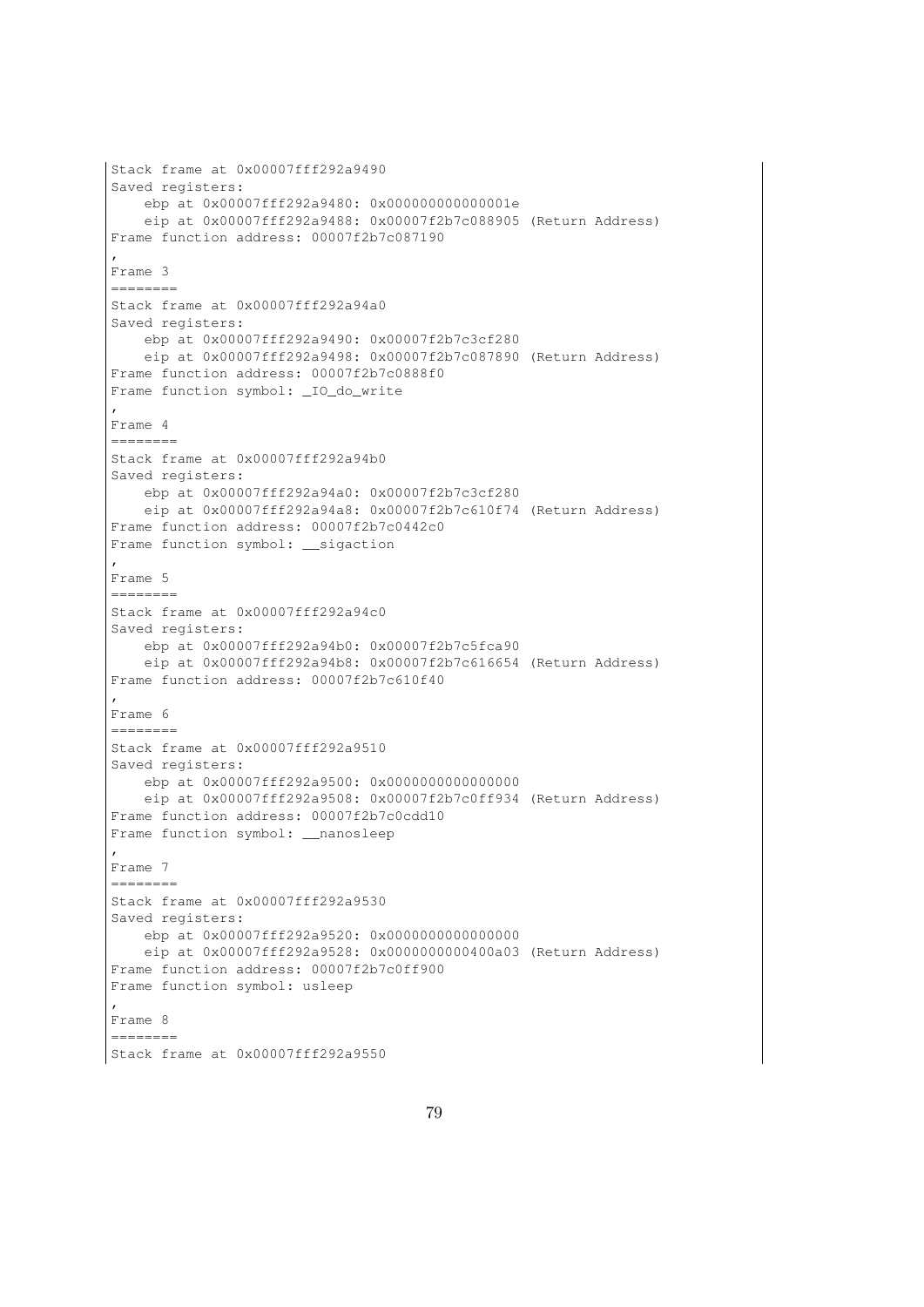```
Stack frame at 0x00007fff292a9490
Saved registers:
    ebp at 0x00007fff292a9480: 0x000000000000001e
    eip at 0x00007fff292a9488: 0x00007f2b7c088905 (Return Address)
Frame function address: 00007f2b7c087190
,
Frame 3
========
Stack frame at 0x00007fff292a94a0
Saved registers:
    ebp at 0x00007fff292a9490: 0x00007f2b7c3cf280
    eip at 0x00007fff292a9498: 0x00007f2b7c087890 (Return Address)
Frame function address: 00007f2b7c0888f0
Frame function symbol: _IO_do_write
,
Frame 4
========
Stack frame at 0x00007fff292a94b0
Saved registers:
    ebp at 0x00007fff292a94a0: 0x00007f2b7c3cf280
    eip at 0x00007fff292a94a8: 0x00007f2b7c610f74 (Return Address)
Frame function address: 00007f2b7c0442c0
Frame function symbol: __sigaction
,
Frame 5
========
Stack frame at 0x00007fff292a94c0
Saved registers:
    ebp at 0x00007fff292a94b0: 0x00007f2b7c5fca90
    eip at 0x00007fff292a94b8: 0x00007f2b7c616654 (Return Address)
Frame function address: 00007f2b7c610f40
,
Frame 6
========
Stack frame at 0x00007fff292a9510
Saved registers:
    ebp at 0x00007fff292a9500: 0x0000000000000000
    eip at 0x00007fff292a9508: 0x00007f2b7c0ff934 (Return Address)
Frame function address: 00007f2b7c0cdd10
Frame function symbol: __nanosleep
,
Frame 7
========
Stack frame at 0x00007fff292a9530
Saved registers:
    ebp at 0x00007fff292a9520: 0x0000000000000000
    eip at 0x00007fff292a9528: 0x0000000000400a03 (Return Address)
Frame function address: 00007f2b7c0ff900
Frame function symbol: usleep
,
Frame 8
========
Stack frame at 0x00007fff292a9550
```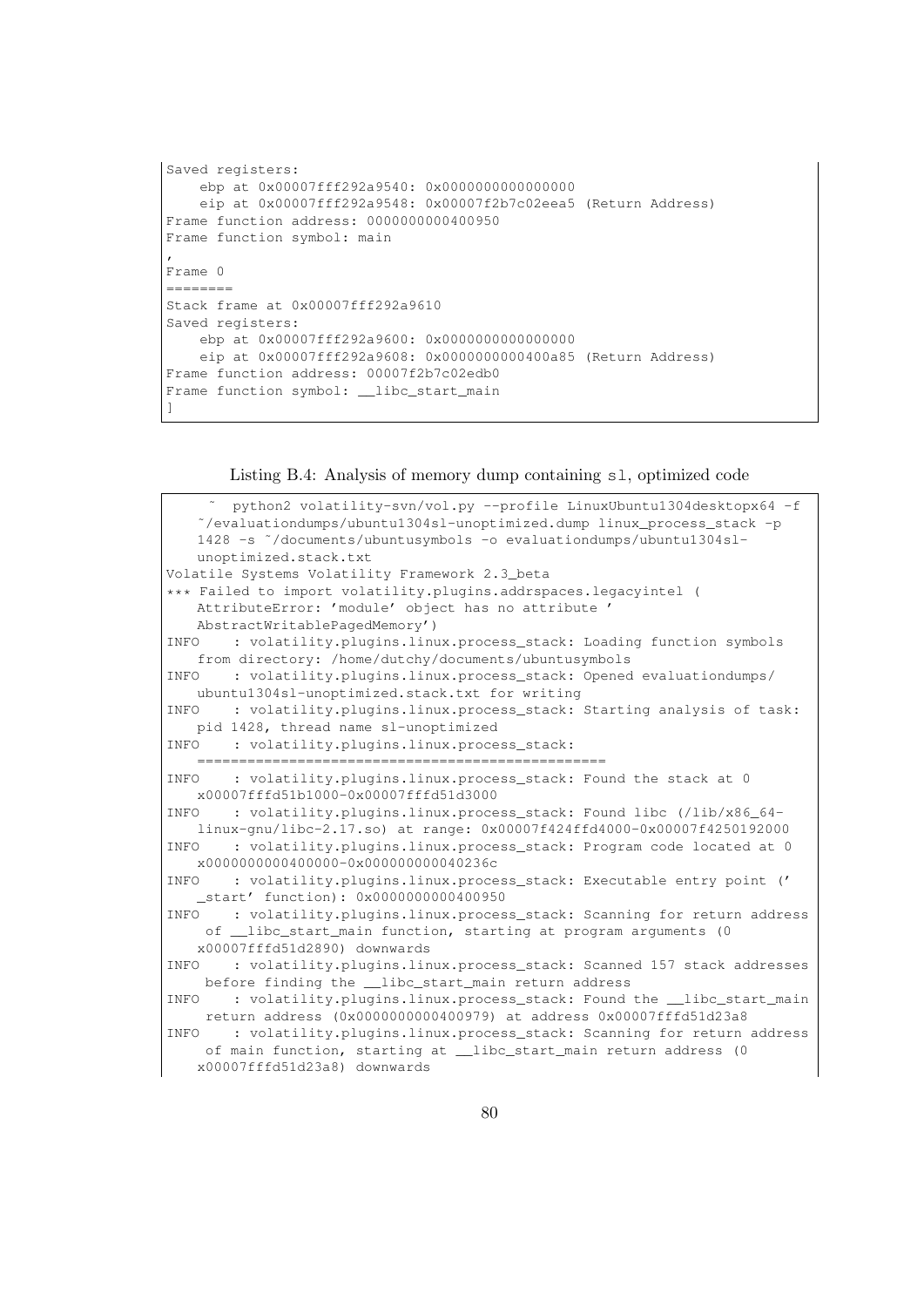```
Saved registers:
    ebp at 0x00007fff292a9540: 0x0000000000000000
    eip at 0x00007fff292a9548: 0x00007f2b7c02eea5 (Return Address)
Frame function address: 0000000000400950
Frame function symbol: main
,
Frame 0
========
Stack frame at 0x00007fff292a9610
Saved registers:
    ebp at 0x00007fff292a9600: 0x0000000000000000
    eip at 0x00007fff292a9608: 0x0000000000400a85 (Return Address)
Frame function address: 00007f2b7c02edb0
Frame function symbol: __libc_start_main
]
```

Listing B.4: Analysis of memory dump containing sl, optimized code

```
    ~ python2 volatility-svn/vol.py --profile LinuxUbuntu1304desktopx64 -f
    ~/evaluationdumps/ubuntu1304sl-unoptimized.dump linux_process_stack -p
    1428 -s ~/documents/ubuntusymbols -o evaluationdumps/ubuntu1304sl-
    unoptimized.stack.txt
Volatile Systems Volatility Framework 2.3_beta
*** Failed to import volatility.plugins.addrspaces.legacyintel (
    AttributeError: 'module' object has no attribute '
    AbstractWritablePagedMemory')
INFO    : volatility.plugins.linux.process_stack: Loading function symbols
    from directory: /home/dutchy/documents/ubuntusymbols
INFO    : volatility.plugins.linux.process_stack: Opened evaluationdumps/
    ubuntu1304sl-unoptimized.stack.txt for writing
INFO    : volatility.plugins.linux.process_stack: Starting analysis of task:
    pid 1428, thread name sl-unoptimized
INFO    : volatility.plugins.linux.process_stack:
    =================================================
INFO    : volatility.plugins.linux.process_stack: Found the stack at 0
    x00007fffd51b1000-0x00007fffd51d3000
INFO    : volatility.plugins.linux.process_stack: Found libc (/lib/x86_64-
    linux-gnu/libc-2.17.so) at range: 0x00007f424ffd4000-0x00007f4250192000
INFO    : volatility.plugins.linux.process_stack: Program code located at 0
    x0000000000400000-0x000000000040236c
INFO    : volatility.plugins.linux.process_stack: Executable entry point ('
    _start' function): 0x0000000000400950
INFO    : volatility.plugins.linux.process_stack: Scanning for return address
     of __libc_start_main function, starting at program arguments (0
    x00007fffd51d2890) downwards
INFO    : volatility.plugins.linux.process_stack: Scanned 157 stack addresses
     before finding the __libc_start_main return address
INFO    : volatility.plugins.linux.process_stack: Found the __libc_start_main
     return address (0x0000000000400979) at address 0x00007fffd51d23a8
INFO    : volatility.plugins.linux.process_stack: Scanning for return address
     of main function, starting at __libc_start_main return address (0
    x00007fffd51d23a8) downwards
```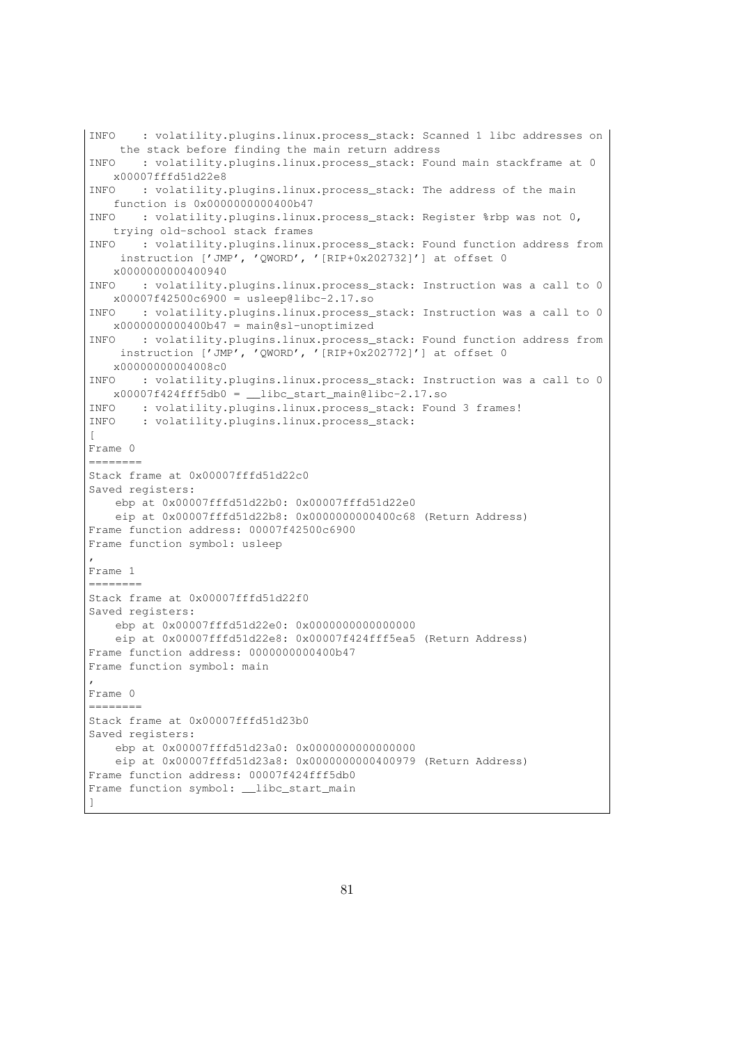```
INFO    : volatility.plugins.linux.process_stack: Scanned 1 libc addresses on
     the stack before finding the main return address
INFO    : volatility.plugins.linux.process_stack: Found main stackframe at 0
    x00007fffd51d22e8
INFO    : volatility.plugins.linux.process_stack: The address of the main
    function is 0x0000000000400b47
INFO    : volatility.plugins.linux.process_stack: Register %rbp was not 0,
    trying old-school stack frames
INFO    : volatility.plugins.linux.process_stack: Found function address from
     instruction ['JMP', 'QWORD', '[RIP+0x202732]'] at offset 0
    x0000000000400940
INFO    : volatility.plugins.linux.process_stack: Instruction was a call to 0
    x00007f42500c6900 = usleep@libc-2.17.so
INFO    : volatility.plugins.linux.process_stack: Instruction was a call to 0
    x0000000000400b47 = main@sl-unoptimized
INFO    : volatility.plugins.linux.process_stack: Found function address from
     instruction ['JMP', 'QWORD', '[RIP+0x202772]'] at offset 0
    x00000000004008c0
INFO    : volatility.plugins.linux.process_stack: Instruction was a call to 0
    x00007f424fff5db0 = __libc_start_main@libc-2.17.so
INFO    : volatility.plugins.linux.process_stack: Found 3 frames!
INFO    : volatility.plugins.linux.process_stack:
[
Frame 0
========
Stack frame at 0x00007fffd51d22c0
Saved registers:
    ebp at 0x00007fffd51d22b0: 0x00007fffd51d22e0
    eip at 0x00007fffd51d22b8: 0x0000000000400c68 (Return Address)
Frame function address: 00007f42500c6900
Frame function symbol: usleep
,
Frame 1
========
Stack frame at 0x00007fffd51d22f0
Saved registers:
    ebp at 0x00007fffd51d22e0: 0x0000000000000000
    eip at 0x00007fffd51d22e8: 0x00007f424fff5ea5 (Return Address)
Frame function address: 0000000000400b47
Frame function symbol: main
,
Frame 0
========
Stack frame at 0x00007fffd51d23b0
Saved registers:
    ebp at 0x00007fffd51d23a0: 0x0000000000000000
    eip at 0x00007fffd51d23a8: 0x0000000000400979 (Return Address)
Frame function address: 00007f424fff5db0
Frame function symbol: __libc_start_main
]
```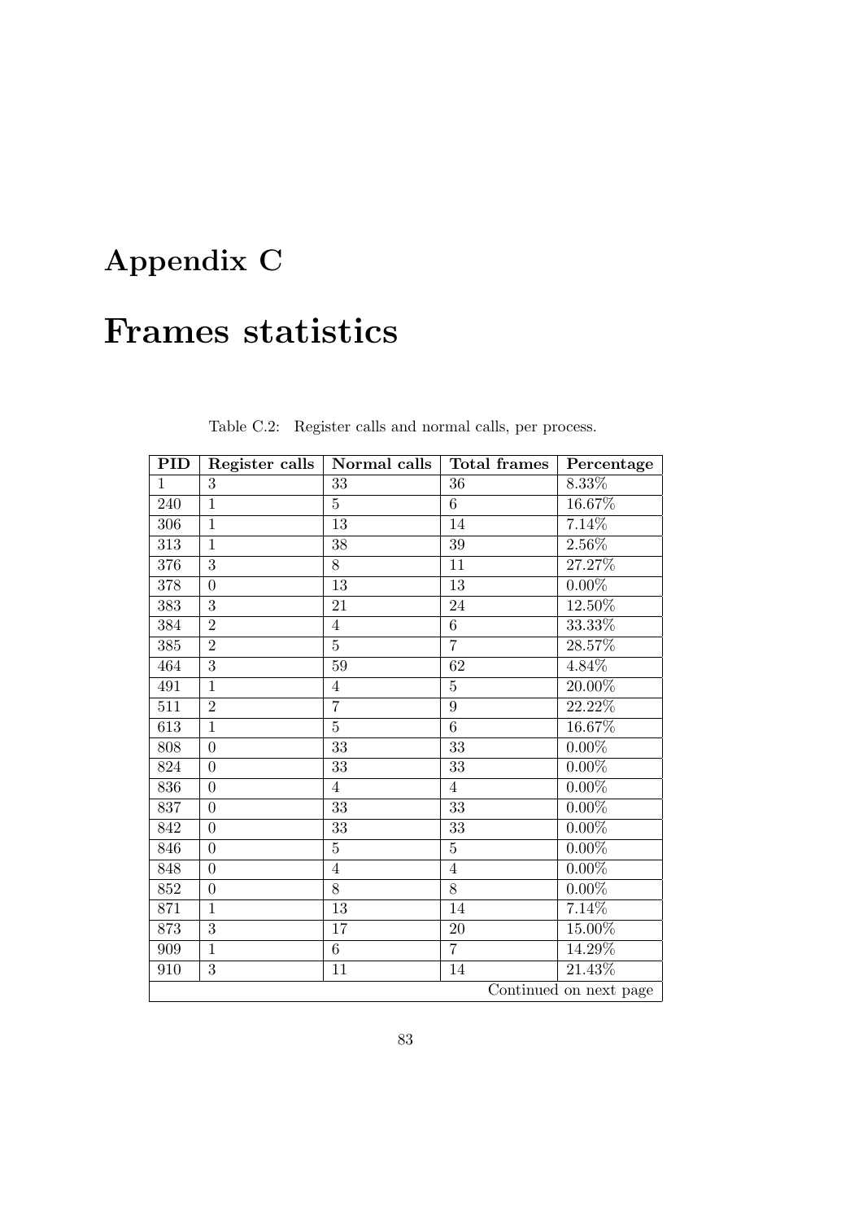# Appendix C

# Frames statistics

Table C.2: Register calls and normal calls, per process.

| PID | Register calls | Normal calls | Total frames | Percentage |
|---|---|---|---|---|
| 1 | 3 | 33 | 36 | 8.33% |
| 240 | 1 | 5 | 6 | 16.67% |
| 306 | 1 | 13 | 14 | 7.14% |
| 313 | 1 | 38 | 39 | 2.56% |
| 376 | 3 | 8 | 11 | 27.27% |
| 378 | 0 | 13 | 13 | 0.00% |
| 383 | 3 | 21 | 24 | 12.50% |
| 384 | 2 | 4 | 6 | 33.33% |
| 385 | 2 | 5 | 7 | 28.57% |
| 464 | 3 | 59 | 62 | 4.84% |
| 491 | 1 | 4 | 5 | 20.00% |
| 511 | 2 | 7 | 9 | 22.22% |
| 613 | 1 | 5 | 6 | 16.67% |
| 808 | 0 | 33 | 33 | 0.00% |
| 824 | 0 | 33 | 33 | 0.00% |
| 836 | 0 | 4 | 4 | 0.00% |
| 837 | 0 | 33 | 33 | 0.00% |
| 842 | 0 | 33 | 33 | 0.00% |
| 846 | 0 | 5 | 5 | 0.00% |
| 848 | 0 | 4 | 4 | 0.00% |
| 852 | 0 | 8 | 8 | 0.00% |
| 871 | 1 | 13 | 14 | 7.14% |
| 873 | 3 | 17 | 20 | 15.00% |
| 909 | 1 | 6 | 7 | 14.29% |
| 910 | 3 | 11 | 14 | 21.43% |
| | | | | Continued on next page |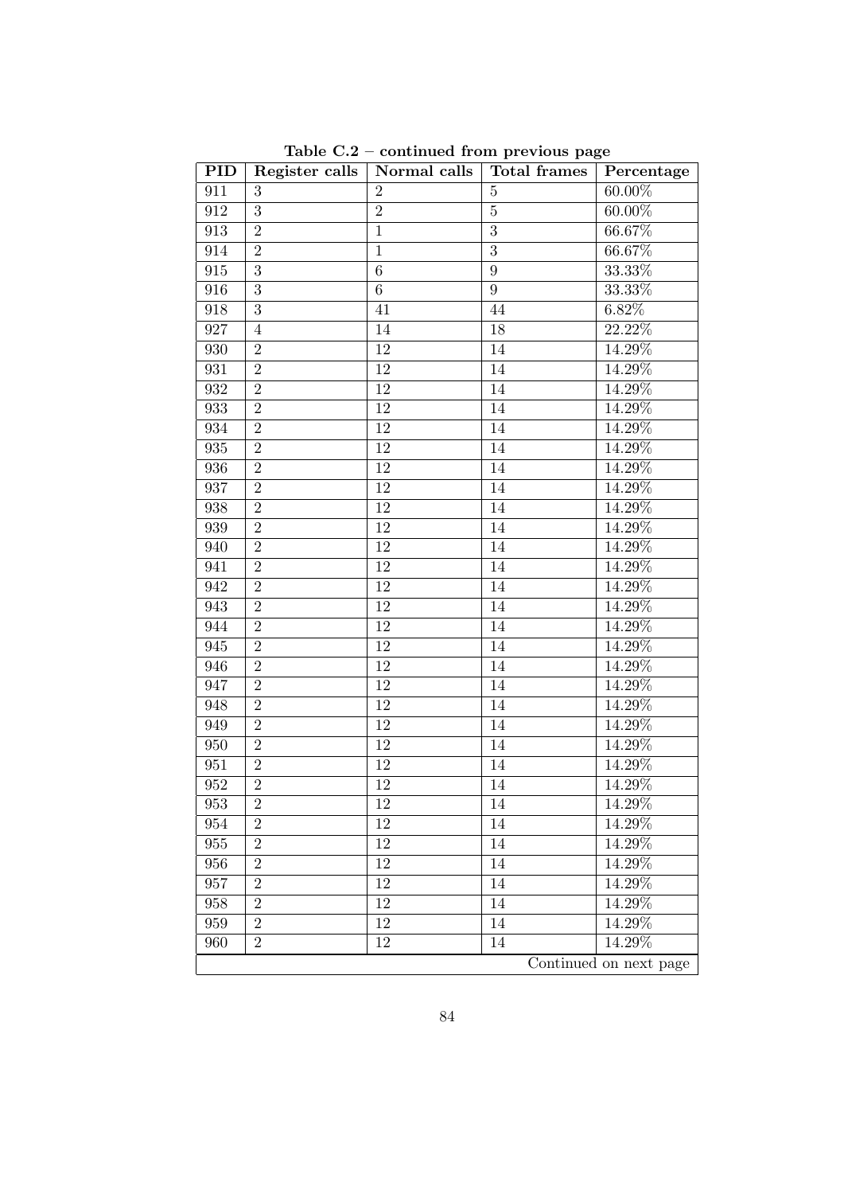**Table C.2 – continued from previous page**

| PID | Register calls | Normal calls | Total frames | Percentage |
|---|---|---|---|---|
| 911 | 3 | 2 | 5 | 60.00% |
| 912 | 3 | 2 | 5 | 60.00% |
| 913 | 2 | 1 | 3 | 66.67% |
| 914 | 2 | 1 | 3 | 66.67% |
| 915 | 3 | 6 | 9 | 33.33% |
| 916 | 3 | 6 | 9 | 33.33% |
| 918 | 3 | 41 | 44 | 6.82% |
| 927 | 4 | 14 | 18 | 22.22% |
| 930 | 2 | 12 | 14 | 14.29% |
| 931 | 2 | 12 | 14 | 14.29% |
| 932 | 2 | 12 | 14 | 14.29% |
| 933 | 2 | 12 | 14 | 14.29% |
| 934 | 2 | 12 | 14 | 14.29% |
| 935 | 2 | 12 | 14 | 14.29% |
| 936 | 2 | 12 | 14 | 14.29% |
| 937 | 2 | 12 | 14 | 14.29% |
| 938 | 2 | 12 | 14 | 14.29% |
| 939 | 2 | 12 | 14 | 14.29% |
| 940 | 2 | 12 | 14 | 14.29% |
| 941 | 2 | 12 | 14 | 14.29% |
| 942 | 2 | 12 | 14 | 14.29% |
| 943 | 2 | 12 | 14 | 14.29% |
| 944 | 2 | 12 | 14 | 14.29% |
| 945 | 2 | 12 | 14 | 14.29% |
| 946 | 2 | 12 | 14 | 14.29% |
| 947 | 2 | 12 | 14 | 14.29% |
| 948 | 2 | 12 | 14 | 14.29% |
| 949 | 2 | 12 | 14 | 14.29% |
| 950 | 2 | 12 | 14 | 14.29% |
| 951 | 2 | 12 | 14 | 14.29% |
| 952 | 2 | 12 | 14 | 14.29% |
| 953 | 2 | 12 | 14 | 14.29% |
| 954 | 2 | 12 | 14 | 14.29% |
| 955 | 2 | 12 | 14 | 14.29% |
| 956 | 2 | 12 | 14 | 14.29% |
| 957 | 2 | 12 | 14 | 14.29% |
| 958 | 2 | 12 | 14 | 14.29% |
| 959 | 2 | 12 | 14 | 14.29% |
| 960 | 2 | 12 | 14 | 14.29% |

Continued on next page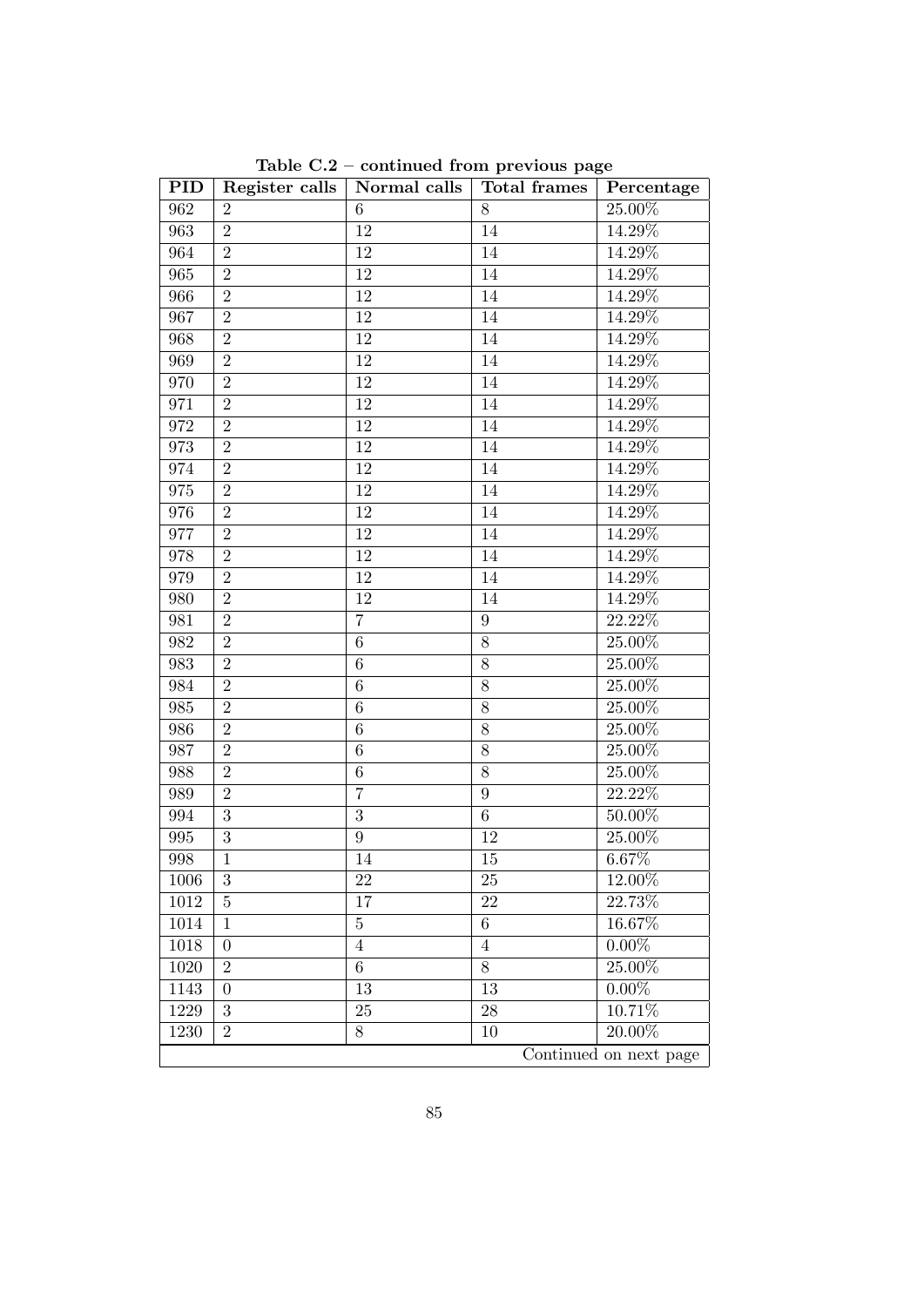**Table C.2 – continued from previous page**

| PID | Register calls | Normal calls | Total frames | Percentage |
|---|---|---|---|---|
| 962 | 2 | 6 | 8 | 25.00% |
| 963 | 2 | 12 | 14 | 14.29% |
| 964 | 2 | 12 | 14 | 14.29% |
| 965 | 2 | 12 | 14 | 14.29% |
| 966 | 2 | 12 | 14 | 14.29% |
| 967 | 2 | 12 | 14 | 14.29% |
| 968 | 2 | 12 | 14 | 14.29% |
| 969 | 2 | 12 | 14 | 14.29% |
| 970 | 2 | 12 | 14 | 14.29% |
| 971 | 2 | 12 | 14 | 14.29% |
| 972 | 2 | 12 | 14 | 14.29% |
| 973 | 2 | 12 | 14 | 14.29% |
| 974 | 2 | 12 | 14 | 14.29% |
| 975 | 2 | 12 | 14 | 14.29% |
| 976 | 2 | 12 | 14 | 14.29% |
| 977 | 2 | 12 | 14 | 14.29% |
| 978 | 2 | 12 | 14 | 14.29% |
| 979 | 2 | 12 | 14 | 14.29% |
| 980 | 2 | 12 | 14 | 14.29% |
| 981 | 2 | 7 | 9 | 22.22% |
| 982 | 2 | 6 | 8 | 25.00% |
| 983 | 2 | 6 | 8 | 25.00% |
| 984 | 2 | 6 | 8 | 25.00% |
| 985 | 2 | 6 | 8 | 25.00% |
| 986 | 2 | 6 | 8 | 25.00% |
| 987 | 2 | 6 | 8 | 25.00% |
| 988 | 2 | 6 | 8 | 25.00% |
| 989 | 2 | 7 | 9 | 22.22% |
| 994 | 3 | 3 | 6 | 50.00% |
| 995 | 3 | 9 | 12 | 25.00% |
| 998 | 1 | 14 | 15 | 6.67% |
| 1006 | 3 | 22 | 25 | 12.00% |
| 1012 | 5 | 17 | 22 | 22.73% |
| 1014 | 1 | 5 | 6 | 16.67% |
| 1018 | 0 | 4 | 4 | 0.00% |
| 1020 | 2 | 6 | 8 | 25.00% |
| 1143 | 0 | 13 | 13 | 0.00% |
| 1229 | 3 | 25 | 28 | 10.71% |
| 1230 | 2 | 8 | 10 | 20.00% |

Continued on next page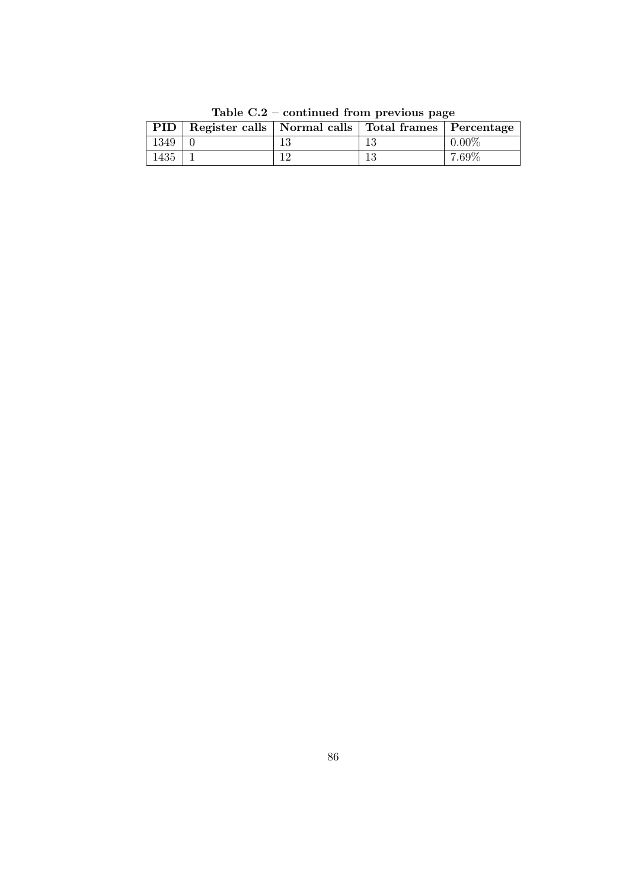**Table C.2 – continued from previous page**

| PID | Register calls | Normal calls | Total frames | Percentage |
|---|---|---|---|---|
| 1349 | 0 | 13 | 13 | 0.00% |
| 1435 | 1 | 12 | 13 | 7.69% |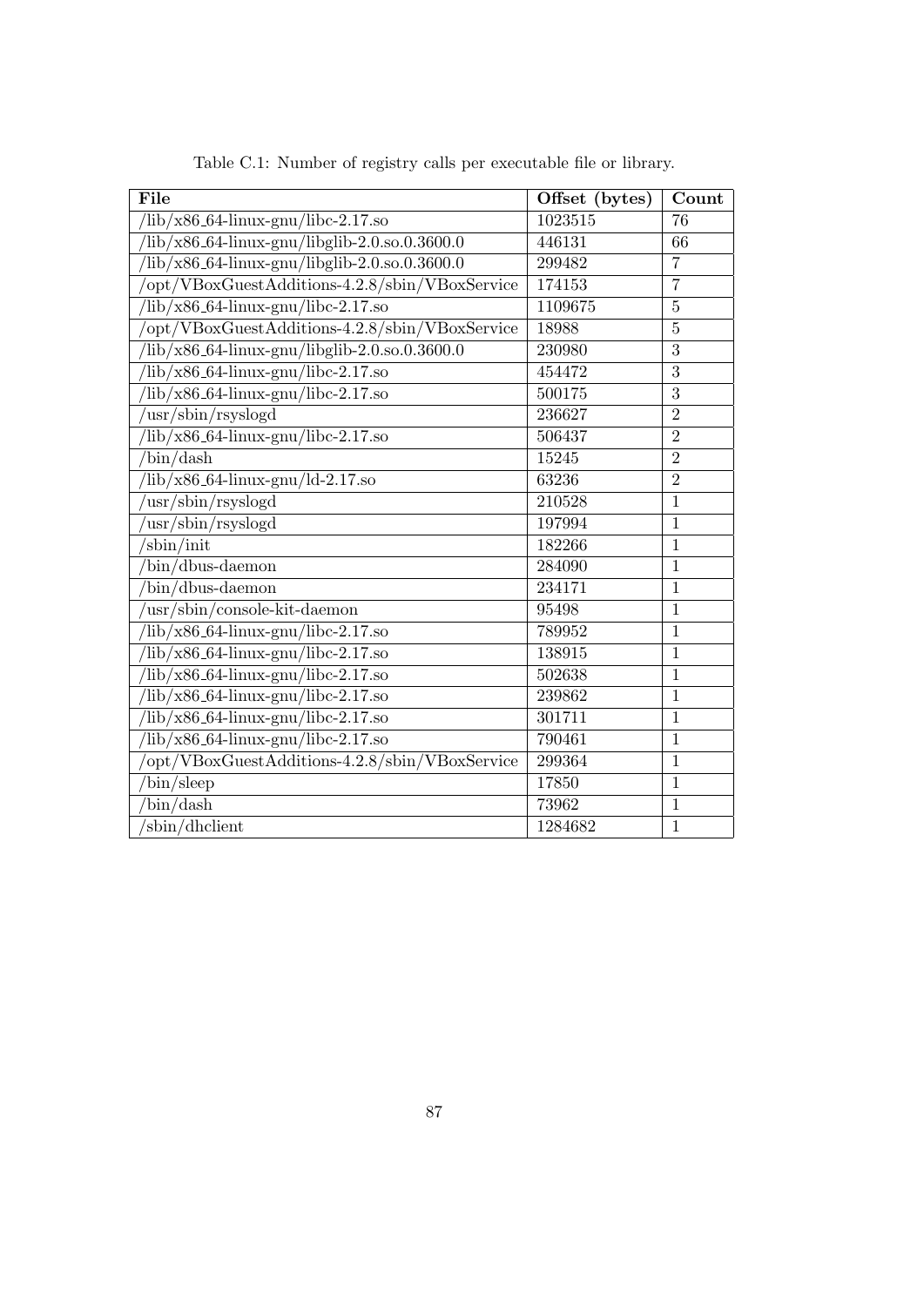Table C.1: Number of registry calls per executable file or library.

| File | Offset (bytes) | Count |
|---|---|---|
| /lib/x86_64-linux-gnu/libc-2.17.so | 1023515 | 76 |
| /lib/x86_64-linux-gnu/libglib-2.0.so.0.3600.0 | 446131 | 66 |
| /lib/x86_64-linux-gnu/libglib-2.0.so.0.3600.0 | 299482 | 7 |
| /opt/VBoxGuestAdditions-4.2.8/sbin/VBoxService | 174153 | 7 |
| /lib/x86_64-linux-gnu/libc-2.17.so | 1109675 | 5 |
| /opt/VBoxGuestAdditions-4.2.8/sbin/VBoxService | 18988 | 5 |
| /lib/x86_64-linux-gnu/libglib-2.0.so.0.3600.0 | 230980 | 3 |
| /lib/x86_64-linux-gnu/libc-2.17.so | 454472 | 3 |
| /lib/x86_64-linux-gnu/libc-2.17.so | 500175 | 3 |
| /usr/sbin/rsyslogd | 236627 | 2 |
| /lib/x86_64-linux-gnu/libc-2.17.so | 506437 | 2 |
| /bin/dash | 15245 | 2 |
| /lib/x86_64-linux-gnu/ld-2.17.so | 63236 | 2 |
| /usr/sbin/rsyslogd | 210528 | 1 |
| /usr/sbin/rsyslogd | 197994 | 1 |
| /sbin/init | 182266 | 1 |
| /bin/dbus-daemon | 284090 | 1 |
| /bin/dbus-daemon | 234171 | 1 |
| /usr/sbin/console-kit-daemon | 95498 | 1 |
| /lib/x86_64-linux-gnu/libc-2.17.so | 789952 | 1 |
| /lib/x86_64-linux-gnu/libc-2.17.so | 138915 | 1 |
| /lib/x86_64-linux-gnu/libc-2.17.so | 502638 | 1 |
| /lib/x86_64-linux-gnu/libc-2.17.so | 239862 | 1 |
| /lib/x86_64-linux-gnu/libc-2.17.so | 301711 | 1 |
| /lib/x86_64-linux-gnu/libc-2.17.so | 790461 | 1 |
| /opt/VBoxGuestAdditions-4.2.8/sbin/VBoxService | 299364 | 1 |
| /bin/sleep | 17850 | 1 |
| /bin/dash | 73962 | 1 |
| /sbin/dhclient | 1284682 | 1 |